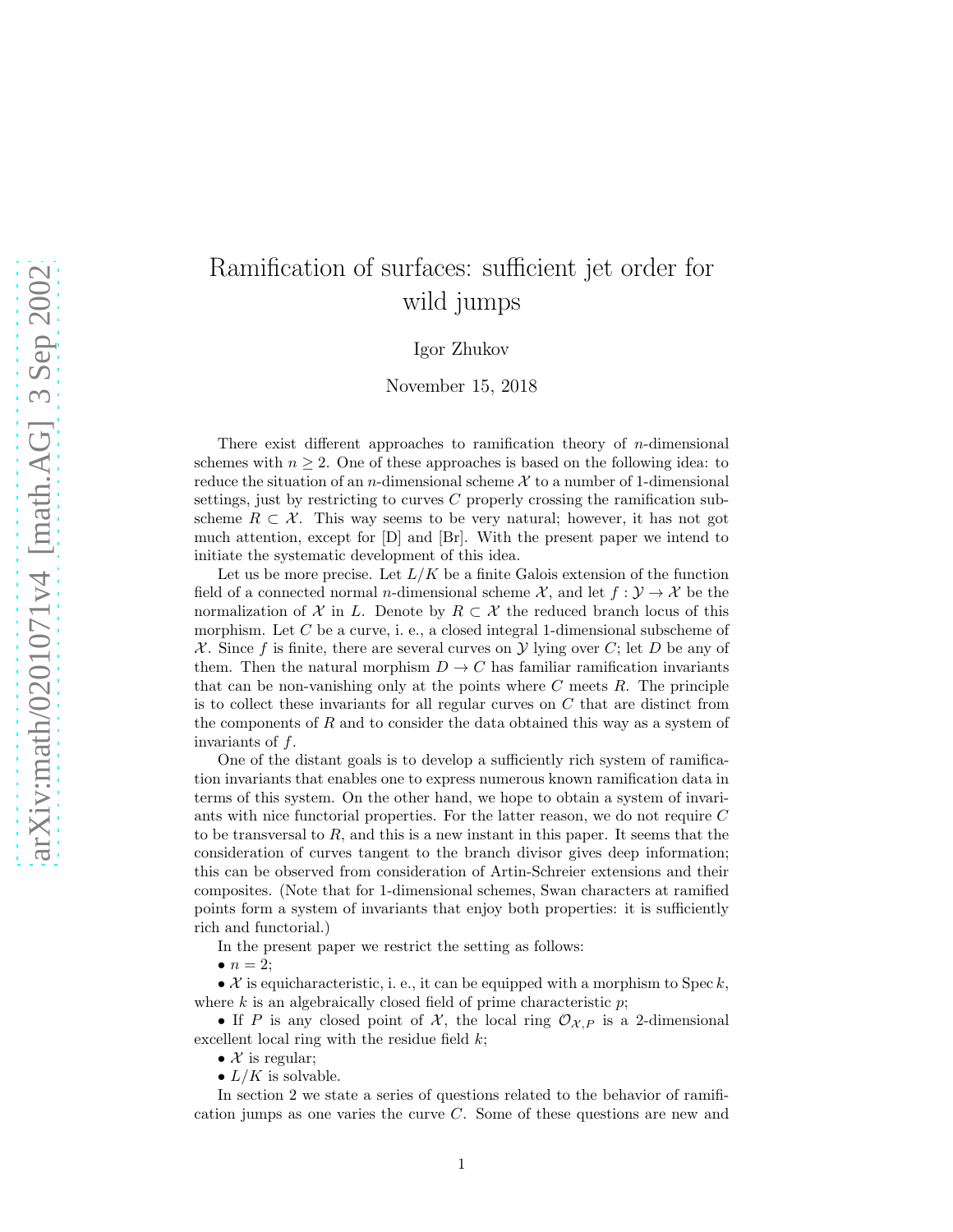# Ramification of surfaces: sufficient jet order for wild jumps

Igor Zhukov

November 15, 2018

There exist different approaches to ramification theory of $n$-dimensional schemes with $n \geq 2$. One of these approaches is based on the following idea: to reduce the situation of an $n$-dimensional scheme $\mathcal{X}$ to a number of 1-dimensional settings, just by restricting to curves $C$ properly crossing the ramification subscheme $R \subset \mathcal{X}$. This way seems to be very natural; however, it has not got much attention, except for [D] and [Br]. With the present paper we intend to initiate the systematic development of this idea.

Let us be more precise. Let $L/K$ be a finite Galois extension of the function field of a connected normal $n$-dimensional scheme $\mathcal{X}$, and let $f : \mathcal{Y} \to \mathcal{X}$ be the normalization of $\mathcal{X}$ in $L$. Denote by $R \subset \mathcal{X}$ the reduced branch locus of this morphism. Let $C$ be a curve, i. e., a closed integral 1-dimensional subscheme of $\mathcal{X}$. Since $f$ is finite, there are several curves on $\mathcal{Y}$ lying over $C$; let $D$ be any of them. Then the natural morphism $D \to C$ has familiar ramification invariants that can be non-vanishing only at the points where $C$ meets $R$. The principle is to collect these invariants for all regular curves on $C$ that are distinct from the components of $R$ and to consider the data obtained this way as a system of invariants of $f$.

One of the distant goals is to develop a sufficiently rich system of ramification invariants that enables one to express numerous known ramification data in terms of this system. On the other hand, we hope to obtain a system of invariants with nice functorial properties. For the latter reason, we do not require $C$ to be transversal to $R$, and this is a new instant in this paper. It seems that the consideration of curves tangent to the branch divisor gives deep information; this can be observed from consideration of Artin-Schreier extensions and their composites. (Note that for 1-dimensional schemes, Swan characters at ramified points form a system of invariants that enjoy both properties: it is sufficiently rich and functorial.)

In the present paper we restrict the setting as follows:

• $n = 2$;

• $\mathcal{X}$ is equicharacteristic, i. e., it can be equipped with a morphism to $\operatorname{Spec} k$, where $k$ is an algebraically closed field of prime characteristic $p$;

• If $P$ is any closed point of $\mathcal{X}$, the local ring $\mathcal{O}_{\mathcal{X},P}$ is a 2-dimensional excellent local ring with the residue field $k$;

• $\mathcal{X}$ is regular;

• $L/K$ is solvable.

In section 2 we state a series of questions related to the behavior of ramification jumps as one varies the curve $C$. Some of these questions are new and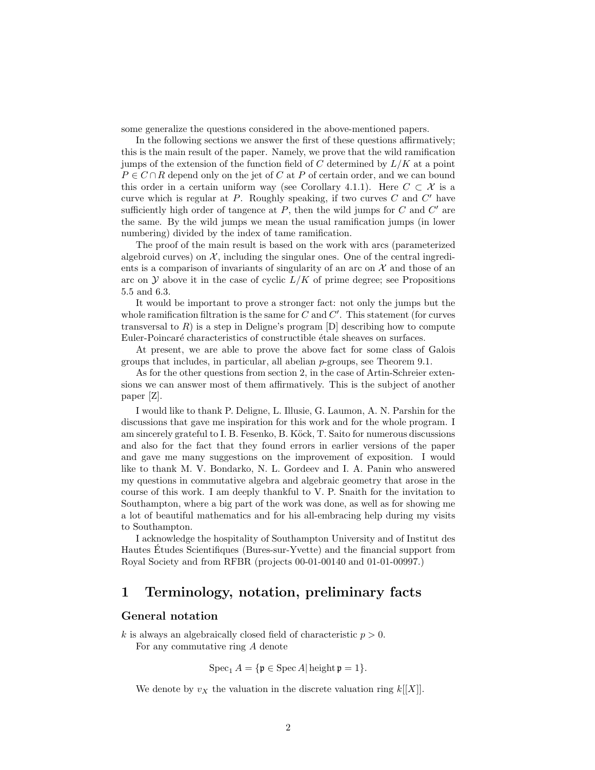some generalize the questions considered in the above-mentioned papers.

In the following sections we answer the first of these questions affirmatively; this is the main result of the paper. Namely, we prove that the wild ramification jumps of the extension of the function field of $C$ determined by $L/K$ at a point $P \in C \cap R$ depend only on the jet of $C$ at $P$ of certain order, and we can bound this order in a certain uniform way (see Corollary 4.1.1). Here $C \subset \mathcal{X}$ is a curve which is regular at $P$. Roughly speaking, if two curves $C$ and $C'$ have sufficiently high order of tangence at $P$, then the wild jumps for $C$ and $C'$ are the same. By the wild jumps we mean the usual ramification jumps (in lower numbering) divided by the index of tame ramification.

The proof of the main result is based on the work with arcs (parameterized algebroid curves) on $\mathcal{X}$, including the singular ones. One of the central ingredients is a comparison of invariants of singularity of an arc on $\mathcal{X}$ and those of an arc on $\mathcal{Y}$ above it in the case of cyclic $L/K$ of prime degree; see Propositions 5.5 and 6.3.

It would be important to prove a stronger fact: not only the jumps but the whole ramification filtration is the same for $C$ and $C'$. This statement (for curves transversal to $R$) is a step in Deligne's program [D] describing how to compute Euler-Poincaré characteristics of constructible étale sheaves on surfaces.

At present, we are able to prove the above fact for some class of Galois groups that includes, in particular, all abelian $p$-groups, see Theorem 9.1.

As for the other questions from section 2, in the case of Artin-Schreier extensions we can answer most of them affirmatively. This is the subject of another paper [Z].

I would like to thank P. Deligne, L. Illusie, G. Laumon, A. N. Parshin for the discussions that gave me inspiration for this work and for the whole program. I am sincerely grateful to I. B. Fesenko, B. Köck, T. Saito for numerous discussions and also for the fact that they found errors in earlier versions of the paper and gave me many suggestions on the improvement of exposition. I would like to thank M. V. Bondarko, N. L. Gordeev and I. A. Panin who answered my questions in commutative algebra and algebraic geometry that arose in the course of this work. I am deeply thankful to V. P. Snaith for the invitation to Southampton, where a big part of the work was done, as well as for showing me a lot of beautiful mathematics and for his all-embracing help during my visits to Southampton.

I acknowledge the hospitality of Southampton University and of Institut des Hautes Études Scientifiques (Bures-sur-Yvette) and the financial support from Royal Society and from RFBR (projects 00-01-00140 and 01-01-00997.)

# 1 Terminology, notation, preliminary facts

## General notation

$k$ is always an algebraically closed field of characteristic $p > 0$.

For any commutative ring $A$ denote

$$\operatorname{Spec}_1 A = \{\mathfrak{p} \in \operatorname{Spec} A \,|\, \operatorname{height} \mathfrak{p} = 1\}.$$

We denote by $v_X$ the valuation in the discrete valuation ring $k[[X]]$.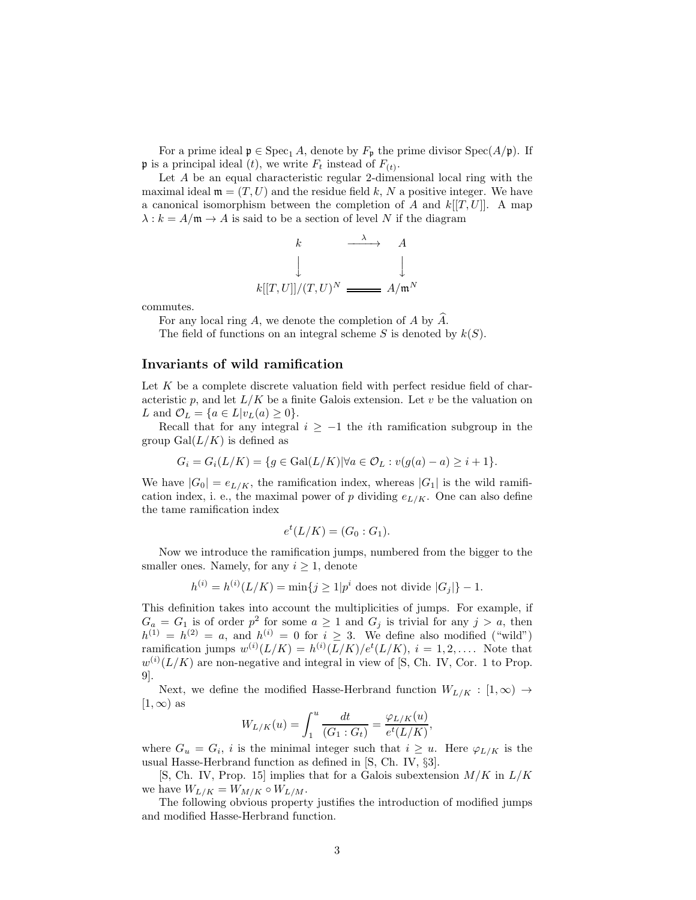For a prime ideal $\mathfrak{p} \in \operatorname{Spec}_1 A$, denote by $F_\mathfrak{p}$ the prime divisor $\operatorname{Spec}(A/\mathfrak{p})$. If $\mathfrak{p}$ is a principal ideal $(t)$, we write $F_t$ instead of $F_{(t)}$.

Let $A$ be an equal characteristic regular 2-dimensional local ring with the maximal ideal $\mathfrak{m} = (T, U)$ and the residue field $k$, $N$ a positive integer. We have a canonical isomorphism between the completion of $A$ and $k[[T, U]]$. A map $\lambda : k = A/\mathfrak{m} \to A$ is said to be a section of level $N$ if the diagram

$$\begin{array}{ccc} k & \xrightarrow{\lambda} & A \\ \downarrow & & \downarrow \\ k[[T,U]]/(T,U)^N & = & A/\mathfrak{m}^N \end{array}$$

commutes.

For any local ring $A$, we denote the completion of $A$ by $\widehat{A}$.

The field of functions on an integral scheme $S$ is denoted by $k(S)$.

## Invariants of wild ramification

Let $K$ be a complete discrete valuation field with perfect residue field of characteristic $p$, and let $L/K$ be a finite Galois extension. Let $v$ be the valuation on $L$ and $\mathcal{O}_L = \{a \in L | v_L(a) \geq 0\}$.

Recall that for any integral $i \geq -1$ the $i$th ramification subgroup in the group $\operatorname{Gal}(L/K)$ is defined as

$$G_i = G_i(L/K) = \{g \in \operatorname{Gal}(L/K) | \forall a \in \mathcal{O}_L : v(g(a) - a) \geq i + 1\}.$$

We have $|G_0| = e_{L/K}$, the ramification index, whereas $|G_1|$ is the wild ramification index, i. e., the maximal power of $p$ dividing $e_{L/K}$. One can also define the tame ramification index

$$e^t(L/K) = (G_0 : G_1).$$

Now we introduce the ramification jumps, numbered from the bigger to the smaller ones. Namely, for any $i \geq 1$, denote

$$h^{(i)} = h^{(i)}(L/K) = \min\{j \geq 1 | p^i \text{ does not divide } |G_j|\} - 1.$$

This definition takes into account the multiplicities of jumps. For example, if $G_a = G_1$ is of order $p^2$ for some $a \geq 1$ and $G_j$ is trivial for any $j > a$, then $h^{(1)} = h^{(2)} = a$, and $h^{(i)} = 0$ for $i \geq 3$. We define also modified ("wild") ramification jumps $w^{(i)}(L/K) = h^{(i)}(L/K)/e^t(L/K)$, $i = 1, 2, \ldots$. Note that $w^{(i)}(L/K)$ are non-negative and integral in view of [S, Ch. IV, Cor. 1 to Prop. 9].

Next, we define the modified Hasse-Herbrand function $W_{L/K} : [1, \infty) \to [1, \infty)$ as

$$W_{L/K}(u) = \int_1^u \frac{dt}{(G_1 : G_t)} = \frac{\varphi_{L/K}(u)}{e^t(L/K)},$$

where $G_u = G_i$, $i$ is the minimal integer such that $i \geq u$. Here $\varphi_{L/K}$ is the usual Hasse-Herbrand function as defined in [S, Ch. IV, §3].

[S, Ch. IV, Prop. 15] implies that for a Galois subextension $M/K$ in $L/K$ we have $W_{L/K} = W_{M/K} \circ W_{L/M}$.

The following obvious property justifies the introduction of modified jumps and modified Hasse-Herbrand function.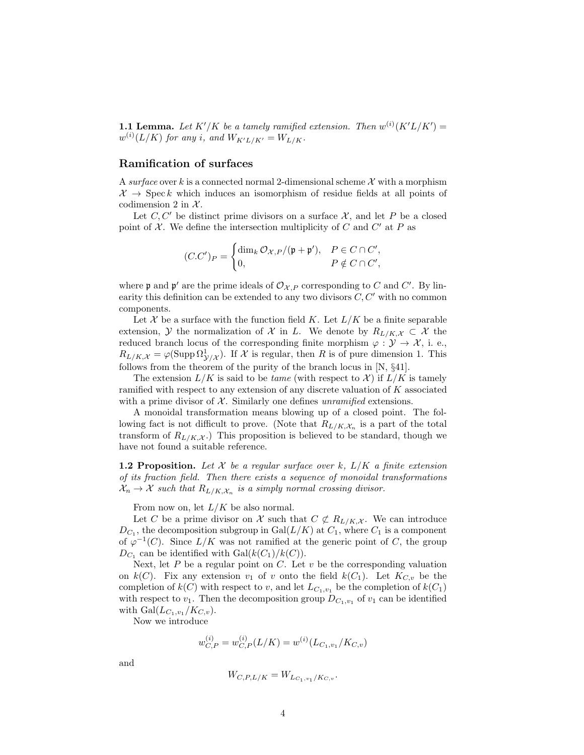**1.1 Lemma.** *Let $K'/K$ be a tamely ramified extension. Then $w^{(i)}(K'L/K') = w^{(i)}(L/K)$ for any $i$, and $W_{K'L/K'} = W_{L/K}$.*

## Ramification of surfaces

A *surface* over $k$ is a connected normal 2-dimensional scheme $\mathcal{X}$ with a morphism $\mathcal{X} \to \operatorname{Spec} k$ which induces an isomorphism of residue fields at all points of codimension 2 in $\mathcal{X}$.

Let $C, C'$ be distinct prime divisors on a surface $\mathcal{X}$, and let $P$ be a closed point of $\mathcal{X}$. We define the intersection multiplicity of $C$ and $C'$ at $P$ as

$$(C.C')_P = \begin{cases} \dim_k \mathcal{O}_{\mathcal{X},P}/(\mathfrak{p}+\mathfrak{p}'), & P \in C \cap C', \\ 0, & P \notin C \cap C', \end{cases}$$

where $\mathfrak{p}$ and $\mathfrak{p}'$ are the prime ideals of $\mathcal{O}_{\mathcal{X},P}$ corresponding to $C$ and $C'$. By linearity this definition can be extended to any two divisors $C, C'$ with no common components.

Let $\mathcal{X}$ be a surface with the function field $K$. Let $L/K$ be a finite separable extension, $\mathcal{Y}$ the normalization of $\mathcal{X}$ in $L$. We denote by $R_{L/K,\mathcal{X}} \subset \mathcal{X}$ the reduced branch locus of the corresponding finite morphism $\varphi : \mathcal{Y} \to \mathcal{X}$, i. e., $R_{L/K,\mathcal{X}} = \varphi(\operatorname{Supp} \Omega^1_{\mathcal{Y}/\mathcal{X}})$. If $\mathcal{X}$ is regular, then $R$ is of pure dimension 1. This follows from the theorem of the purity of the branch locus in [N, §41].

The extension $L/K$ is said to be *tame* (with respect to $\mathcal{X}$) if $L/K$ is tamely ramified with respect to any extension of any discrete valuation of $K$ associated with a prime divisor of $\mathcal{X}$. Similarly one defines *unramified* extensions.

A monoidal transformation means blowing up of a closed point. The following fact is not difficult to prove. (Note that $R_{L/K,\mathcal{X}_n}$ is a part of the total transform of $R_{L/K,\mathcal{X}}$.) This proposition is believed to be standard, though we have not found a suitable reference.

**1.2 Proposition.** *Let $\mathcal{X}$ be a regular surface over $k$, $L/K$ a finite extension of its fraction field. Then there exists a sequence of monoidal transformations $\mathcal{X}_n \to \mathcal{X}$ such that $R_{L/K,\mathcal{X}_n}$ is a simply normal crossing divisor.*

From now on, let $L/K$ be also normal.

Let $C$ be a prime divisor on $\mathcal{X}$ such that $C \not\subset R_{L/K,\mathcal{X}}$. We can introduce $D_{C_1}$, the decomposition subgroup in $\operatorname{Gal}(L/K)$ at $C_1$, where $C_1$ is a component of $\varphi^{-1}(C)$. Since $L/K$ was not ramified at the generic point of $C$, the group $D_{C_1}$ can be identified with $\operatorname{Gal}(k(C_1)/k(C))$.

Next, let $P$ be a regular point on $C$. Let $v$ be the corresponding valuation on $k(C)$. Fix any extension $v_1$ of $v$ onto the field $k(C_1)$. Let $K_{C,v}$ be the completion of $k(C)$ with respect to $v$, and let $L_{C_1,v_1}$ be the completion of $k(C_1)$ with respect to $v_1$. Then the decomposition group $D_{C_1,v_1}$ of $v_1$ can be identified with $\operatorname{Gal}(L_{C_1,v_1}/K_{C,v})$.

Now we introduce

$$w^{(i)}_{C,P} = w^{(i)}_{C,P}(L/K) = w^{(i)}(L_{C_1,v_1}/K_{C,v})$$

and

$$W_{C,P,L/K} = W_{L_{C_1,v_1}/K_{C,v}}.$$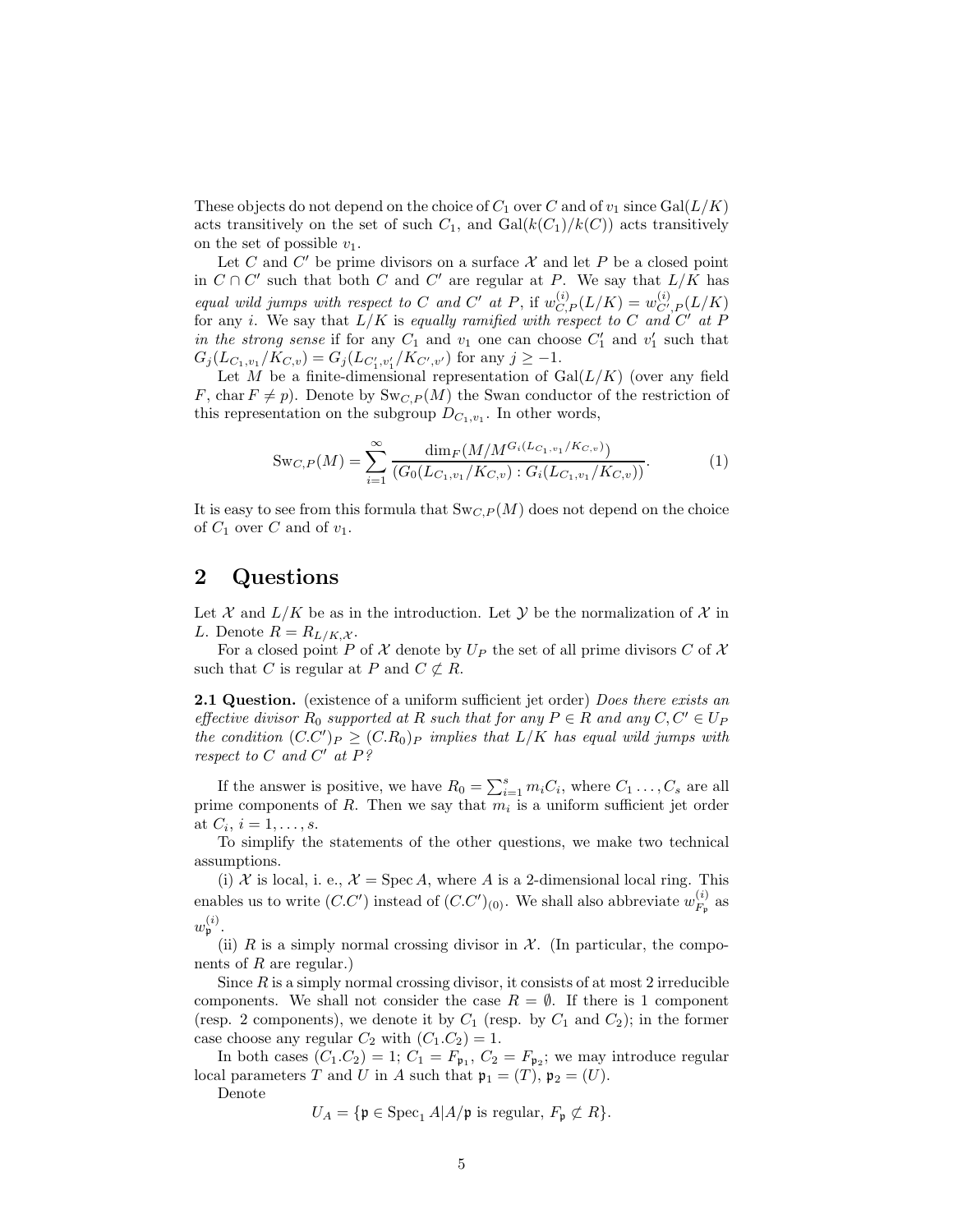These objects do not depend on the choice of $C_1$ over $C$ and of $v_1$ since $\mathrm{Gal}(L/K)$ acts transitively on the set of such $C_1$, and $\mathrm{Gal}(k(C_1)/k(C))$ acts transitively on the set of possible $v_1$.

Let $C$ and $C'$ be prime divisors on a surface $\mathcal{X}$ and let $P$ be a closed point in $C \cap C'$ such that both $C$ and $C'$ are regular at $P$. We say that $L/K$ has *equal wild jumps with respect to $C$ and $C'$ at $P$*, if $w^{(i)}_{C,P}(L/K) = w^{(i)}_{C',P}(L/K)$ for any $i$. We say that $L/K$ is *equally ramified with respect to $C$ and $C'$ at $P$ in the strong sense* if for any $C_1$ and $v_1$ one can choose $C'_1$ and $v'_1$ such that $G_j(L_{C_1,v_1}/K_{C,v}) = G_j(L_{C'_1,v'_1}/K_{C',v'})$ for any $j \geq -1$.

Let $M$ be a finite-dimensional representation of $\mathrm{Gal}(L/K)$ (over any field $F$, $\mathrm{char}\, F \neq p$). Denote by $\mathrm{Sw}_{C,P}(M)$ the Swan conductor of the restriction of this representation on the subgroup $D_{C_1,v_1}$. In other words,

$$\mathrm{Sw}_{C,P}(M) = \sum_{i=1}^{\infty} \frac{\dim_F(M/M^{G_i(L_{C_1,v_1}/K_{C,v})})}{(G_0(L_{C_1,v_1}/K_{C,v}) : G_i(L_{C_1,v_1}/K_{C,v}))}. \tag{1}$$

It is easy to see from this formula that $\mathrm{Sw}_{C,P}(M)$ does not depend on the choice of $C_1$ over $C$ and of $v_1$.

## 2 Questions

Let $\mathcal{X}$ and $L/K$ be as in the introduction. Let $\mathcal{Y}$ be the normalization of $\mathcal{X}$ in $L$. Denote $R = R_{L/K,\mathcal{X}}$.

For a closed point $P$ of $\mathcal{X}$ denote by $U_P$ the set of all prime divisors $C$ of $\mathcal{X}$ such that $C$ is regular at $P$ and $C \not\subset R$.

**2.1 Question.** (existence of a uniform sufficient jet order) *Does there exists an effective divisor $R_0$ supported at $R$ such that for any $P \in R$ and any $C, C' \in U_P$ the condition $(C.C')_P \geq (C.R_0)_P$ implies that $L/K$ has equal wild jumps with respect to $C$ and $C'$ at $P$?*

If the answer is positive, we have $R_0 = \sum_{i=1}^{s} m_i C_i$, where $C_1 \ldots, C_s$ are all prime components of $R$. Then we say that $m_i$ is a uniform sufficient jet order at $C_i$, $i = 1, \ldots, s$.

To simplify the statements of the other questions, we make two technical assumptions.

(i) $\mathcal{X}$ is local, i. e., $\mathcal{X} = \mathrm{Spec}\, A$, where $A$ is a 2-dimensional local ring. This enables us to write $(C.C')$ instead of $(C.C')_{(0)}$. We shall also abbreviate $w^{(i)}_{F_\mathfrak{p}}$ as $w^{(i)}_\mathfrak{p}$.

(ii) $R$ is a simply normal crossing divisor in $\mathcal{X}$. (In particular, the components of $R$ are regular.)

Since $R$ is a simply normal crossing divisor, it consists of at most 2 irreducible components. We shall not consider the case $R = \emptyset$. If there is 1 component (resp. 2 components), we denote it by $C_1$ (resp. by $C_1$ and $C_2$); in the former case choose any regular $C_2$ with $(C_1.C_2) = 1$.

In both cases $(C_1.C_2) = 1$; $C_1 = F_{\mathfrak{p}_1}$, $C_2 = F_{\mathfrak{p}_2}$; we may introduce regular local parameters $T$ and $U$ in $A$ such that $\mathfrak{p}_1 = (T)$, $\mathfrak{p}_2 = (U)$.

Denote

$$U_A = \{\mathfrak{p} \in \mathrm{Spec}_1 A | A/\mathfrak{p} \text{ is regular, } F_\mathfrak{p} \not\subset R\}.$$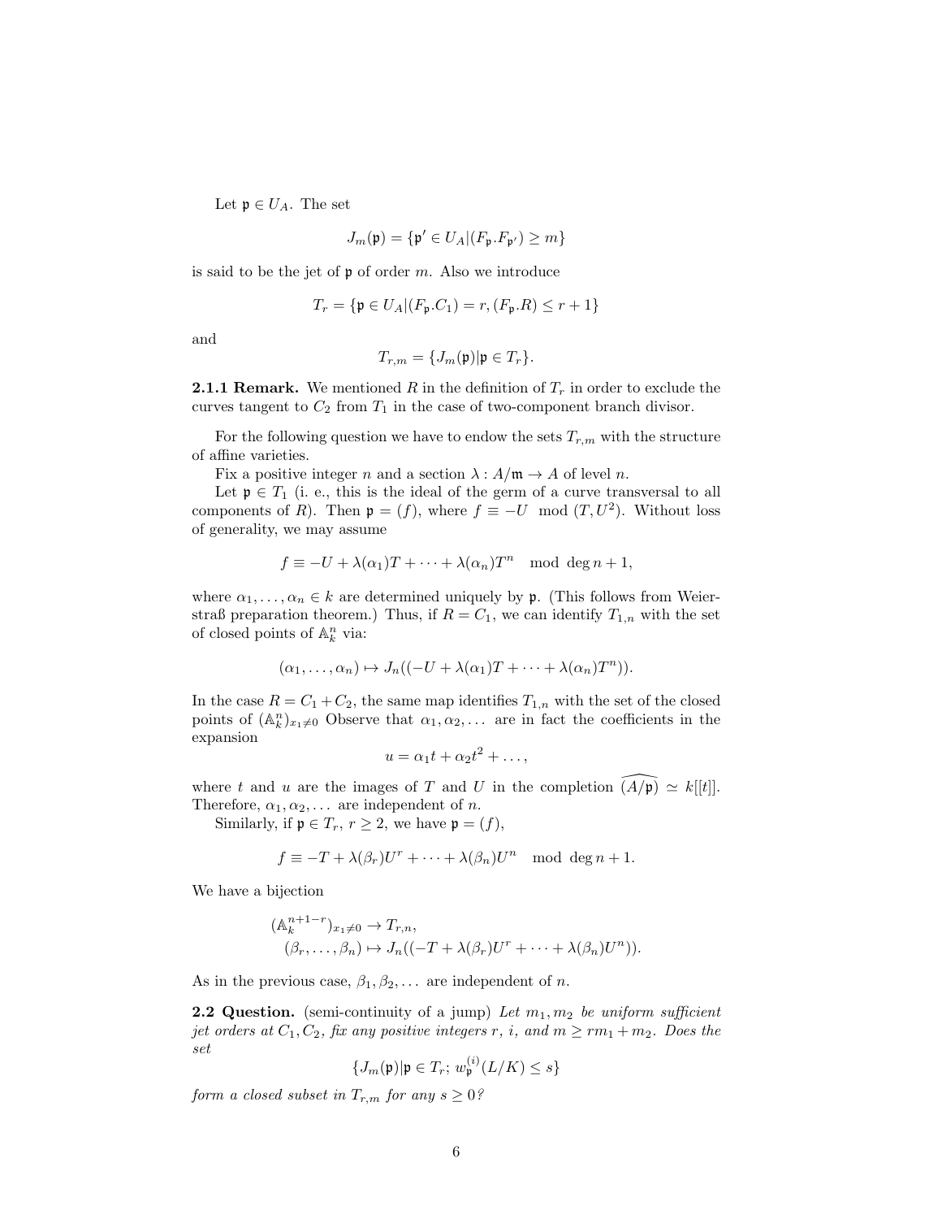Let $\mathfrak{p} \in U_A$. The set

$$J_m(\mathfrak{p}) = \{\mathfrak{p}' \in U_A | (F_\mathfrak{p}.F_{\mathfrak{p}'}) \geq m\}$$

is said to be the jet of $\mathfrak{p}$ of order $m$. Also we introduce

$$T_r = \{\mathfrak{p} \in U_A | (F_\mathfrak{p}.C_1) = r, (F_\mathfrak{p}.R) \leq r+1\}$$

and

$$T_{r,m} = \{J_m(\mathfrak{p}) | \mathfrak{p} \in T_r\}.$$

**2.1.1 Remark.** We mentioned $R$ in the definition of $T_r$ in order to exclude the curves tangent to $C_2$ from $T_1$ in the case of two-component branch divisor.

For the following question we have to endow the sets $T_{r,m}$ with the structure of affine varieties.

Fix a positive integer $n$ and a section $\lambda : A/\mathfrak{m} \to A$ of level $n$.

Let $\mathfrak{p} \in T_1$ (i. e., this is the ideal of the germ of a curve transversal to all components of $R$). Then $\mathfrak{p} = (f)$, where $f \equiv -U \mod (T, U^2)$. Without loss of generality, we may assume

$$f \equiv -U + \lambda(\alpha_1)T + \cdots + \lambda(\alpha_n)T^n \mod \deg n+1,$$

where $\alpha_1, \ldots, \alpha_n \in k$ are determined uniquely by $\mathfrak{p}$. (This follows from Weierstraß preparation theorem.) Thus, if $R = C_1$, we can identify $T_{1,n}$ with the set of closed points of $\mathbb{A}^n_k$ via:

$$(\alpha_1, \ldots, \alpha_n) \mapsto J_n((-U + \lambda(\alpha_1)T + \cdots + \lambda(\alpha_n)T^n)).$$

In the case $R = C_1 + C_2$, the same map identifies $T_{1,n}$ with the set of the closed points of $(\mathbb{A}^n_k)_{x_1 \neq 0}$ Observe that $\alpha_1, \alpha_2, \ldots$ are in fact the coefficients in the expansion

$$u = \alpha_1 t + \alpha_2 t^2 + \ldots,$$

where $t$ and $u$ are the images of $T$ and $U$ in the completion $\widehat{(A/\mathfrak{p})} \simeq k[[t]]$. Therefore, $\alpha_1, \alpha_2, \ldots$ are independent of $n$.

Similarly, if $\mathfrak{p} \in T_r$, $r \geq 2$, we have $\mathfrak{p} = (f)$,

$$f \equiv -T + \lambda(\beta_r)U^r + \cdots + \lambda(\beta_n)U^n \mod \deg n+1.$$

We have a bijection

$$(\mathbb{A}^{n+1-r}_k)_{x_1 \neq 0} \to T_{r,n},$$
$$(\beta_r, \ldots, \beta_n) \mapsto J_n((-T + \lambda(\beta_r)U^r + \cdots + \lambda(\beta_n)U^n)).$$

As in the previous case, $\beta_1, \beta_2, \ldots$ are independent of $n$.

**2.2 Question.** (semi-continuity of a jump) *Let $m_1, m_2$ be uniform sufficient jet orders at $C_1, C_2$, fix any positive integers $r$, $i$, and $m \geq rm_1 + m_2$. Does the set*

$$\{J_m(\mathfrak{p}) | \mathfrak{p} \in T_r;\ w_\mathfrak{p}^{(i)}(L/K) \leq s\}$$

*form a closed subset in $T_{r,m}$ for any $s \geq 0$?*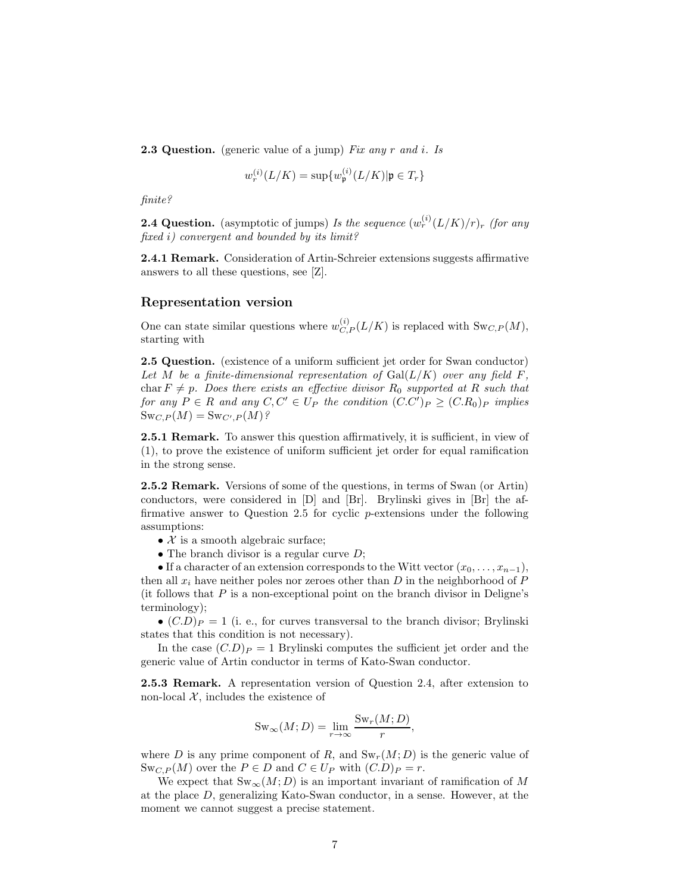**2.3 Question.** (generic value of a jump) *Fix any $r$ and $i$. Is*

$$w_r^{(i)}(L/K) = \sup\{w_{\mathfrak{p}}^{(i)}(L/K) | \mathfrak{p} \in T_r\}$$

*finite?*

**2.4 Question.** (asymptotic of jumps) *Is the sequence $(w_r^{(i)}(L/K)/r)_r$ (for any fixed $i$) convergent and bounded by its limit?*

**2.4.1 Remark.** Consideration of Artin-Schreier extensions suggests affirmative answers to all these questions, see [Z].

## Representation version

One can state similar questions where $w_{C,P}^{(i)}(L/K)$ is replaced with $\mathrm{Sw}_{C,P}(M)$, starting with

**2.5 Question.** (existence of a uniform sufficient jet order for Swan conductor) *Let $M$ be a finite-dimensional representation of $\mathrm{Gal}(L/K)$ over any field $F$, $\mathrm{char}\, F \neq p$. Does there exists an effective divisor $R_0$ supported at $R$ such that for any $P \in R$ and any $C, C' \in U_P$ the condition $(C.C')_P \geq (C.R_0)_P$ implies $\mathrm{Sw}_{C,P}(M) = \mathrm{Sw}_{C',P}(M)$?*

**2.5.1 Remark.** To answer this question affirmatively, it is sufficient, in view of (1), to prove the existence of uniform sufficient jet order for equal ramification in the strong sense.

**2.5.2 Remark.** Versions of some of the questions, in terms of Swan (or Artin) conductors, were considered in [D] and [Br]. Brylinski gives in [Br] the affirmative answer to Question 2.5 for cyclic $p$-extensions under the following assumptions:

- $\mathcal{X}$ is a smooth algebraic surface;
- The branch divisor is a regular curve $D$;
- If a character of an extension corresponds to the Witt vector $(x_0, \ldots, x_{n-1})$, then all $x_i$ have neither poles nor zeroes other than $D$ in the neighborhood of $P$ (it follows that $P$ is a non-exceptional point on the branch divisor in Deligne's terminology);
- $(C.D)_P = 1$ (i. e., for curves transversal to the branch divisor; Brylinski states that this condition is not necessary).

In the case $(C.D)_P = 1$ Brylinski computes the sufficient jet order and the generic value of Artin conductor in terms of Kato-Swan conductor.

**2.5.3 Remark.** A representation version of Question 2.4, after extension to non-local $\mathcal{X}$, includes the existence of

$$\mathrm{Sw}_\infty(M; D) = \lim_{r \to \infty} \frac{\mathrm{Sw}_r(M; D)}{r},$$

where $D$ is any prime component of $R$, and $\mathrm{Sw}_r(M; D)$ is the generic value of $\mathrm{Sw}_{C,P}(M)$ over the $P \in D$ and $C \in U_P$ with $(C.D)_P = r$.

We expect that $\mathrm{Sw}_\infty(M; D)$ is an important invariant of ramification of $M$ at the place $D$, generalizing Kato-Swan conductor, in a sense. However, at the moment we cannot suggest a precise statement.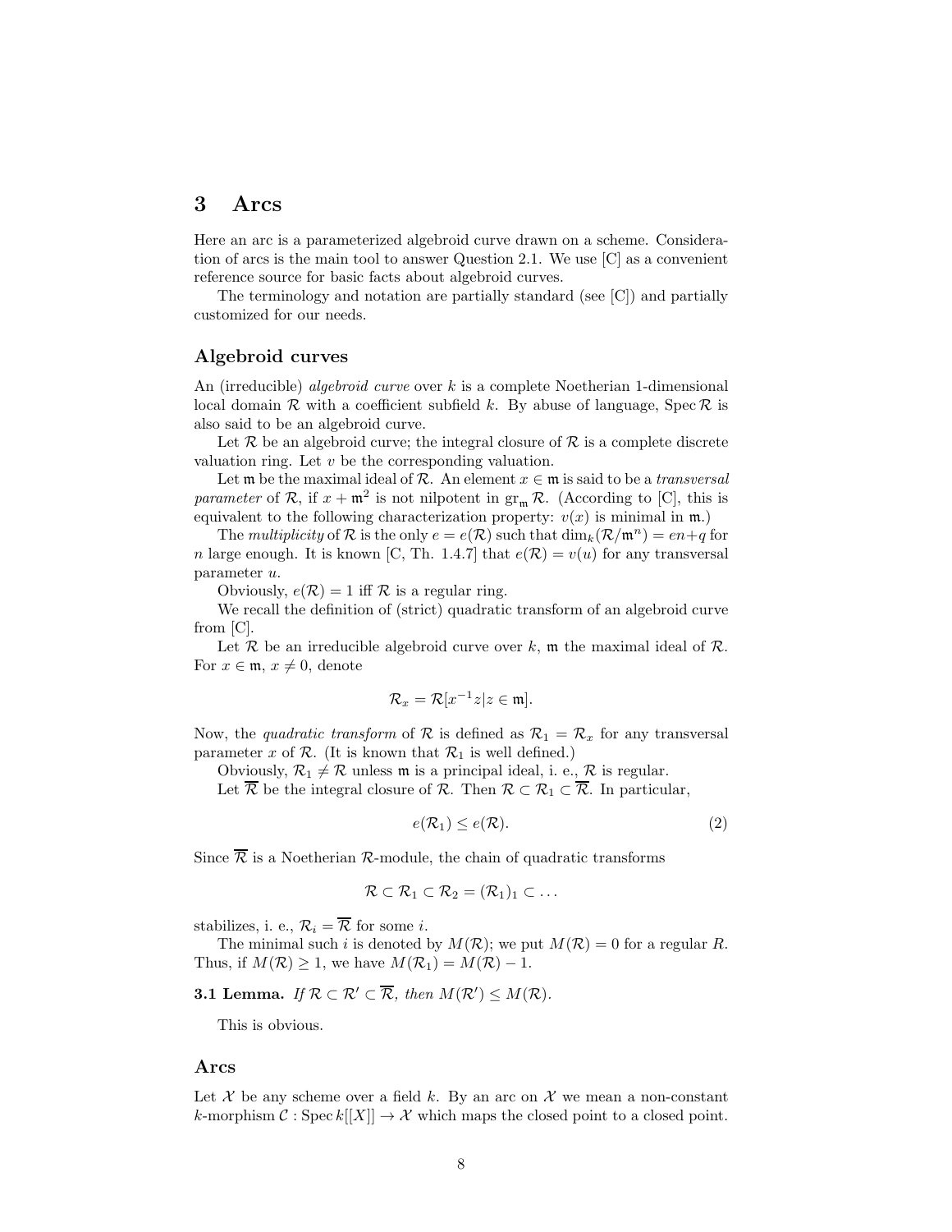# 3 Arcs

Here an arc is a parameterized algebroid curve drawn on a scheme. Consideration of arcs is the main tool to answer Question 2.1. We use [C] as a convenient reference source for basic facts about algebroid curves.

The terminology and notation are partially standard (see [C]) and partially customized for our needs.

## Algebroid curves

An (irreducible) *algebroid curve* over $k$ is a complete Noetherian 1-dimensional local domain $\mathcal{R}$ with a coefficient subfield $k$. By abuse of language, $\operatorname{Spec} \mathcal{R}$ is also said to be an algebroid curve.

Let $\mathcal{R}$ be an algebroid curve; the integral closure of $\mathcal{R}$ is a complete discrete valuation ring. Let $v$ be the corresponding valuation.

Let $\mathfrak{m}$ be the maximal ideal of $\mathcal{R}$. An element $x \in \mathfrak{m}$ is said to be a *transversal parameter* of $\mathcal{R}$, if $x + \mathfrak{m}^2$ is not nilpotent in $\operatorname{gr}_{\mathfrak{m}} \mathcal{R}$. (According to [C], this is equivalent to the following characterization property: $v(x)$ is minimal in $\mathfrak{m}$.)

The *multiplicity* of $\mathcal{R}$ is the only $e = e(\mathcal{R})$ such that $\dim_k(\mathcal{R}/\mathfrak{m}^n) = en + q$ for $n$ large enough. It is known [C, Th. 1.4.7] that $e(\mathcal{R}) = v(u)$ for any transversal parameter $u$.

Obviously, $e(\mathcal{R}) = 1$ iff $\mathcal{R}$ is a regular ring.

We recall the definition of (strict) quadratic transform of an algebroid curve from [C].

Let $\mathcal{R}$ be an irreducible algebroid curve over $k$, $\mathfrak{m}$ the maximal ideal of $\mathcal{R}$. For $x \in \mathfrak{m}$, $x \neq 0$, denote

$$\mathcal{R}_x = \mathcal{R}[x^{-1}z | z \in \mathfrak{m}].$$

Now, the *quadratic transform* of $\mathcal{R}$ is defined as $\mathcal{R}_1 = \mathcal{R}_x$ for any transversal parameter $x$ of $\mathcal{R}$. (It is known that $\mathcal{R}_1$ is well defined.)

Obviously, $\mathcal{R}_1 \neq \mathcal{R}$ unless $\mathfrak{m}$ is a principal ideal, i. e., $\mathcal{R}$ is regular.

Let $\overline{\mathcal{R}}$ be the integral closure of $\mathcal{R}$. Then $\mathcal{R} \subset \mathcal{R}_1 \subset \overline{\mathcal{R}}$. In particular,

$$e(\mathcal{R}_1) \leq e(\mathcal{R}). \tag{2}$$

Since $\overline{\mathcal{R}}$ is a Noetherian $\mathcal{R}$-module, the chain of quadratic transforms

$$\mathcal{R} \subset \mathcal{R}_1 \subset \mathcal{R}_2 = (\mathcal{R}_1)_1 \subset \ldots$$

stabilizes, i. e., $\mathcal{R}_i = \overline{\mathcal{R}}$ for some $i$.

The minimal such $i$ is denoted by $M(\mathcal{R})$; we put $M(\mathcal{R}) = 0$ for a regular $R$. Thus, if $M(\mathcal{R}) \geq 1$, we have $M(\mathcal{R}_1) = M(\mathcal{R}) - 1$.

**3.1 Lemma.** *If $\mathcal{R} \subset \mathcal{R}' \subset \overline{\mathcal{R}}$, then $M(\mathcal{R}') \leq M(\mathcal{R})$.*

This is obvious.

## Arcs

Let $\mathcal{X}$ be any scheme over a field $k$. By an arc on $\mathcal{X}$ we mean a non-constant $k$-morphism $\mathcal{C} : \operatorname{Spec} k[[X]] \to \mathcal{X}$ which maps the closed point to a closed point.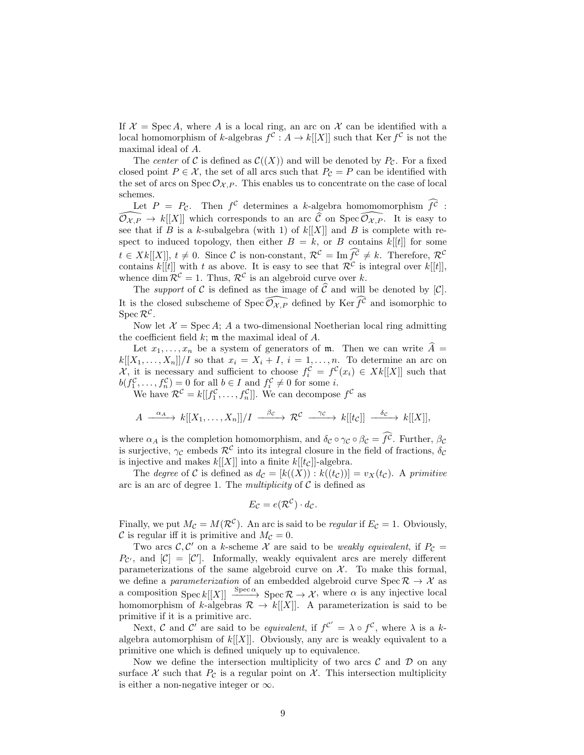If $\mathcal{X} = \operatorname{Spec} A$, where $A$ is a local ring, an arc on $\mathcal{X}$ can be identified with a local homomorphism of $k$-algebras $f^{\mathcal{C}} : A \to k[[X]]$ such that $\operatorname{Ker} f^{\mathcal{C}}$ is not the maximal ideal of $A$.

The *center* of $\mathcal{C}$ is defined as $\mathcal{C}((X))$ and will be denoted by $P_{\mathcal{C}}$. For a fixed closed point $P \in \mathcal{X}$, the set of all arcs such that $P_{\mathcal{C}} = P$ can be identified with the set of arcs on $\operatorname{Spec} \mathcal{O}_{\mathcal{X},P}$. This enables us to concentrate on the case of local schemes.

Let $P = P_{\mathcal{C}}$. Then $f^{\mathcal{C}}$ determines a $k$-algebra homomomorphism $\widehat{f^{\mathcal{C}}} : \widehat{\mathcal{O}_{\mathcal{X},P}} \to k[[X]]$ which corresponds to an arc $\widehat{\mathcal{C}}$ on $\operatorname{Spec} \widehat{\mathcal{O}_{\mathcal{X},P}}$. It is easy to see that if $B$ is a $k$-subalgebra (with 1) of $k[[X]]$ and $B$ is complete with respect to induced topology, then either $B = k$, or $B$ contains $k[[t]]$ for some $t \in Xk[[X]]$, $t \neq 0$. Since $\mathcal{C}$ is non-constant, $\mathcal{R}^{\mathcal{C}} = \operatorname{Im} \widehat{f^{\mathcal{C}}} \neq k$. Therefore, $\mathcal{R}^{\mathcal{C}}$ contains $k[[t]]$ with $t$ as above. It is easy to see that $\mathcal{R}^{\mathcal{C}}$ is integral over $k[[t]]$, whence $\dim \mathcal{R}^{\mathcal{C}} = 1$. Thus, $\mathcal{R}^{\mathcal{C}}$ is an algebroid curve over $k$.

The *support* of $\mathcal{C}$ is defined as the image of $\widehat{\mathcal{C}}$ and will be denoted by $[\mathcal{C}]$. It is the closed subscheme of $\operatorname{Spec} \widehat{\mathcal{O}_{\mathcal{X},P}}$ defined by $\operatorname{Ker} \widehat{f^{\mathcal{C}}}$ and isomorphic to $\operatorname{Spec} \mathcal{R}^{\mathcal{C}}$.

Now let $\mathcal{X} = \operatorname{Spec} A$; $A$ a two-dimensional Noetherian local ring admitting the coefficient field $k$; $\mathfrak{m}$ the maximal ideal of $A$.

Let $x_1, \dots, x_n$ be a system of generators of $\mathfrak{m}$. Then we can write $\widehat{A} = k[[X_1, \dots, X_n]]/I$ so that $x_i = X_i + I$, $i = 1, \dots, n$. To determine an arc on $\mathcal{X}$, it is necessary and sufficient to choose $f_i^{\mathcal{C}} = f^{\mathcal{C}}(x_i) \in Xk[[X]]$ such that $b(f_1^{\mathcal{C}}, \dots, f_n^{\mathcal{C}}) = 0$ for all $b \in I$ and $f_i^{\mathcal{C}} \neq 0$ for some $i$.

We have $\mathcal{R}^{\mathcal{C}} = k[[f_1^{\mathcal{C}}, \dots, f_n^{\mathcal{C}}]]$. We can decompose $f^{\mathcal{C}}$ as

$$A \xrightarrow{\alpha_A} k[[X_1, \dots, X_n]]/I \xrightarrow{\beta_{\mathcal{C}}} \mathcal{R}^{\mathcal{C}} \xrightarrow{\gamma_{\mathcal{C}}} k[[t_{\mathcal{C}}]] \xrightarrow{\delta_{\mathcal{C}}} k[[X]],$$

where $\alpha_A$ is the completion homomorphism, and $\delta_{\mathcal{C}} \circ \gamma_{\mathcal{C}} \circ \beta_{\mathcal{C}} = \widehat{f^{\mathcal{C}}}$. Further, $\beta_{\mathcal{C}}$ is surjective, $\gamma_{\mathcal{C}}$ embeds $\mathcal{R}^{\mathcal{C}}$ into its integral closure in the field of fractions, $\delta_{\mathcal{C}}$ is injective and makes $k[[X]]$ into a finite $k[[t_{\mathcal{C}}]]$-algebra.

The *degree* of $\mathcal{C}$ is defined as $d_{\mathcal{C}} = [k((X)) : k((t_{\mathcal{C}}))] = v_X(t_{\mathcal{C}})$. A *primitive* arc is an arc of degree 1. The *multiplicity* of $\mathcal{C}$ is defined as

$$E_{\mathcal{C}} = e(\mathcal{R}^{\mathcal{C}}) \cdot d_{\mathcal{C}}.$$

Finally, we put $M_{\mathcal{C}} = M(\mathcal{R}^{\mathcal{C}})$. An arc is said to be *regular* if $E_{\mathcal{C}} = 1$. Obviously, $\mathcal{C}$ is regular iff it is primitive and $M_{\mathcal{C}} = 0$.

Two arcs $\mathcal{C}, \mathcal{C}'$ on a $k$-scheme $\mathcal{X}$ are said to be *weakly equivalent*, if $P_{\mathcal{C}} = P_{\mathcal{C}'}$, and $[\mathcal{C}] = [\mathcal{C}']$. Informally, weakly equivalent arcs are merely different parameterizations of the same algebroid curve on $\mathcal{X}$. To make this formal, we define a *parameterization* of an embedded algebroid curve $\operatorname{Spec} \mathcal{R} \to \mathcal{X}$ as a composition $\operatorname{Spec} k[[X]] \xrightarrow{\operatorname{Spec} \alpha} \operatorname{Spec} \mathcal{R} \to \mathcal{X}$, where $\alpha$ is any injective local homomorphism of $k$-algebras $\mathcal{R} \to k[[X]]$. A parameterization is said to be primitive if it is a primitive arc.

Next, $\mathcal{C}$ and $\mathcal{C}'$ are said to be *equivalent*, if $f^{\mathcal{C}'} = \lambda \circ f^{\mathcal{C}}$, where $\lambda$ is a $k$-algebra automorphism of $k[[X]]$. Obviously, any arc is weakly equivalent to a primitive one which is defined uniquely up to equivalence.

Now we define the intersection multiplicity of two arcs $\mathcal{C}$ and $\mathcal{D}$ on any surface $\mathcal{X}$ such that $P_{\mathcal{C}}$ is a regular point on $\mathcal{X}$. This intersection multiplicity is either a non-negative integer or $\infty$.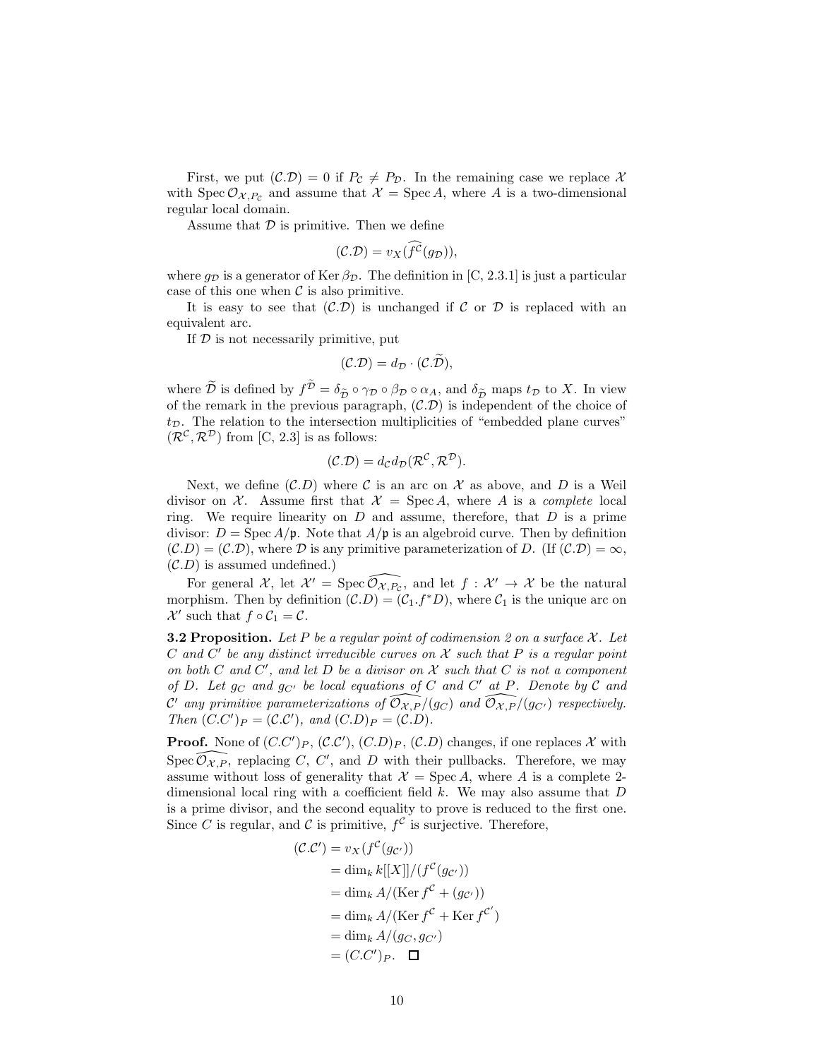First, we put $(\mathcal{C}.\mathcal{D}) = 0$ if $P_\mathcal{C} \neq P_\mathcal{D}$. In the remaining case we replace $\mathcal{X}$ with $\operatorname{Spec} \mathcal{O}_{\mathcal{X},P_\mathcal{C}}$ and assume that $\mathcal{X} = \operatorname{Spec} A$, where $A$ is a two-dimensional regular local domain.

Assume that $\mathcal{D}$ is primitive. Then we define

$$(\mathcal{C}.\mathcal{D}) = v_X(\widehat{f^\mathcal{C}}(g_\mathcal{D})),$$

where $g_\mathcal{D}$ is a generator of $\operatorname{Ker} \beta_\mathcal{D}$. The definition in [C, 2.3.1] is just a particular case of this one when $\mathcal{C}$ is also primitive.

It is easy to see that $(\mathcal{C}.\mathcal{D})$ is unchanged if $\mathcal{C}$ or $\mathcal{D}$ is replaced with an equivalent arc.

If $\mathcal{D}$ is not necessarily primitive, put

$$(\mathcal{C}.\mathcal{D}) = d_\mathcal{D} \cdot (\mathcal{C}.\widetilde{\mathcal{D}}),$$

where $\widetilde{\mathcal{D}}$ is defined by $f^{\widetilde{\mathcal{D}}} = \delta_{\widetilde{\mathcal{D}}} \circ \gamma_\mathcal{D} \circ \beta_\mathcal{D} \circ \alpha_A$, and $\delta_{\widetilde{\mathcal{D}}}$ maps $t_\mathcal{D}$ to $X$. In view of the remark in the previous paragraph, $(\mathcal{C}.\mathcal{D})$ is independent of the choice of $t_\mathcal{D}$. The relation to the intersection multiplicities of "embedded plane curves" $(\mathcal{R}^\mathcal{C}, \mathcal{R}^\mathcal{D})$ from [C, 2.3] is as follows:

$$(\mathcal{C}.\mathcal{D}) = d_\mathcal{C} d_\mathcal{D} (\mathcal{R}^\mathcal{C}, \mathcal{R}^\mathcal{D}).$$

Next, we define $(\mathcal{C}.D)$ where $\mathcal{C}$ is an arc on $\mathcal{X}$ as above, and $D$ is a Weil divisor on $\mathcal{X}$. Assume first that $\mathcal{X} = \operatorname{Spec} A$, where $A$ is a *complete* local ring. We require linearity on $D$ and assume, therefore, that $D$ is a prime divisor: $D = \operatorname{Spec} A/\mathfrak{p}$. Note that $A/\mathfrak{p}$ is an algebroid curve. Then by definition $(\mathcal{C}.D) = (\mathcal{C}.\mathcal{D})$, where $\mathcal{D}$ is any primitive parameterization of $D$. (If $(\mathcal{C}.\mathcal{D}) = \infty$, $(\mathcal{C}.D)$ is assumed undefined.)

For general $\mathcal{X}$, let $\mathcal{X}' = \operatorname{Spec} \widehat{\mathcal{O}_{\mathcal{X},P_\mathcal{C}}}$, and let $f : \mathcal{X}' \to \mathcal{X}$ be the natural morphism. Then by definition $(\mathcal{C}.D) = (\mathcal{C}_1.f^*D)$, where $\mathcal{C}_1$ is the unique arc on $\mathcal{X}'$ such that $f \circ \mathcal{C}_1 = \mathcal{C}$.

**3.2 Proposition.** *Let $P$ be a regular point of codimension 2 on a surface $\mathcal{X}$. Let $C$ and $C'$ be any distinct irreducible curves on $\mathcal{X}$ such that $P$ is a regular point on both $C$ and $C'$, and let $D$ be a divisor on $\mathcal{X}$ such that $C$ is not a component of $D$. Let $g_C$ and $g_{C'}$ be local equations of $C$ and $C'$ at $P$. Denote by $\mathcal{C}$ and $\mathcal{C}'$ any primitive parameterizations of $\widehat{\mathcal{O}_{\mathcal{X},P}}/(g_C)$ and $\widehat{\mathcal{O}_{\mathcal{X},P}}/(g_{C'})$ respectively. Then $(C.C')_P = (\mathcal{C}.\mathcal{C}')$, and $(C.D)_P = (\mathcal{C}.D)$.*

**Proof.** None of $(C.C')_P$, $(\mathcal{C}.\mathcal{C}')$, $(C.D)_P$, $(\mathcal{C}.D)$ changes, if one replaces $\mathcal{X}$ with $\operatorname{Spec} \widehat{\mathcal{O}_{\mathcal{X},P}}$, replacing $C$, $C'$, and $D$ with their pullbacks. Therefore, we may assume without loss of generality that $\mathcal{X} = \operatorname{Spec} A$, where $A$ is a complete 2-dimensional local ring with a coefficient field $k$. We may also assume that $D$ is a prime divisor, and the second equality to prove is reduced to the first one. Since $C$ is regular, and $\mathcal{C}$ is primitive, $f^\mathcal{C}$ is surjective. Therefore,

$$\begin{aligned}
(\mathcal{C}.\mathcal{C}') &= v_X(f^\mathcal{C}(g_{\mathcal{C}'})) \\
&= \dim_k k[[X]]/(f^\mathcal{C}(g_{\mathcal{C}'})) \\
&= \dim_k A/(\operatorname{Ker} f^\mathcal{C} + (g_{\mathcal{C}'})) \\
&= \dim_k A/(\operatorname{Ker} f^\mathcal{C} + \operatorname{Ker} f^{\mathcal{C}'}) \\
&= \dim_k A/(g_C, g_{C'}) \\
&= (C.C')_P. \quad \square
\end{aligned}$$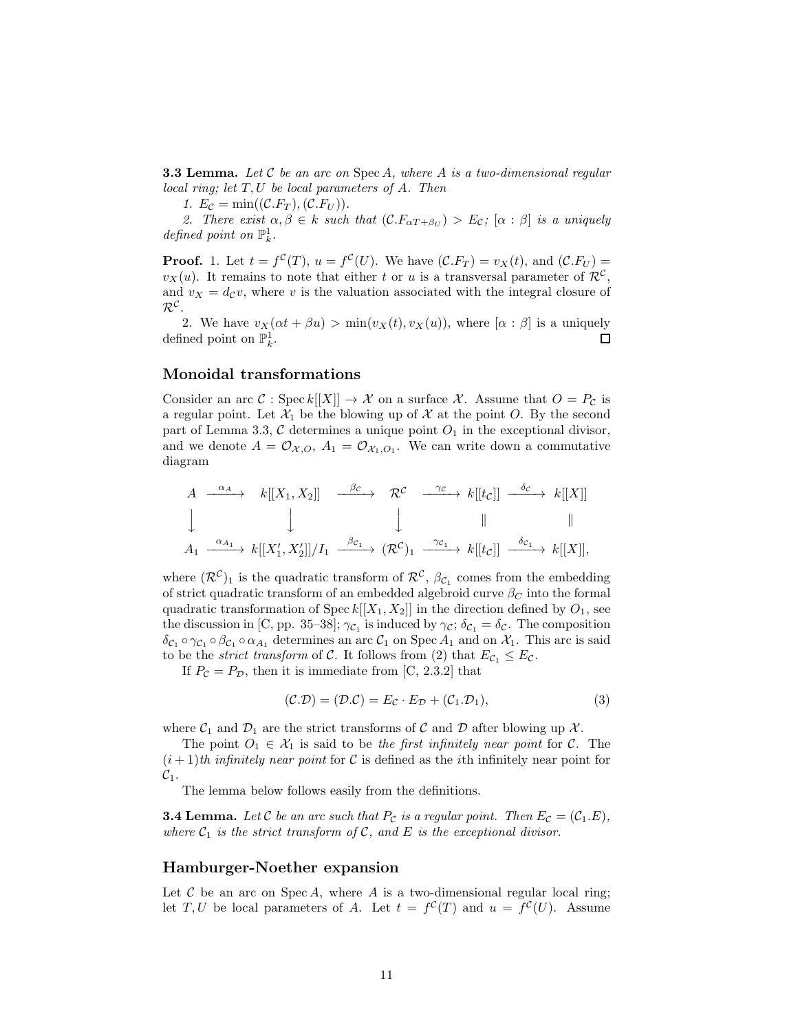**3.3 Lemma.** *Let $\mathcal{C}$ be an arc on* $\operatorname{Spec} A$*, where $A$ is a two-dimensional regular local ring; let $T, U$ be local parameters of $A$. Then*

*1. $E_{\mathcal{C}} = \min((\mathcal{C}.F_T), (\mathcal{C}.F_U))$.*

*2. There exist $\alpha, \beta \in k$ such that $(\mathcal{C}.F_{\alpha T + \beta_U}) > E_{\mathcal{C}}$; $[\alpha : \beta]$ is a uniquely defined point on $\mathbb{P}^1_k$.*

**Proof.** 1. Let $t = f^{\mathcal{C}}(T)$, $u = f^{\mathcal{C}}(U)$. We have $(\mathcal{C}.F_T) = v_X(t)$, and $(\mathcal{C}.F_U) = v_X(u)$. It remains to note that either $t$ or $u$ is a transversal parameter of $\mathcal{R}^{\mathcal{C}}$, and $v_X = d_{\mathcal{C}} v$, where $v$ is the valuation associated with the integral closure of $\mathcal{R}^{\mathcal{C}}$.

2. We have $v_X(\alpha t + \beta u) > \min(v_X(t), v_X(u))$, where $[\alpha : \beta]$ is a uniquely defined point on $\mathbb{P}^1_k$. $\square$

## Monoidal transformations

Consider an arc $\mathcal{C} : \operatorname{Spec} k[[X]] \to \mathcal{X}$ on a surface $\mathcal{X}$. Assume that $O = P_{\mathcal{C}}$ is a regular point. Let $\mathcal{X}_1$ be the blowing up of $\mathcal{X}$ at the point $O$. By the second part of Lemma 3.3, $\mathcal{C}$ determines a unique point $O_1$ in the exceptional divisor, and we denote $A = \mathcal{O}_{\mathcal{X},O}$, $A_1 = \mathcal{O}_{\mathcal{X}_1,O_1}$. We can write down a commutative diagram

$$\begin{array}{ccccccccc}
A & \xrightarrow{\alpha_A} & k[[X_1, X_2]] & \xrightarrow{\beta_{\mathcal{C}}} & \mathcal{R}^{\mathcal{C}} & \xrightarrow{\gamma_{\mathcal{C}}} & k[[t_{\mathcal{C}}]] & \xrightarrow{\delta_{\mathcal{C}}} & k[[X]] \\
\downarrow & & \downarrow & & \downarrow & & \| & & \| \\
A_1 & \xrightarrow{\alpha_{A_1}} & k[[X_1', X_2']]/I_1 & \xrightarrow{\beta_{\mathcal{C}_1}} & (\mathcal{R}^{\mathcal{C}})_1 & \xrightarrow{\gamma_{\mathcal{C}_1}} & k[[t_{\mathcal{C}}]] & \xrightarrow{\delta_{\mathcal{C}_1}} & k[[X]],
\end{array}$$

where $(\mathcal{R}^{\mathcal{C}})_1$ is the quadratic transform of $\mathcal{R}^{\mathcal{C}}$, $\beta_{\mathcal{C}_1}$ comes from the embedding of strict quadratic transform of an embedded algebroid curve $\beta_C$ into the formal quadratic transformation of $\operatorname{Spec} k[[X_1, X_2]]$ in the direction defined by $O_1$, see the discussion in [C, pp. 35–38]; $\gamma_{\mathcal{C}_1}$ is induced by $\gamma_{\mathcal{C}}$; $\delta_{\mathcal{C}_1} = \delta_{\mathcal{C}}$. The composition $\delta_{\mathcal{C}_1} \circ \gamma_{\mathcal{C}_1} \circ \beta_{\mathcal{C}_1} \circ \alpha_{A_1}$ determines an arc $\mathcal{C}_1$ on $\operatorname{Spec} A_1$ and on $\mathcal{X}_1$. This arc is said to be the *strict transform* of $\mathcal{C}$. It follows from (2) that $E_{\mathcal{C}_1} \le E_{\mathcal{C}}$.

If $P_{\mathcal{C}} = P_{\mathcal{D}}$, then it is immediate from [C, 2.3.2] that

$$(\mathcal{C}.\mathcal{D}) = (\mathcal{D}.\mathcal{C}) = E_{\mathcal{C}} \cdot E_{\mathcal{D}} + (\mathcal{C}_1.\mathcal{D}_1), \tag{3}$$

where $\mathcal{C}_1$ and $\mathcal{D}_1$ are the strict transforms of $\mathcal{C}$ and $\mathcal{D}$ after blowing up $\mathcal{X}$.

The point $O_1 \in \mathcal{X}_1$ is said to be *the first infinitely near point* for $\mathcal{C}$. The $(i+1)$*th infinitely near point* for $\mathcal{C}$ is defined as the $i$th infinitely near point for $\mathcal{C}_1$.

The lemma below follows easily from the definitions.

**3.4 Lemma.** *Let $\mathcal{C}$ be an arc such that $P_{\mathcal{C}}$ is a regular point. Then $E_{\mathcal{C}} = (\mathcal{C}_1.E)$, where $\mathcal{C}_1$ is the strict transform of $\mathcal{C}$, and $E$ is the exceptional divisor.*

## Hamburger-Noether expansion

Let $\mathcal{C}$ be an arc on $\operatorname{Spec} A$, where $A$ is a two-dimensional regular local ring; let $T, U$ be local parameters of $A$. Let $t = f^{\mathcal{C}}(T)$ and $u = f^{\mathcal{C}}(U)$. Assume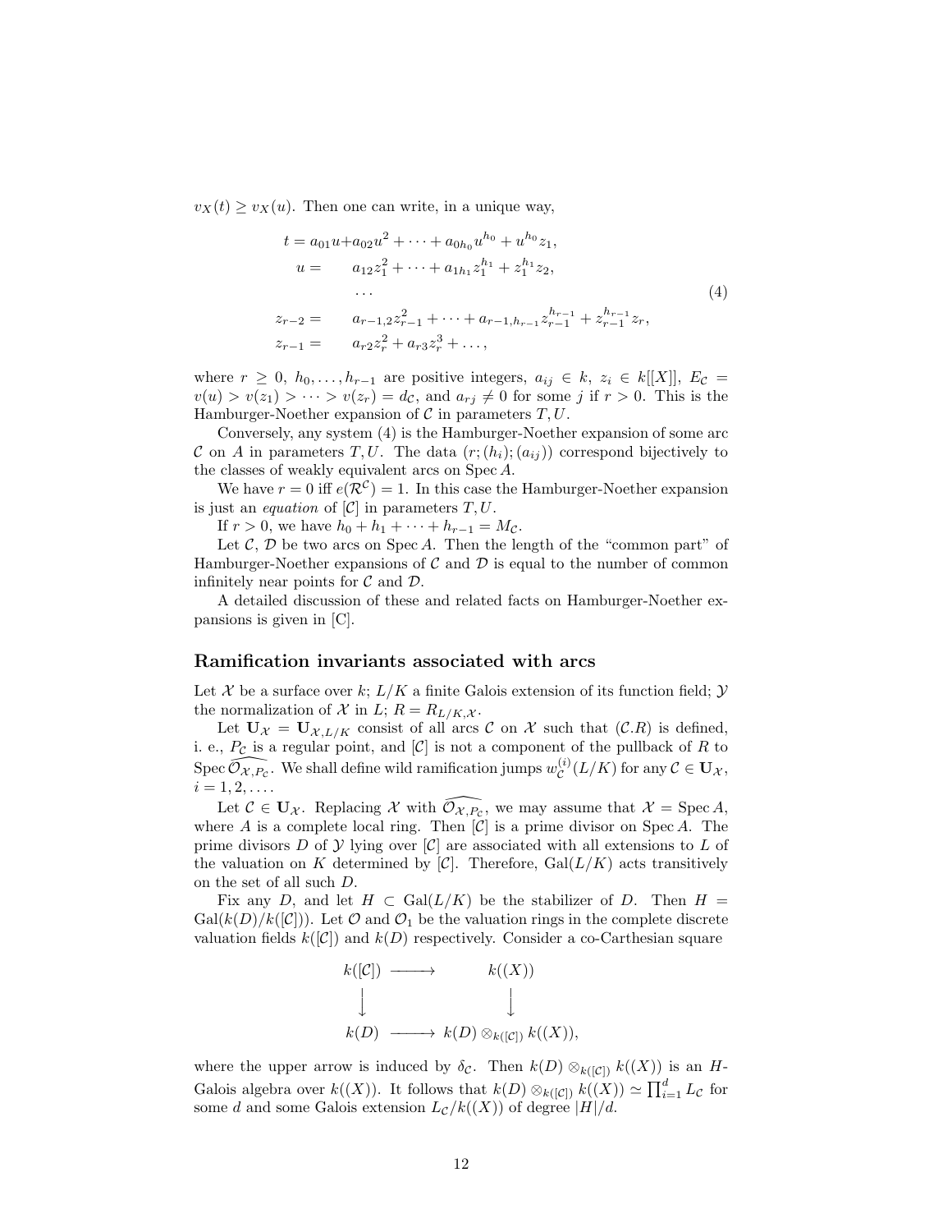$v_X(t) \geq v_X(u)$. Then one can write, in a unique way,

$$
\begin{aligned}
t = {} & a_{01}u + a_{02}u^2 + \cdots + a_{0h_0}u^{h_0} + u^{h_0}z_1, \\
u = {} & \quad a_{12}z_1^2 + \cdots + a_{1h_1}z_1^{h_1} + z_1^{h_1}z_2, \\
& \quad \cdots \\
z_{r-2} = {} & \quad a_{r-1,2}z_{r-1}^2 + \cdots + a_{r-1,h_{r-1}}z_{r-1}^{h_{r-1}} + z_{r-1}^{h_{r-1}}z_r, \\
z_{r-1} = {} & \quad a_{r2}z_r^2 + a_{r3}z_r^3 + \ldots,
\end{aligned}
\tag{4}
$$

where $r \geq 0$, $h_0, \ldots, h_{r-1}$ are positive integers, $a_{ij} \in k$, $z_i \in k[[X]]$, $E_{\mathcal{C}} = v(u) > v(z_1) > \cdots > v(z_r) = d_{\mathcal{C}}$, and $a_{rj} \neq 0$ for some $j$ if $r > 0$. This is the Hamburger-Noether expansion of $\mathcal{C}$ in parameters $T, U$.

Conversely, any system (4) is the Hamburger-Noether expansion of some arc $\mathcal{C}$ on $A$ in parameters $T, U$. The data $(r; (h_i); (a_{ij}))$ correspond bijectively to the classes of weakly equivalent arcs on $\operatorname{Spec} A$.

We have $r = 0$ iff $e(\mathcal{R}^{\mathcal{C}}) = 1$. In this case the Hamburger-Noether expansion is just an *equation* of $[\mathcal{C}]$ in parameters $T, U$.

If $r > 0$, we have $h_0 + h_1 + \cdots + h_{r-1} = M_{\mathcal{C}}$.

Let $\mathcal{C}$, $\mathcal{D}$ be two arcs on $\operatorname{Spec} A$. Then the length of the "common part" of Hamburger-Noether expansions of $\mathcal{C}$ and $\mathcal{D}$ is equal to the number of common infinitely near points for $\mathcal{C}$ and $\mathcal{D}$.

A detailed discussion of these and related facts on Hamburger-Noether expansions is given in [C].

## Ramification invariants associated with arcs

Let $\mathcal{X}$ be a surface over $k$; $L/K$ a finite Galois extension of its function field; $\mathcal{Y}$ the normalization of $\mathcal{X}$ in $L$; $R = R_{L/K,\mathcal{X}}$.

Let $\mathbf{U}_{\mathcal{X}} = \mathbf{U}_{\mathcal{X},L/K}$ consist of all arcs $\mathcal{C}$ on $\mathcal{X}$ such that $(\mathcal{C}.R)$ is defined, i. e., $P_{\mathcal{C}}$ is a regular point, and $[\mathcal{C}]$ is not a component of the pullback of $R$ to $\operatorname{Spec} \widehat{\mathcal{O}_{\mathcal{X},P_{\mathcal{C}}}}$. We shall define wild ramification jumps $w_{\mathcal{C}}^{(i)}(L/K)$ for any $\mathcal{C} \in \mathbf{U}_{\mathcal{X}}$, $i = 1, 2, \ldots$.

Let $\mathcal{C} \in \mathbf{U}_{\mathcal{X}}$. Replacing $\mathcal{X}$ with $\widehat{\mathcal{O}_{\mathcal{X},P_{\mathcal{C}}}}$, we may assume that $\mathcal{X} = \operatorname{Spec} A$, where $A$ is a complete local ring. Then $[\mathcal{C}]$ is a prime divisor on $\operatorname{Spec} A$. The prime divisors $D$ of $\mathcal{Y}$ lying over $[\mathcal{C}]$ are associated with all extensions to $L$ of the valuation on $K$ determined by $[\mathcal{C}]$. Therefore, $\operatorname{Gal}(L/K)$ acts transitively on the set of all such $D$.

Fix any $D$, and let $H \subset \operatorname{Gal}(L/K)$ be the stabilizer of $D$. Then $H = \operatorname{Gal}(k(D)/k([\mathcal{C}]))$. Let $\mathcal{O}$ and $\mathcal{O}_1$ be the valuation rings in the complete discrete valuation fields $k([\mathcal{C}])$ and $k(D)$ respectively. Consider a co-Carthesian square

$$
\begin{array}{ccc}
k([\mathcal{C}]) & \longrightarrow & k((X)) \\
\big\downarrow & & \big\downarrow \\
k(D) & \longrightarrow & k(D) \otimes_{k([\mathcal{C}])} k((X)),
\end{array}
$$

where the upper arrow is induced by $\delta_{\mathcal{C}}$. Then $k(D) \otimes_{k([\mathcal{C}])} k((X))$ is an $H$-Galois algebra over $k((X))$. It follows that $k(D) \otimes_{k([\mathcal{C}])} k((X)) \simeq \prod_{i=1}^{d} L_{\mathcal{C}}$ for some $d$ and some Galois extension $L_{\mathcal{C}}/k((X))$ of degree $|H|/d$.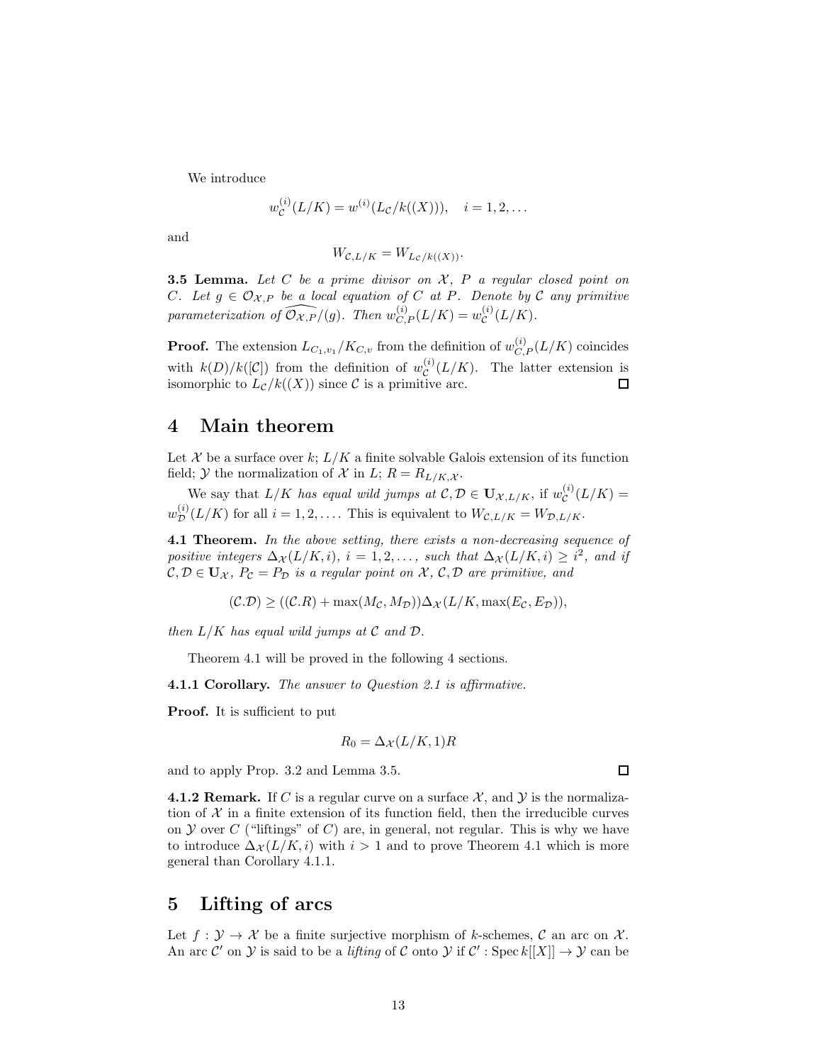We introduce

$$w_{\mathcal{C}}^{(i)}(L/K) = w^{(i)}(L_{\mathcal{C}}/k((X))), \quad i = 1, 2, \ldots$$

and

$$W_{\mathcal{C}, L/K} = W_{L_{\mathcal{C}}/k((X))}.$$

**3.5 Lemma.** *Let $C$ be a prime divisor on $\mathcal{X}$, $P$ a regular closed point on $C$. Let $g \in \mathcal{O}_{\mathcal{X},P}$ be a local equation of $C$ at $P$. Denote by $\mathcal{C}$ any primitive parameterization of $\widehat{\mathcal{O}_{\mathcal{X},P}}/(g)$. Then $w_{C,P}^{(i)}(L/K) = w_{\mathcal{C}}^{(i)}(L/K)$.*

**Proof.** The extension $L_{C_1,v_1}/K_{C,v}$ from the definition of $w_{C,P}^{(i)}(L/K)$ coincides with $k(D)/k([\mathcal{C}])$ from the definition of $w_{\mathcal{C}}^{(i)}(L/K)$. The latter extension is isomorphic to $L_{\mathcal{C}}/k((X))$ since $\mathcal{C}$ is a primitive arc. □

# 4 Main theorem

Let $\mathcal{X}$ be a surface over $k$; $L/K$ a finite solvable Galois extension of its function field; $\mathcal{Y}$ the normalization of $\mathcal{X}$ in $L$; $R = R_{L/K,\mathcal{X}}$.

We say that $L/K$ *has equal wild jumps at* $\mathcal{C}, \mathcal{D} \in \mathbf{U}_{\mathcal{X},L/K}$, if $w_{\mathcal{C}}^{(i)}(L/K) = w_{\mathcal{D}}^{(i)}(L/K)$ for all $i = 1, 2, \ldots$. This is equivalent to $W_{\mathcal{C},L/K} = W_{\mathcal{D},L/K}$.

**4.1 Theorem.** *In the above setting, there exists a non-decreasing sequence of positive integers $\Delta_{\mathcal{X}}(L/K, i)$, $i = 1, 2, \ldots$, such that $\Delta_{\mathcal{X}}(L/K, i) \geq i^2$, and if $\mathcal{C}, \mathcal{D} \in \mathbf{U}_{\mathcal{X}}$, $P_{\mathcal{C}} = P_{\mathcal{D}}$ is a regular point on $\mathcal{X}$, $\mathcal{C}, \mathcal{D}$ are primitive, and*

$$(\mathcal{C}.\mathcal{D}) \geq ((\mathcal{C}.R) + \max(M_{\mathcal{C}}, M_{\mathcal{D}}))\Delta_{\mathcal{X}}(L/K, \max(E_{\mathcal{C}}, E_{\mathcal{D}})),$$

*then $L/K$ has equal wild jumps at $\mathcal{C}$ and $\mathcal{D}$.*

Theorem 4.1 will be proved in the following 4 sections.

**4.1.1 Corollary.** *The answer to Question 2.1 is affirmative.*

**Proof.** It is sufficient to put

$$R_0 = \Delta_{\mathcal{X}}(L/K, 1)R$$

and to apply Prop. 3.2 and Lemma 3.5. □

**4.1.2 Remark.** If $C$ is a regular curve on a surface $\mathcal{X}$, and $\mathcal{Y}$ is the normalization of $\mathcal{X}$ in a finite extension of its function field, then the irreducible curves on $\mathcal{Y}$ over $C$ ("liftings" of $C$) are, in general, not regular. This is why we have to introduce $\Delta_{\mathcal{X}}(L/K, i)$ with $i > 1$ and to prove Theorem 4.1 which is more general than Corollary 4.1.1.

# 5 Lifting of arcs

Let $f : \mathcal{Y} \to \mathcal{X}$ be a finite surjective morphism of $k$-schemes, $\mathcal{C}$ an arc on $\mathcal{X}$. An arc $\mathcal{C}'$ on $\mathcal{Y}$ is said to be a *lifting* of $\mathcal{C}$ onto $\mathcal{Y}$ if $\mathcal{C}' : \operatorname{Spec} k[[X]] \to \mathcal{Y}$ can be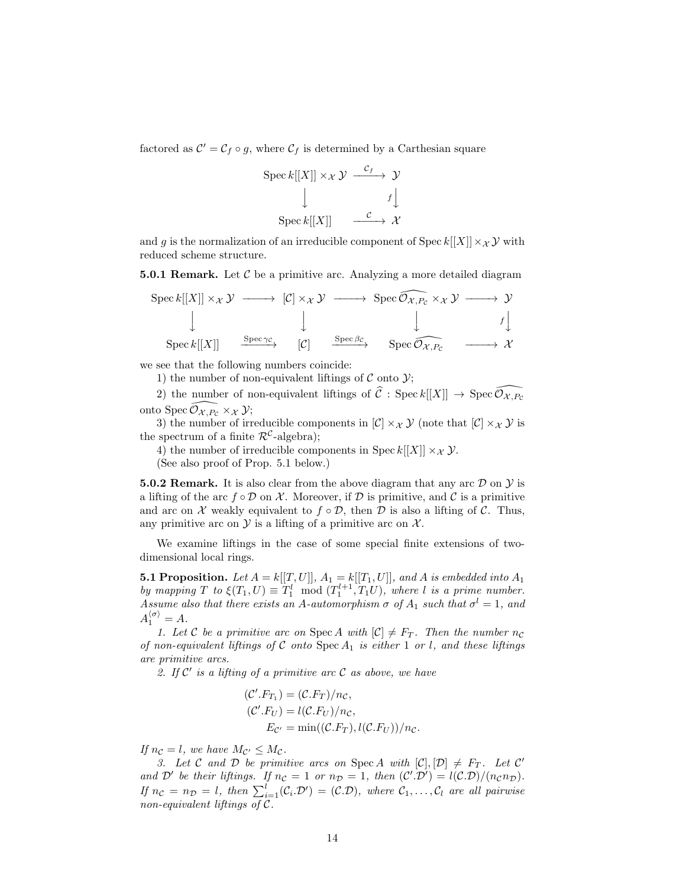factored as $\mathcal{C}' = \mathcal{C}_f \circ g$, where $\mathcal{C}_f$ is determined by a Carthesian square

$$\begin{array}{ccc}
\operatorname{Spec} k[[X]] \times_{\mathcal{X}} \mathcal{Y} & \xrightarrow{\mathcal{C}_f} & \mathcal{Y} \\
\downarrow & & \downarrow f \\
\operatorname{Spec} k[[X]] & \xrightarrow{\mathcal{C}} & \mathcal{X}
\end{array}$$

and $g$ is the normalization of an irreducible component of $\operatorname{Spec} k[[X]] \times_{\mathcal{X}} \mathcal{Y}$ with reduced scheme structure.

**5.0.1 Remark.** Let $\mathcal{C}$ be a primitive arc. Analyzing a more detailed diagram

$$\begin{array}{ccccccc}
\operatorname{Spec} k[[X]] \times_{\mathcal{X}} \mathcal{Y} & \longrightarrow & [\mathcal{C}] \times_{\mathcal{X}} \mathcal{Y} & \longrightarrow & \operatorname{Spec} \widehat{\mathcal{O}_{\mathcal{X},P_\mathcal{C}}} \times_{\mathcal{X}} \mathcal{Y} & \longrightarrow & \mathcal{Y} \\
\downarrow & & \downarrow & & \downarrow & & \downarrow f \\
\operatorname{Spec} k[[X]] & \xrightarrow{\operatorname{Spec} \gamma_\mathcal{C}} & [\mathcal{C}] & \xrightarrow{\operatorname{Spec} \beta_\mathcal{C}} & \operatorname{Spec} \widehat{\mathcal{O}_{\mathcal{X},P_\mathcal{C}}} & \longrightarrow & \mathcal{X}
\end{array}$$

we see that the following numbers coincide:

1) the number of non-equivalent liftings of $\mathcal{C}$ onto $\mathcal{Y}$;

2) the number of non-equivalent liftings of $\widehat{\mathcal{C}} : \operatorname{Spec} k[[X]] \to \operatorname{Spec} \widehat{\mathcal{O}_{\mathcal{X},P_\mathcal{C}}}$ onto $\operatorname{Spec} \widehat{\mathcal{O}_{\mathcal{X},P_\mathcal{C}}} \times_{\mathcal{X}} \mathcal{Y}$;

3) the number of irreducible components in $[\mathcal{C}] \times_{\mathcal{X}} \mathcal{Y}$ (note that $[\mathcal{C}] \times_{\mathcal{X}} \mathcal{Y}$ is the spectrum of a finite $\mathcal{R}^\mathcal{C}$-algebra);

4) the number of irreducible components in $\operatorname{Spec} k[[X]] \times_{\mathcal{X}} \mathcal{Y}$.

(See also proof of Prop. 5.1 below.)

**5.0.2 Remark.** It is also clear from the above diagram that any arc $\mathcal{D}$ on $\mathcal{Y}$ is a lifting of the arc $f \circ \mathcal{D}$ on $\mathcal{X}$. Moreover, if $\mathcal{D}$ is primitive, and $\mathcal{C}$ is a primitive and arc on $\mathcal{X}$ weakly equivalent to $f \circ \mathcal{D}$, then $\mathcal{D}$ is also a lifting of $\mathcal{C}$. Thus, any primitive arc on $\mathcal{Y}$ is a lifting of a primitive arc on $\mathcal{X}$.

We examine liftings in the case of some special finite extensions of two-dimensional local rings.

**5.1 Proposition.** *Let $A = k[[T,U]]$, $A_1 = k[[T_1,U]]$, and $A$ is embedded into $A_1$ by mapping $T$ to $\xi(T_1,U) \equiv T_1^l \mod (T_1^{l+1}, T_1U)$, where $l$ is a prime number. Assume also that there exists an $A$-automorphism $\sigma$ of $A_1$ such that $\sigma^l = 1$, and $A_1^{\langle\sigma\rangle} = A$.*

*1. Let $\mathcal{C}$ be a primitive arc on $\operatorname{Spec} A$ with $[\mathcal{C}] \neq F_T$. Then the number $n_\mathcal{C}$ of non-equivalent liftings of $\mathcal{C}$ onto $\operatorname{Spec} A_1$ is either 1 or $l$, and these liftings are primitive arcs.*

*2. If $\mathcal{C}'$ is a lifting of a primitive arc $\mathcal{C}$ as above, we have*

$$(\mathcal{C}'.F_{T_1}) = (\mathcal{C}.F_T)/n_\mathcal{C},$$
$$(\mathcal{C}'.F_U) = l(\mathcal{C}.F_U)/n_\mathcal{C},$$
$$E_{\mathcal{C}'} = \min((\mathcal{C}.F_T), l(\mathcal{C}.F_U))/n_\mathcal{C}.$$

*If $n_\mathcal{C} = l$, we have $M_{\mathcal{C}'} \leq M_\mathcal{C}$.*

*3. Let $\mathcal{C}$ and $\mathcal{D}$ be primitive arcs on $\operatorname{Spec} A$ with $[\mathcal{C}], [\mathcal{D}] \neq F_T$. Let $\mathcal{C}'$ and $\mathcal{D}'$ be their liftings. If $n_\mathcal{C} = 1$ or $n_\mathcal{D} = 1$, then $(\mathcal{C}'.\mathcal{D}') = l(\mathcal{C}.\mathcal{D})/(n_\mathcal{C} n_\mathcal{D})$. If $n_\mathcal{C} = n_\mathcal{D} = l$, then $\sum_{i=1}^{l} (\mathcal{C}_i.\mathcal{D}') = (\mathcal{C}.\mathcal{D})$, where $\mathcal{C}_1, \ldots, \mathcal{C}_l$ are all pairwise non-equivalent liftings of $\mathcal{C}$.*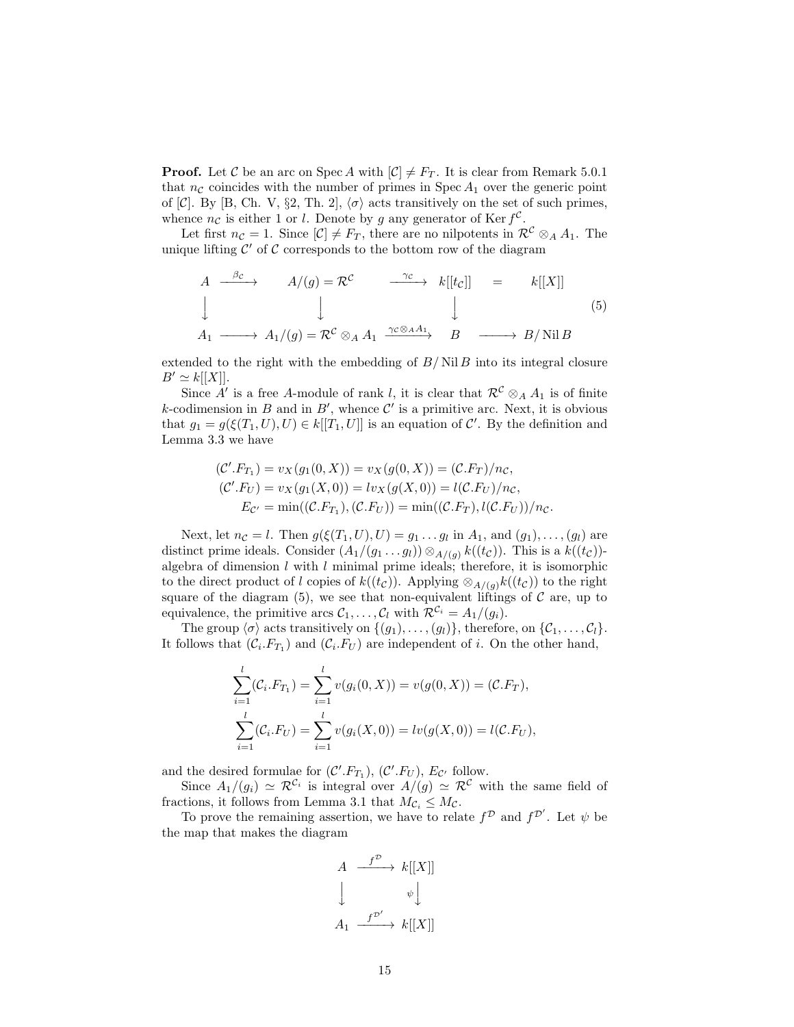**Proof.** Let $\mathcal{C}$ be an arc on $\operatorname{Spec} A$ with $[\mathcal{C}] \neq F_T$. It is clear from Remark 5.0.1 that $n_{\mathcal{C}}$ coincides with the number of primes in $\operatorname{Spec} A_1$ over the generic point of $[\mathcal{C}]$. By [B, Ch. V, §2, Th. 2], $\langle \sigma \rangle$ acts transitively on the set of such primes, whence $n_{\mathcal{C}}$ is either 1 or $l$. Denote by $g$ any generator of $\operatorname{Ker} f^{\mathcal{C}}$.

Let first $n_{\mathcal{C}} = 1$. Since $[\mathcal{C}] \neq F_T$, there are no nilpotents in $\mathcal{R}^{\mathcal{C}} \otimes_A A_1$. The unique lifting $\mathcal{C}'$ of $\mathcal{C}$ corresponds to the bottom row of the diagram

$$\begin{array}{ccccccc}
A & \xrightarrow{\beta_{\mathcal{C}}} & A/(g) = \mathcal{R}^{\mathcal{C}} & \xrightarrow{\gamma_{\mathcal{C}}} & k[[t_{\mathcal{C}}]] & = & k[[X]] \\
\downarrow & & \downarrow & & \downarrow & & \\
A_1 & \longrightarrow & A_1/(g) = \mathcal{R}^{\mathcal{C}} \otimes_A A_1 & \xrightarrow{\gamma_{\mathcal{C}} \otimes_A A_1} & B & \longrightarrow & B/\operatorname{Nil} B
\end{array} \tag{5}$$

extended to the right with the embedding of $B/\operatorname{Nil} B$ into its integral closure $B' \simeq k[[X]]$.

Since $A'$ is a free $A$-module of rank $l$, it is clear that $\mathcal{R}^{\mathcal{C}} \otimes_A A_1$ is of finite $k$-codimension in $B$ and in $B'$, whence $\mathcal{C}'$ is a primitive arc. Next, it is obvious that $g_1 = g(\xi(T_1, U), U) \in k[[T_1, U]]$ is an equation of $\mathcal{C}'$. By the definition and Lemma 3.3 we have

$$\begin{aligned}
(\mathcal{C}'.F_{T_1}) &= v_X(g_1(0, X)) = v_X(g(0, X)) = (\mathcal{C}.F_T)/n_{\mathcal{C}}, \\
(\mathcal{C}'.F_U) &= v_X(g_1(X, 0)) = l v_X(g(X, 0)) = l(\mathcal{C}.F_U)/n_{\mathcal{C}}, \\
E_{\mathcal{C}'} &= \min((\mathcal{C}.F_{T_1}), (\mathcal{C}.F_U)) = \min((\mathcal{C}.F_T), l(\mathcal{C}.F_U))/n_{\mathcal{C}}.
\end{aligned}$$

Next, let $n_{\mathcal{C}} = l$. Then $g(\xi(T_1, U), U) = g_1 \ldots g_l$ in $A_1$, and $(g_1), \ldots, (g_l)$ are distinct prime ideals. Consider $(A_1/(g_1 \ldots g_l)) \otimes_{A/(g)} k((t_{\mathcal{C}}))$. This is a $k((t_{\mathcal{C}}))$-algebra of dimension $l$ with $l$ minimal prime ideals; therefore, it is isomorphic to the direct product of $l$ copies of $k((t_{\mathcal{C}}))$. Applying $\otimes_{A/(g)} k((t_{\mathcal{C}}))$ to the right square of the diagram (5), we see that non-equivalent liftings of $\mathcal{C}$ are, up to equivalence, the primitive arcs $\mathcal{C}_1, \ldots, \mathcal{C}_l$ with $\mathcal{R}^{\mathcal{C}_i} = A_1/(g_i)$.

The group $\langle \sigma \rangle$ acts transitively on $\{(g_1), \ldots, (g_l)\}$, therefore, on $\{\mathcal{C}_1, \ldots, \mathcal{C}_l\}$. It follows that $(\mathcal{C}_i.F_{T_1})$ and $(\mathcal{C}_i.F_U)$ are independent of $i$. On the other hand,

$$\begin{aligned}
\sum_{i=1}^{l} (\mathcal{C}_i.F_{T_1}) &= \sum_{i=1}^{l} v(g_i(0, X)) = v(g(0, X)) = (\mathcal{C}.F_T), \\
\sum_{i=1}^{l} (\mathcal{C}_i.F_U) &= \sum_{i=1}^{l} v(g_i(X, 0)) = l v(g(X, 0)) = l(\mathcal{C}.F_U),
\end{aligned}$$

and the desired formulae for $(\mathcal{C}'.F_{T_1})$, $(\mathcal{C}'.F_U)$, $E_{\mathcal{C}'}$ follow.

Since $A_1/(g_i) \simeq \mathcal{R}^{\mathcal{C}_i}$ is integral over $A/(g) \simeq \mathcal{R}^{\mathcal{C}}$ with the same field of fractions, it follows from Lemma 3.1 that $M_{\mathcal{C}_i} \leq M_{\mathcal{C}}$.

To prove the remaining assertion, we have to relate $f^{\mathcal{D}}$ and $f^{\mathcal{D}'}$. Let $\psi$ be the map that makes the diagram

$$\begin{array}{ccc}
A & \xrightarrow{f^{\mathcal{D}}} & k[[X]] \\
\downarrow & & \downarrow \psi \\
A_1 & \xrightarrow{f^{\mathcal{D}'}} & k[[X]]
\end{array}$$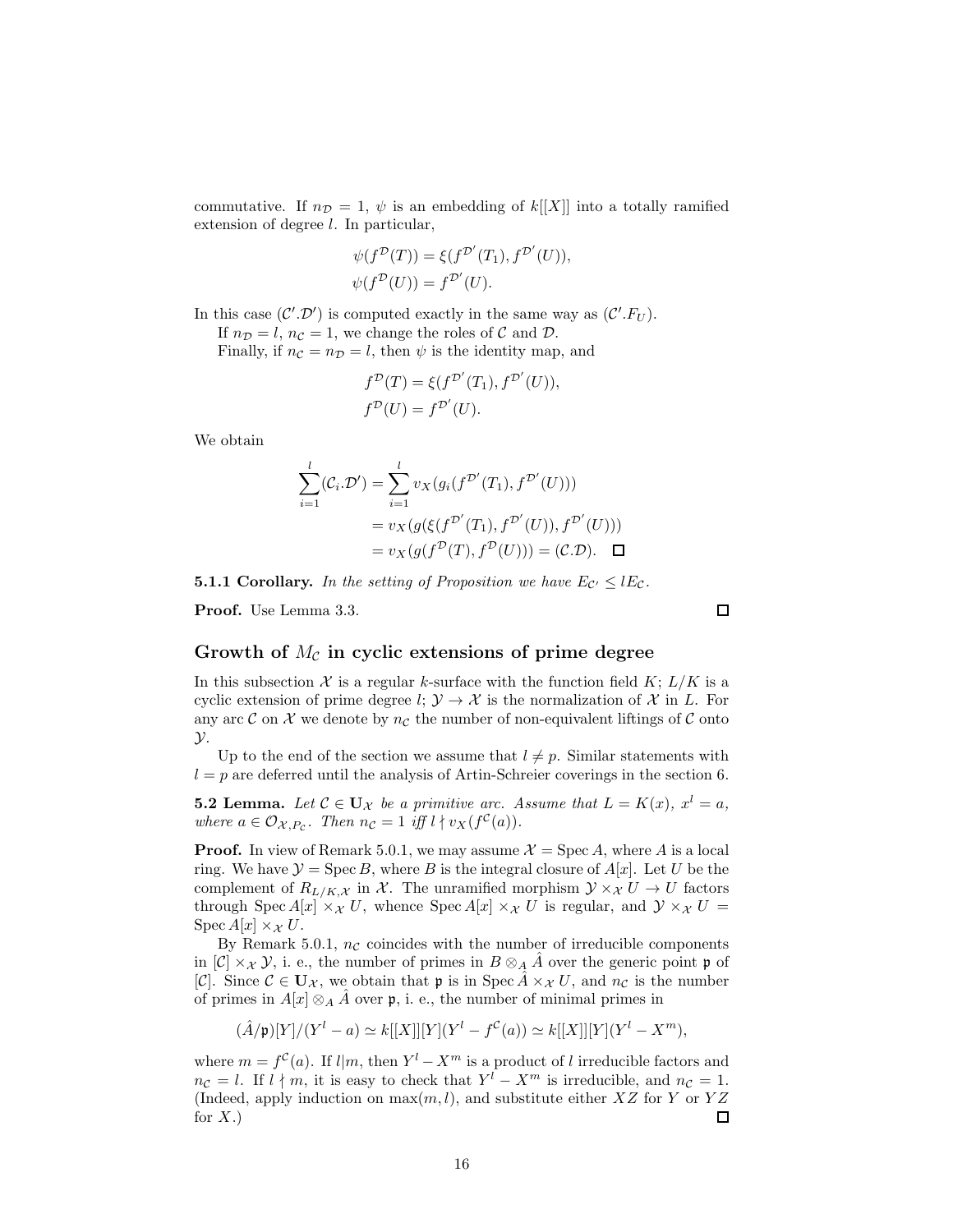commutative. If $n_{\mathcal{D}} = 1$, $\psi$ is an embedding of $k[[X]]$ into a totally ramified extension of degree $l$. In particular,

$$\psi(f^{\mathcal{D}}(T)) = \xi(f^{\mathcal{D}'}(T_1), f^{\mathcal{D}'}(U)),$$
$$\psi(f^{\mathcal{D}}(U)) = f^{\mathcal{D}'}(U).$$

In this case $(\mathcal{C}'.\mathcal{D}')$ is computed exactly in the same way as $(\mathcal{C}'.F_U)$.

If $n_{\mathcal{D}} = l$, $n_{\mathcal{C}} = 1$, we change the roles of $\mathcal{C}$ and $\mathcal{D}$.

Finally, if $n_{\mathcal{C}} = n_{\mathcal{D}} = l$, then $\psi$ is the identity map, and

$$f^{\mathcal{D}}(T) = \xi(f^{\mathcal{D}'}(T_1), f^{\mathcal{D}'}(U)),$$
$$f^{\mathcal{D}}(U) = f^{\mathcal{D}'}(U).$$

We obtain

$$\begin{aligned}\sum_{i=1}^{l}(\mathcal{C}_i.\mathcal{D}') &= \sum_{i=1}^{l} v_X(g_i(f^{\mathcal{D}'}(T_1), f^{\mathcal{D}'}(U))) \\ &= v_X(g(\xi(f^{\mathcal{D}'}(T_1), f^{\mathcal{D}'}(U)), f^{\mathcal{D}'}(U))) \\ &= v_X(g(f^{\mathcal{D}}(T), f^{\mathcal{D}}(U))) = (\mathcal{C}.\mathcal{D}). \quad \square\end{aligned}$$

**5.1.1 Corollary.** *In the setting of Proposition we have $E_{\mathcal{C}'} \leq lE_{\mathcal{C}}$.*

**Proof.** Use Lemma 3.3. $\square$

## Growth of $M_{\mathcal{C}}$ in cyclic extensions of prime degree

In this subsection $\mathcal{X}$ is a regular $k$-surface with the function field $K$; $L/K$ is a cyclic extension of prime degree $l$; $\mathcal{Y} \to \mathcal{X}$ is the normalization of $\mathcal{X}$ in $L$. For any arc $\mathcal{C}$ on $\mathcal{X}$ we denote by $n_{\mathcal{C}}$ the number of non-equivalent liftings of $\mathcal{C}$ onto $\mathcal{Y}$.

Up to the end of the section we assume that $l \neq p$. Similar statements with $l = p$ are deferred until the analysis of Artin-Schreier coverings in the section 6.

**5.2 Lemma.** *Let $\mathcal{C} \in \mathbf{U}_{\mathcal{X}}$ be a primitive arc. Assume that $L = K(x)$, $x^l = a$, where $a \in \mathcal{O}_{\mathcal{X},P_{\mathcal{C}}}$. Then $n_{\mathcal{C}} = 1$ iff $l \nmid v_X(f^{\mathcal{C}}(a))$.*

**Proof.** In view of Remark 5.0.1, we may assume $\mathcal{X} = \operatorname{Spec} A$, where $A$ is a local ring. We have $\mathcal{Y} = \operatorname{Spec} B$, where $B$ is the integral closure of $A[x]$. Let $U$ be the complement of $R_{L/K,\mathcal{X}}$ in $\mathcal{X}$. The unramified morphism $\mathcal{Y} \times_{\mathcal{X}} U \to U$ factors through $\operatorname{Spec} A[x] \times_{\mathcal{X}} U$, whence $\operatorname{Spec} A[x] \times_{\mathcal{X}} U$ is regular, and $\mathcal{Y} \times_{\mathcal{X}} U = \operatorname{Spec} A[x] \times_{\mathcal{X}} U$.

By Remark 5.0.1, $n_{\mathcal{C}}$ coincides with the number of irreducible components in $[\mathcal{C}] \times_{\mathcal{X}} \mathcal{Y}$, i. e., the number of primes in $B \otimes_A \hat{A}$ over the generic point $\mathfrak{p}$ of $[\mathcal{C}]$. Since $\mathcal{C} \in \mathbf{U}_{\mathcal{X}}$, we obtain that $\mathfrak{p}$ is in $\operatorname{Spec} \hat{A} \times_{\mathcal{X}} U$, and $n_{\mathcal{C}}$ is the number of primes in $A[x] \otimes_A \hat{A}$ over $\mathfrak{p}$, i. e., the number of minimal primes in

$$(\hat{A}/\mathfrak{p})[Y]/(Y^l - a) \simeq k[[X]][Y](Y^l - f^{\mathcal{C}}(a)) \simeq k[[X]][Y](Y^l - X^m),$$

where $m = f^{\mathcal{C}}(a)$. If $l|m$, then $Y^l - X^m$ is a product of $l$ irreducible factors and $n_{\mathcal{C}} = l$. If $l \nmid m$, it is easy to check that $Y^l - X^m$ is irreducible, and $n_{\mathcal{C}} = 1$. (Indeed, apply induction on $\max(m, l)$, and substitute either $XZ$ for $Y$ or $YZ$ for $X$.) $\square$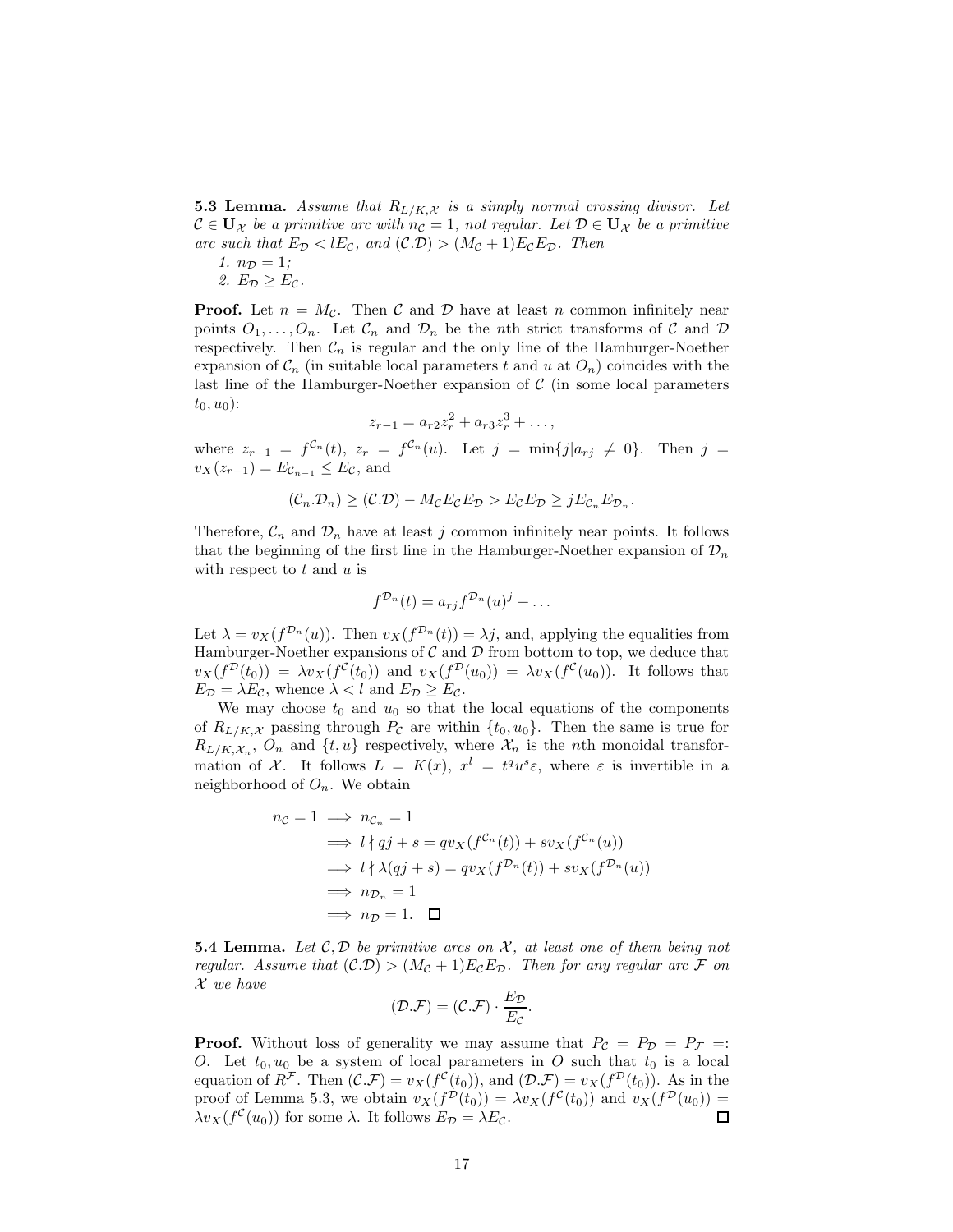**5.3 Lemma.** *Assume that $R_{L/K,\mathcal{X}}$ is a simply normal crossing divisor. Let $\mathcal{C} \in \mathbf{U}_{\mathcal{X}}$ be a primitive arc with $n_{\mathcal{C}} = 1$, not regular. Let $\mathcal{D} \in \mathbf{U}_{\mathcal{X}}$ be a primitive arc such that $E_{\mathcal{D}} < lE_{\mathcal{C}}$, and $(\mathcal{C}.\mathcal{D}) > (M_{\mathcal{C}} + 1)E_{\mathcal{C}}E_{\mathcal{D}}$. Then*

1. *$n_{\mathcal{D}} = 1$;*
2. *$E_{\mathcal{D}} \geq E_{\mathcal{C}}$.*

**Proof.** Let $n = M_{\mathcal{C}}$. Then $\mathcal{C}$ and $\mathcal{D}$ have at least $n$ common infinitely near points $O_1, \ldots, O_n$. Let $\mathcal{C}_n$ and $\mathcal{D}_n$ be the $n$th strict transforms of $\mathcal{C}$ and $\mathcal{D}$ respectively. Then $\mathcal{C}_n$ is regular and the only line of the Hamburger-Noether expansion of $\mathcal{C}_n$ (in suitable local parameters $t$ and $u$ at $O_n$) coincides with the last line of the Hamburger-Noether expansion of $\mathcal{C}$ (in some local parameters $t_0, u_0$):

$$z_{r-1} = a_{r2}z_r^2 + a_{r3}z_r^3 + \ldots,$$

where $z_{r-1} = f^{\mathcal{C}_n}(t)$, $z_r = f^{\mathcal{C}_n}(u)$. Let $j = \min\{j | a_{rj} \neq 0\}$. Then $j = v_X(z_{r-1}) = E_{\mathcal{C}_{n-1}} \leq E_{\mathcal{C}}$, and

$$(\mathcal{C}_n.\mathcal{D}_n) \geq (\mathcal{C}.\mathcal{D}) - M_{\mathcal{C}}E_{\mathcal{C}}E_{\mathcal{D}} > E_{\mathcal{C}}E_{\mathcal{D}} \geq jE_{\mathcal{C}_n}E_{\mathcal{D}_n}.$$

Therefore, $\mathcal{C}_n$ and $\mathcal{D}_n$ have at least $j$ common infinitely near points. It follows that the beginning of the first line in the Hamburger-Noether expansion of $\mathcal{D}_n$ with respect to $t$ and $u$ is

$$f^{\mathcal{D}_n}(t) = a_{rj}f^{\mathcal{D}_n}(u)^j + \ldots$$

Let $\lambda = v_X(f^{\mathcal{D}_n}(u))$. Then $v_X(f^{\mathcal{D}_n}(t)) = \lambda j$, and, applying the equalities from Hamburger-Noether expansions of $\mathcal{C}$ and $\mathcal{D}$ from bottom to top, we deduce that $v_X(f^{\mathcal{D}}(t_0)) = \lambda v_X(f^{\mathcal{C}}(t_0))$ and $v_X(f^{\mathcal{D}}(u_0)) = \lambda v_X(f^{\mathcal{C}}(u_0))$. It follows that $E_{\mathcal{D}} = \lambda E_{\mathcal{C}}$, whence $\lambda < l$ and $E_{\mathcal{D}} \geq E_{\mathcal{C}}$.

We may choose $t_0$ and $u_0$ so that the local equations of the components of $R_{L/K,\mathcal{X}}$ passing through $P_{\mathcal{C}}$ are within $\{t_0, u_0\}$. Then the same is true for $R_{L/K,\mathcal{X}_n}$, $O_n$ and $\{t, u\}$ respectively, where $\mathcal{X}_n$ is the $n$th monoidal transformation of $\mathcal{X}$. It follows $L = K(x)$, $x^l = t^q u^s \varepsilon$, where $\varepsilon$ is invertible in a neighborhood of $O_n$. We obtain

$$\begin{aligned}
n_{\mathcal{C}} = 1 &\implies n_{\mathcal{C}_n} = 1 \\
&\implies l \nmid qj + s = qv_X(f^{\mathcal{C}_n}(t)) + sv_X(f^{\mathcal{C}_n}(u)) \\
&\implies l \nmid \lambda(qj + s) = qv_X(f^{\mathcal{D}_n}(t)) + sv_X(f^{\mathcal{D}_n}(u)) \\
&\implies n_{\mathcal{D}_n} = 1 \\
&\implies n_{\mathcal{D}} = 1. \quad \square
\end{aligned}$$

**5.4 Lemma.** *Let $\mathcal{C}, \mathcal{D}$ be primitive arcs on $\mathcal{X}$, at least one of them being not regular. Assume that $(\mathcal{C}.\mathcal{D}) > (M_{\mathcal{C}} + 1)E_{\mathcal{C}}E_{\mathcal{D}}$. Then for any regular arc $\mathcal{F}$ on $\mathcal{X}$ we have*

$$(\mathcal{D}.\mathcal{F}) = (\mathcal{C}.\mathcal{F}) \cdot \frac{E_{\mathcal{D}}}{E_{\mathcal{C}}}.$$

**Proof.** Without loss of generality we may assume that $P_{\mathcal{C}} = P_{\mathcal{D}} = P_{\mathcal{F}} =: O$. Let $t_0, u_0$ be a system of local parameters in $O$ such that $t_0$ is a local equation of $R^{\mathcal{F}}$. Then $(\mathcal{C}.\mathcal{F}) = v_X(f^{\mathcal{C}}(t_0))$, and $(\mathcal{D}.\mathcal{F}) = v_X(f^{\mathcal{D}}(t_0))$. As in the proof of Lemma 5.3, we obtain $v_X(f^{\mathcal{D}}(t_0)) = \lambda v_X(f^{\mathcal{C}}(t_0))$ and $v_X(f^{\mathcal{D}}(u_0)) = \lambda v_X(f^{\mathcal{C}}(u_0))$ for some $\lambda$. It follows $E_{\mathcal{D}} = \lambda E_{\mathcal{C}}$. $\square$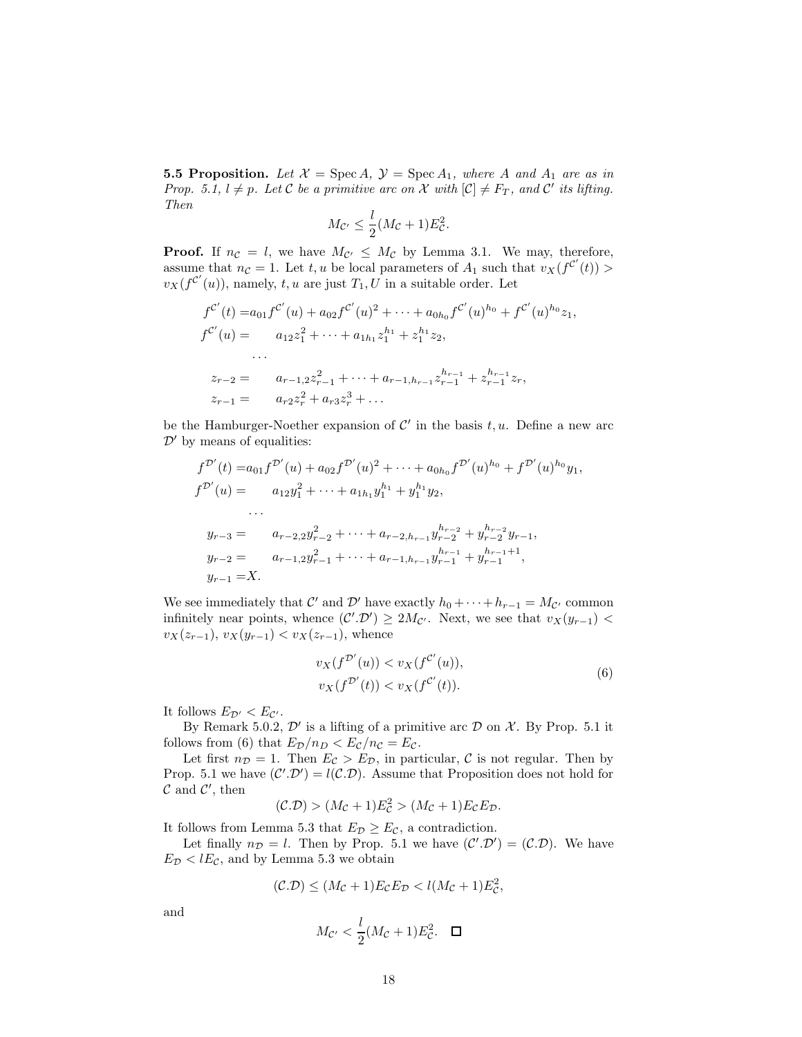**5.5 Proposition.** *Let $\mathcal{X} = \operatorname{Spec} A$, $\mathcal{Y} = \operatorname{Spec} A_1$, where $A$ and $A_1$ are as in Prop. 5.1, $l \neq p$. Let $\mathcal{C}$ be a primitive arc on $\mathcal{X}$ with $[\mathcal{C}] \neq F_T$, and $\mathcal{C}'$ its lifting. Then*

$$M_{\mathcal{C}'} \leq \frac{l}{2}(M_{\mathcal{C}} + 1)E_{\mathcal{C}}^2.$$

**Proof.** If $n_{\mathcal{C}} = l$, we have $M_{\mathcal{C}'} \leq M_{\mathcal{C}}$ by Lemma 3.1. We may, therefore, assume that $n_{\mathcal{C}} = 1$. Let $t, u$ be local parameters of $A_1$ such that $v_X(f^{\mathcal{C}'}(t)) > v_X(f^{\mathcal{C}'}(u))$, namely, $t, u$ are just $T_1, U$ in a suitable order. Let

$$\begin{aligned}
f^{\mathcal{C}'}(t) =& a_{01}f^{\mathcal{C}'}(u) + a_{02}f^{\mathcal{C}'}(u)^2 + \cdots + a_{0h_0}f^{\mathcal{C}'}(u)^{h_0} + f^{\mathcal{C}'}(u)^{h_0}z_1,\\
f^{\mathcal{C}'}(u) =& \qquad a_{12}z_1^2 + \cdots + a_{1h_1}z_1^{h_1} + z_1^{h_1}z_2,\\
&\cdots\\
z_{r-2} =& \qquad a_{r-1,2}z_{r-1}^2 + \cdots + a_{r-1,h_{r-1}}z_{r-1}^{h_{r-1}} + z_{r-1}^{h_{r-1}}z_r,\\
z_{r-1} =& \qquad a_{r2}z_r^2 + a_{r3}z_r^3 + \ldots
\end{aligned}$$

be the Hamburger-Noether expansion of $\mathcal{C}'$ in the basis $t, u$. Define a new arc $\mathcal{D}'$ by means of equalities:

$$\begin{aligned}
f^{\mathcal{D}'}(t) =& a_{01}f^{\mathcal{D}'}(u) + a_{02}f^{\mathcal{D}'}(u)^2 + \cdots + a_{0h_0}f^{\mathcal{D}'}(u)^{h_0} + f^{\mathcal{D}'}(u)^{h_0}y_1,\\
f^{\mathcal{D}'}(u) =& \qquad a_{12}y_1^2 + \cdots + a_{1h_1}y_1^{h_1} + y_1^{h_1}y_2,\\
&\cdots\\
y_{r-3} =& \qquad a_{r-2,2}y_{r-2}^2 + \cdots + a_{r-2,h_{r-2}}y_{r-2}^{h_{r-2}} + y_{r-2}^{h_{r-2}}y_{r-1},\\
y_{r-2} =& \qquad a_{r-1,2}y_{r-1}^2 + \cdots + a_{r-1,h_{r-1}}y_{r-1}^{h_{r-1}} + y_{r-1}^{h_{r-1}+1},\\
y_{r-1} =& X.
\end{aligned}$$

We see immediately that $\mathcal{C}'$ and $\mathcal{D}'$ have exactly $h_0 + \cdots + h_{r-1} = M_{\mathcal{C}'}$ common infinitely near points, whence $(\mathcal{C}'.\mathcal{D}') \geq 2M_{\mathcal{C}'}$. Next, we see that $v_X(y_{r-1}) < v_X(z_{r-1})$, $v_X(y_{r-1}) < v_X(z_{r-1})$, whence

$$\begin{aligned}
v_X(f^{\mathcal{D}'}(u)) &< v_X(f^{\mathcal{C}'}(u)),\\
v_X(f^{\mathcal{D}'}(t)) &< v_X(f^{\mathcal{C}'}(t)).
\end{aligned} \tag{6}$$

It follows $E_{\mathcal{D}'} < E_{\mathcal{C}'}$.

By Remark 5.0.2, $\mathcal{D}'$ is a lifting of a primitive arc $\mathcal{D}$ on $\mathcal{X}$. By Prop. 5.1 it follows from (6) that $E_{\mathcal{D}}/n_D < E_{\mathcal{C}}/n_{\mathcal{C}} = E_{\mathcal{C}}$.

Let first $n_{\mathcal{D}} = 1$. Then $E_{\mathcal{C}} > E_{\mathcal{D}}$, in particular, $\mathcal{C}$ is not regular. Then by Prop. 5.1 we have $(\mathcal{C}'.\mathcal{D}') = l(\mathcal{C}.\mathcal{D})$. Assume that Proposition does not hold for $\mathcal{C}$ and $\mathcal{C}'$, then

$$(\mathcal{C}.\mathcal{D}) > (M_{\mathcal{C}} + 1)E_{\mathcal{C}}^2 > (M_{\mathcal{C}} + 1)E_{\mathcal{C}}E_{\mathcal{D}}.$$

It follows from Lemma 5.3 that $E_{\mathcal{D}} \geq E_{\mathcal{C}}$, a contradiction.

Let finally $n_{\mathcal{D}} = l$. Then by Prop. 5.1 we have $(\mathcal{C}'.\mathcal{D}') = (\mathcal{C}.\mathcal{D})$. We have $E_{\mathcal{D}} < lE_{\mathcal{C}}$, and by Lemma 5.3 we obtain

$$(\mathcal{C}.\mathcal{D}) \leq (M_{\mathcal{C}} + 1)E_{\mathcal{C}}E_{\mathcal{D}} < l(M_{\mathcal{C}} + 1)E_{\mathcal{C}}^2,$$

and

$$M_{\mathcal{C}'} < \frac{l}{2}(M_{\mathcal{C}} + 1)E_{\mathcal{C}}^2. \quad \square$$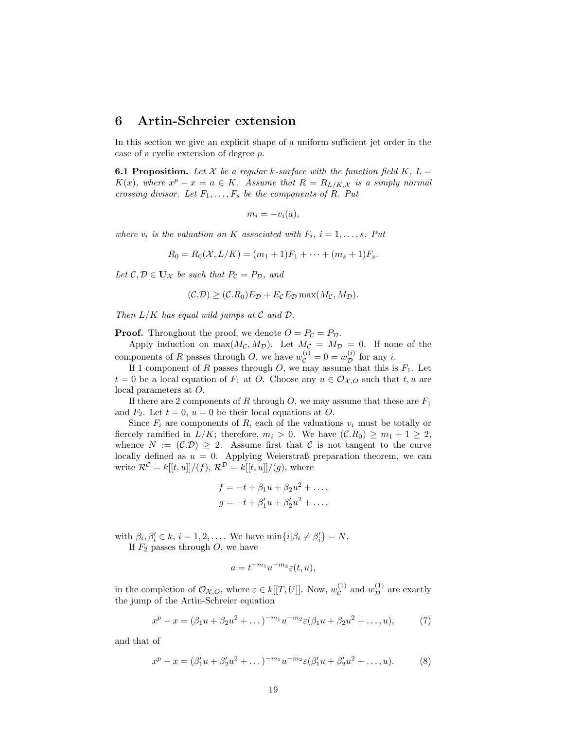## 6 Artin-Schreier extension

In this section we give an explicit shape of a uniform sufficient jet order in the case of a cyclic extension of degree $p$.

**6.1 Proposition.** *Let $\mathcal{X}$ be a regular $k$-surface with the function field $K$, $L = K(x)$, where $x^p - x = a \in K$. Assume that $R = R_{L/K,\mathcal{X}}$ is a simply normal crossing divisor. Let $F_1, \ldots, F_s$ be the components of $R$. Put*

$$m_i = -v_i(a),$$

*where $v_i$ is the valuation on $K$ associated with $F_i$, $i = 1, \ldots, s$. Put*

$$R_0 = R_0(\mathcal{X}, L/K) = (m_1 + 1)F_1 + \cdots + (m_s + 1)F_s.$$

*Let $\mathcal{C}, \mathcal{D} \in \mathbf{U}_{\mathcal{X}}$ be such that $P_{\mathcal{C}} = P_{\mathcal{D}}$, and*

$$(\mathcal{C}.\mathcal{D}) \geq (\mathcal{C}.R_0)E_{\mathcal{D}} + E_{\mathcal{C}}E_{\mathcal{D}} \max(M_{\mathcal{C}}, M_{\mathcal{D}}).$$

*Then $L/K$ has equal wild jumps at $\mathcal{C}$ and $\mathcal{D}$.*

**Proof.** Throughout the proof, we denote $O = P_{\mathcal{C}} = P_{\mathcal{D}}$.

Apply induction on $\max(M_{\mathcal{C}}, M_{\mathcal{D}})$. Let $M_{\mathcal{C}} = M_{\mathcal{D}} = 0$. If none of the components of $R$ passes through $O$, we have $w_{\mathcal{C}}^{(i)} = 0 = w_{\mathcal{D}}^{(i)}$ for any $i$.

If 1 component of $R$ passes through $O$, we may assume that this is $F_1$. Let $t = 0$ be a local equation of $F_1$ at $O$. Choose any $u \in \mathcal{O}_{\mathcal{X},O}$ such that $t, u$ are local parameters at $O$.

If there are 2 components of $R$ through $O$, we may assume that these are $F_1$ and $F_2$. Let $t = 0$, $u = 0$ be their local equations at $O$.

Since $F_i$ are components of $R$, each of the valuations $v_i$ must be totally or fiercely ramified in $L/K$; therefore, $m_i > 0$. We have $(\mathcal{C}.R_0) \geq m_1 + 1 \geq 2$, whence $N := (\mathcal{C}.\mathcal{D}) \geq 2$. Assume first that $\mathcal{C}$ is not tangent to the curve locally defined as $u = 0$. Applying Weierstraß preparation theorem, we can write $\mathcal{R}^{\mathcal{C}} = k[[t,u]]/(f)$, $\mathcal{R}^{\mathcal{D}} = k[[t,u]]/(g)$, where

$$f = -t + \beta_1 u + \beta_2 u^2 + \ldots,$$
$$g = -t + \beta_1' u + \beta_2' u^2 + \ldots,$$

with $\beta_i, \beta_i' \in k$, $i = 1, 2, \ldots$. We have $\min\{i | \beta_i \neq \beta_i'\} = N$.

If $F_2$ passes through $O$, we have

$$a = t^{-m_1} u^{-m_2} \varepsilon(t, u),$$

in the completion of $\mathcal{O}_{\mathcal{X},O}$, where $\varepsilon \in k[[T, U]]$. Now, $w_{\mathcal{C}}^{(1)}$ and $w_{\mathcal{D}}^{(1)}$ are exactly the jump of the Artin-Schreier equation

$$x^p - x = (\beta_1 u + \beta_2 u^2 + \ldots)^{-m_1} u^{-m_2} \varepsilon(\beta_1 u + \beta_2 u^2 + \ldots, u), \tag{7}$$

and that of

$$x^p - x = (\beta_1' u + \beta_2' u^2 + \ldots)^{-m_1} u^{-m_2} \varepsilon(\beta_1' u + \beta_2' u^2 + \ldots, u). \tag{8}$$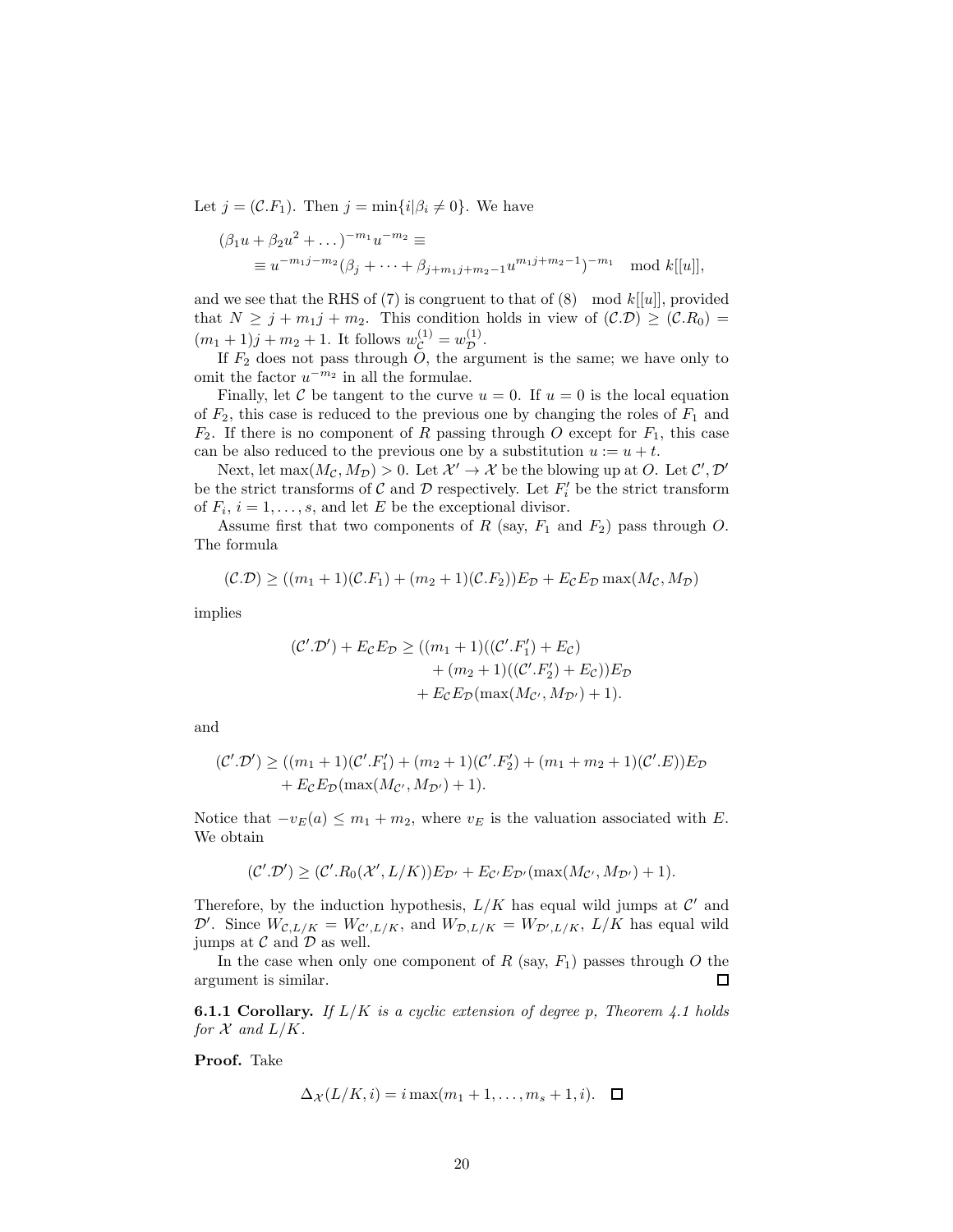Let $j = (\mathcal{C}.F_1)$. Then $j = \min\{i | \beta_i \neq 0\}$. We have

$$
\begin{aligned}
&(\beta_1 u + \beta_2 u^2 + \dots)^{-m_1} u^{-m_2} \equiv \\
&\qquad \equiv u^{-m_1 j - m_2} (\beta_j + \dots + \beta_{j+m_1 j + m_2 - 1} u^{m_1 j + m_2 - 1})^{-m_1} \mod k[[u]],
\end{aligned}
$$

and we see that the RHS of (7) is congruent to that of (8) $\mod k[[u]]$, provided that $N \geq j + m_1 j + m_2$. This condition holds in view of $(\mathcal{C}.\mathcal{D}) \geq (\mathcal{C}.R_0) = (m_1+1)j + m_2 + 1$. It follows $w^{(1)}_{\mathcal{C}} = w^{(1)}_{\mathcal{D}}$.

If $F_2$ does not pass through $O$, the argument is the same; we have only to omit the factor $u^{-m_2}$ in all the formulae.

Finally, let $\mathcal{C}$ be tangent to the curve $u = 0$. If $u = 0$ is the local equation of $F_2$, this case is reduced to the previous one by changing the roles of $F_1$ and $F_2$. If there is no component of $R$ passing through $O$ except for $F_1$, this case can be also reduced to the previous one by a substitution $u := u + t$.

Next, let $\max(M_{\mathcal{C}}, M_{\mathcal{D}}) > 0$. Let $\mathcal{X}' \to \mathcal{X}$ be the blowing up at $O$. Let $\mathcal{C}', \mathcal{D}'$ be the strict transforms of $\mathcal{C}$ and $\mathcal{D}$ respectively. Let $F'_i$ be the strict transform of $F_i$, $i = 1, \dots, s$, and let $E$ be the exceptional divisor.

Assume first that two components of $R$ (say, $F_1$ and $F_2$) pass through $O$. The formula

$$
(\mathcal{C}.\mathcal{D}) \geq ((m_1+1)(\mathcal{C}.F_1) + (m_2+1)(\mathcal{C}.F_2))E_{\mathcal{D}} + E_{\mathcal{C}} E_{\mathcal{D}} \max(M_{\mathcal{C}}, M_{\mathcal{D}})
$$

implies

$$
\begin{aligned}
(\mathcal{C}'.\mathcal{D}') + E_{\mathcal{C}} E_{\mathcal{D}} \geq ((m_1+1)&((\mathcal{C}'.F'_1) + E_{\mathcal{C}}) \\
&+ (m_2+1)((\mathcal{C}'.F'_2) + E_{\mathcal{C}}))E_{\mathcal{D}} \\
&+ E_{\mathcal{C}} E_{\mathcal{D}} (\max(M_{\mathcal{C}'}, M_{\mathcal{D}'}) + 1).
\end{aligned}
$$

and

$$
\begin{aligned}
(\mathcal{C}'.\mathcal{D}') \geq ((m_1+1)&(\mathcal{C}'.F'_1) + (m_2+1)(\mathcal{C}'.F'_2) + (m_1+m_2+1)(\mathcal{C}'.E))E_{\mathcal{D}} \\
&+ E_{\mathcal{C}} E_{\mathcal{D}} (\max(M_{\mathcal{C}'}, M_{\mathcal{D}'}) + 1).
\end{aligned}
$$

Notice that $-v_E(a) \leq m_1 + m_2$, where $v_E$ is the valuation associated with $E$. We obtain

$$
(\mathcal{C}'.\mathcal{D}') \geq (\mathcal{C}'.R_0(\mathcal{X}', L/K))E_{\mathcal{D}'} + E_{\mathcal{C}'} E_{\mathcal{D}'} (\max(M_{\mathcal{C}'}, M_{\mathcal{D}'}) + 1).
$$

Therefore, by the induction hypothesis, $L/K$ has equal wild jumps at $\mathcal{C}'$ and $\mathcal{D}'$. Since $W_{\mathcal{C},L/K} = W_{\mathcal{C}',L/K}$, and $W_{\mathcal{D},L/K} = W_{\mathcal{D}',L/K}$, $L/K$ has equal wild jumps at $\mathcal{C}$ and $\mathcal{D}$ as well.

In the case when only one component of $R$ (say, $F_1$) passes through $O$ the argument is similar. $\square$

**6.1.1 Corollary.** *If $L/K$ is a cyclic extension of degree $p$, Theorem 4.1 holds for $\mathcal{X}$ and $L/K$.*

**Proof.** Take

$$
\Delta_{\mathcal{X}}(L/K, i) = i \max(m_1 + 1, \dots, m_s + 1, i). \quad \square
$$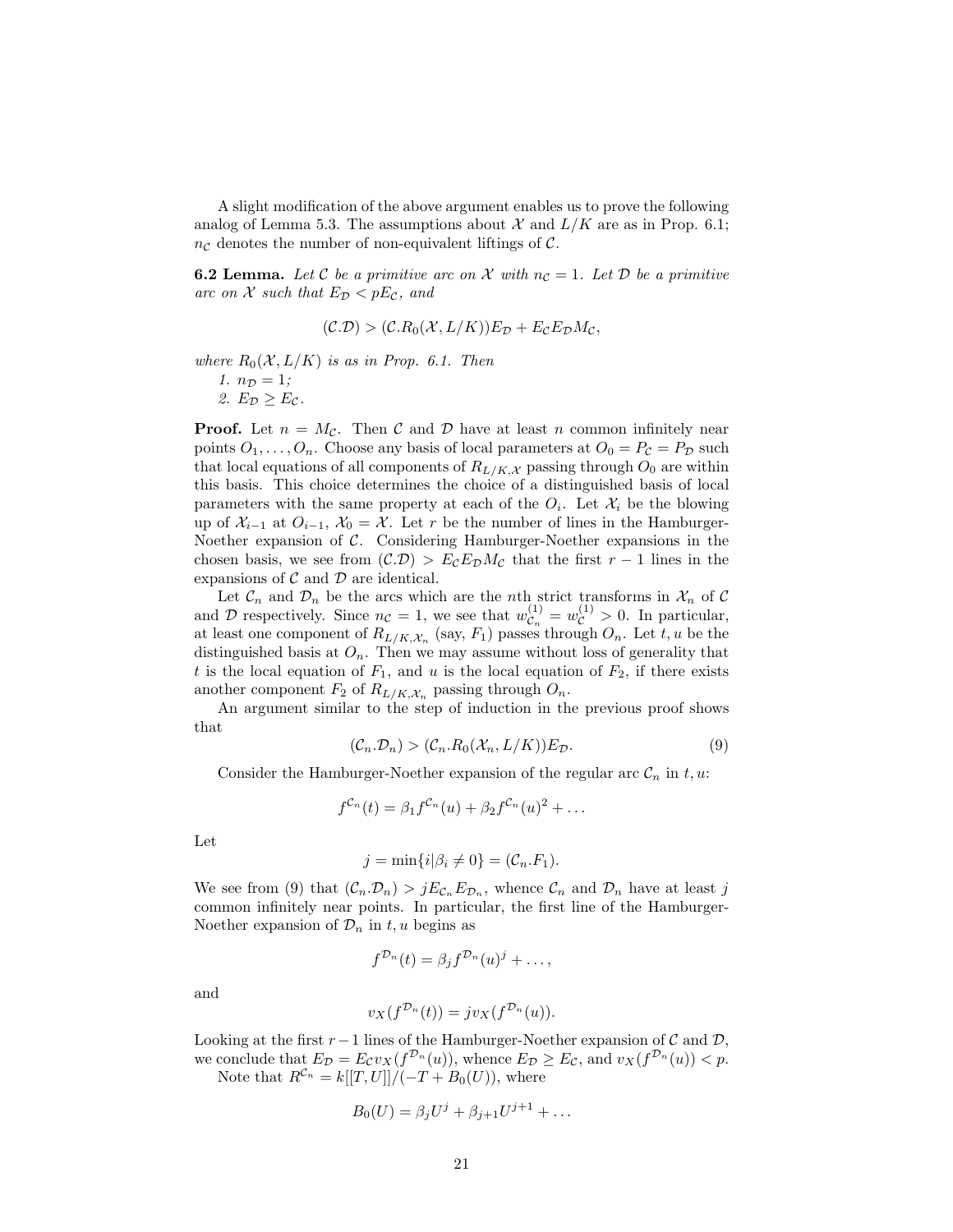A slight modification of the above argument enables us to prove the following analog of Lemma 5.3. The assumptions about $\mathcal{X}$ and $L/K$ are as in Prop. 6.1; $n_{\mathcal{C}}$ denotes the number of non-equivalent liftings of $\mathcal{C}$.

**6.2 Lemma.** *Let $\mathcal{C}$ be a primitive arc on $\mathcal{X}$ with $n_{\mathcal{C}} = 1$. Let $\mathcal{D}$ be a primitive arc on $\mathcal{X}$ such that $E_{\mathcal{D}} < pE_{\mathcal{C}}$, and*

$$(\mathcal{C}.\mathcal{D}) > (\mathcal{C}.R_0(\mathcal{X}, L/K))E_{\mathcal{D}} + E_{\mathcal{C}}E_{\mathcal{D}}M_{\mathcal{C}},$$

*where $R_0(\mathcal{X}, L/K)$ is as in Prop. 6.1. Then*

1. *$n_{\mathcal{D}} = 1$;*
2. *$E_{\mathcal{D}} \geq E_{\mathcal{C}}$.*

**Proof.** Let $n = M_{\mathcal{C}}$. Then $\mathcal{C}$ and $\mathcal{D}$ have at least $n$ common infinitely near points $O_1, \ldots, O_n$. Choose any basis of local parameters at $O_0 = P_{\mathcal{C}} = P_{\mathcal{D}}$ such that local equations of all components of $R_{L/K,\mathcal{X}}$ passing through $O_0$ are within this basis. This choice determines the choice of a distinguished basis of local parameters with the same property at each of the $O_i$. Let $\mathcal{X}_i$ be the blowing up of $\mathcal{X}_{i-1}$ at $O_{i-1}$, $\mathcal{X}_0 = \mathcal{X}$. Let $r$ be the number of lines in the Hamburger-Noether expansion of $\mathcal{C}$. Considering Hamburger-Noether expansions in the chosen basis, we see from $(\mathcal{C}.\mathcal{D}) > E_{\mathcal{C}}E_{\mathcal{D}}M_{\mathcal{C}}$ that the first $r-1$ lines in the expansions of $\mathcal{C}$ and $\mathcal{D}$ are identical.

Let $\mathcal{C}_n$ and $\mathcal{D}_n$ be the arcs which are the $n$th strict transforms in $\mathcal{X}_n$ of $\mathcal{C}$ and $\mathcal{D}$ respectively. Since $n_{\mathcal{C}} = 1$, we see that $w^{(1)}_{\mathcal{C}_n} = w^{(1)}_{\mathcal{C}} > 0$. In particular, at least one component of $R_{L/K,\mathcal{X}_n}$ (say, $F_1$) passes through $O_n$. Let $t, u$ be the distinguished basis at $O_n$. Then we may assume without loss of generality that $t$ is the local equation of $F_1$, and $u$ is the local equation of $F_2$, if there exists another component $F_2$ of $R_{L/K,\mathcal{X}_n}$ passing through $O_n$.

An argument similar to the step of induction in the previous proof shows that

$$(\mathcal{C}_n.\mathcal{D}_n) > (\mathcal{C}_n.R_0(\mathcal{X}_n, L/K))E_{\mathcal{D}}. \tag{9}$$

Consider the Hamburger-Noether expansion of the regular arc $\mathcal{C}_n$ in $t, u$:

$$f^{\mathcal{C}_n}(t) = \beta_1 f^{\mathcal{C}_n}(u) + \beta_2 f^{\mathcal{C}_n}(u)^2 + \ldots$$

Let

$$j = \min\{i | \beta_i \neq 0\} = (\mathcal{C}_n.F_1).$$

We see from (9) that $(\mathcal{C}_n.\mathcal{D}_n) > jE_{\mathcal{C}_n}E_{\mathcal{D}_n}$, whence $\mathcal{C}_n$ and $\mathcal{D}_n$ have at least $j$ common infinitely near points. In particular, the first line of the Hamburger-Noether expansion of $\mathcal{D}_n$ in $t, u$ begins as

$$f^{\mathcal{D}_n}(t) = \beta_j f^{\mathcal{D}_n}(u)^j + \ldots,$$

and

$$v_X(f^{\mathcal{D}_n}(t)) = jv_X(f^{\mathcal{D}_n}(u)).$$

Looking at the first $r-1$ lines of the Hamburger-Noether expansion of $\mathcal{C}$ and $\mathcal{D}$, we conclude that $E_{\mathcal{D}} = E_{\mathcal{C}}v_X(f^{\mathcal{D}_n}(u))$, whence $E_{\mathcal{D}} \geq E_{\mathcal{C}}$, and $v_X(f^{\mathcal{D}_n}(u)) < p$.

Note that $R^{\mathcal{C}_n} = k[[T, U]]/(-T + B_0(U))$, where

$$B_0(U) = \beta_j U^j + \beta_{j+1}U^{j+1} + \ldots$$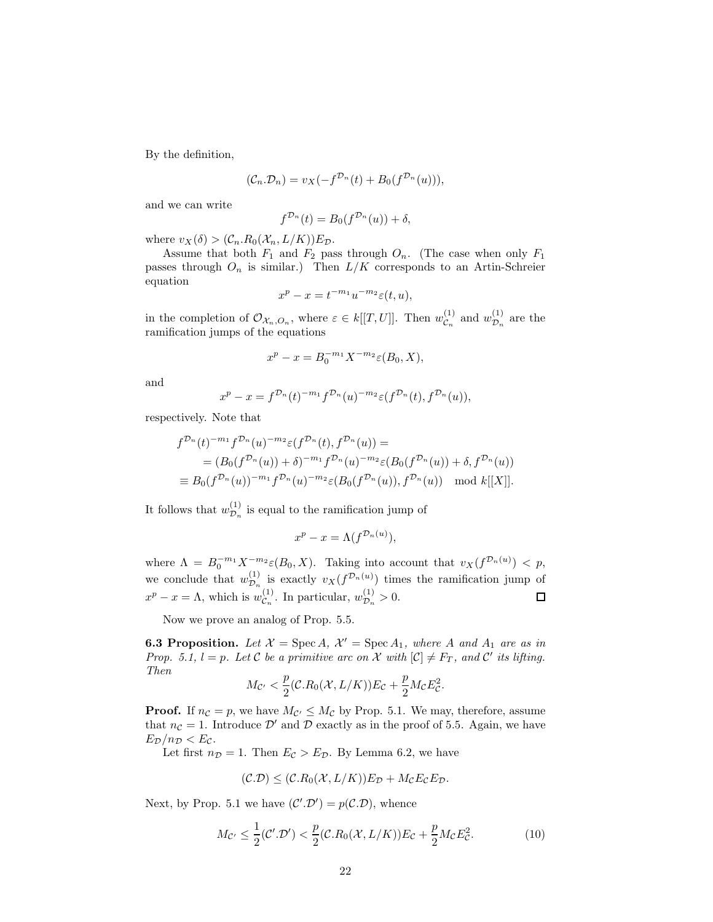By the definition,

$$(\mathcal{C}_n.\mathcal{D}_n) = v_X(-f^{\mathcal{D}_n}(t) + B_0(f^{\mathcal{D}_n}(u))),$$

and we can write

$$f^{\mathcal{D}_n}(t) = B_0(f^{\mathcal{D}_n}(u)) + \delta,$$

where $v_X(\delta) > (\mathcal{C}_n.R_0(\mathcal{X}_n, L/K))E_{\mathcal{D}}$.

Assume that both $F_1$ and $F_2$ pass through $O_n$. (The case when only $F_1$ passes through $O_n$ is similar.) Then $L/K$ corresponds to an Artin-Schreier equation

$$x^p - x = t^{-m_1}u^{-m_2}\varepsilon(t,u),$$

in the completion of $\mathcal{O}_{\mathcal{X}_n,O_n}$, where $\varepsilon \in k[[T,U]]$. Then $w^{(1)}_{\mathcal{C}_n}$ and $w^{(1)}_{\mathcal{D}_n}$ are the ramification jumps of the equations

$$x^p - x = B_0^{-m_1}X^{-m_2}\varepsilon(B_0, X),$$

and

$$x^p - x = f^{\mathcal{D}_n}(t)^{-m_1}f^{\mathcal{D}_n}(u)^{-m_2}\varepsilon(f^{\mathcal{D}_n}(t), f^{\mathcal{D}_n}(u)),$$

respectively. Note that

$$\begin{aligned}
f^{\mathcal{D}_n}(t)^{-m_1}f^{\mathcal{D}_n}(u)^{-m_2}&\varepsilon(f^{\mathcal{D}_n}(t), f^{\mathcal{D}_n}(u)) = \\
&= (B_0(f^{\mathcal{D}_n}(u)) + \delta)^{-m_1}f^{\mathcal{D}_n}(u)^{-m_2}\varepsilon(B_0(f^{\mathcal{D}_n}(u)) + \delta, f^{\mathcal{D}_n}(u)) \\
\equiv B_0(f^{\mathcal{D}_n}(u))^{-m_1}&f^{\mathcal{D}_n}(u)^{-m_2}\varepsilon(B_0(f^{\mathcal{D}_n}(u)), f^{\mathcal{D}_n}(u)) \mod k[[X]].
\end{aligned}$$

It follows that $w^{(1)}_{\mathcal{D}_n}$ is equal to the ramification jump of

$$x^p - x = \Lambda(f^{\mathcal{D}_n(u)}),$$

where $\Lambda = B_0^{-m_1}X^{-m_2}\varepsilon(B_0, X)$. Taking into account that $v_X(f^{\mathcal{D}_n(u)}) < p$, we conclude that $w^{(1)}_{\mathcal{D}_n}$ is exactly $v_X(f^{\mathcal{D}_n(u)})$ times the ramification jump of $x^p - x = \Lambda$, which is $w^{(1)}_{\mathcal{C}_n}$. In particular, $w^{(1)}_{\mathcal{D}_n} > 0$. $\square$

Now we prove an analog of Prop. 5.5.

**6.3 Proposition.** *Let $\mathcal{X} = \operatorname{Spec} A$, $\mathcal{X}' = \operatorname{Spec} A_1$, where $A$ and $A_1$ are as in Prop. 5.1, $l = p$. Let $\mathcal{C}$ be a primitive arc on $\mathcal{X}$ with $[\mathcal{C}] \neq F_T$, and $\mathcal{C}'$ its lifting. Then*

$$M_{\mathcal{C}'} < \frac{p}{2}(\mathcal{C}.R_0(\mathcal{X}, L/K))E_{\mathcal{C}} + \frac{p}{2}M_{\mathcal{C}}E_{\mathcal{C}}^2.$$

**Proof.** If $n_{\mathcal{C}} = p$, we have $M_{\mathcal{C}'} \leq M_{\mathcal{C}}$ by Prop. 5.1. We may, therefore, assume that $n_{\mathcal{C}} = 1$. Introduce $\mathcal{D}'$ and $\mathcal{D}$ exactly as in the proof of 5.5. Again, we have $E_{\mathcal{D}}/n_{\mathcal{D}} < E_{\mathcal{C}}$.

Let first $n_{\mathcal{D}} = 1$. Then $E_{\mathcal{C}} > E_{\mathcal{D}}$. By Lemma 6.2, we have

$$(\mathcal{C}.\mathcal{D}) \leq (\mathcal{C}.R_0(\mathcal{X}, L/K))E_{\mathcal{D}} + M_{\mathcal{C}}E_{\mathcal{C}}E_{\mathcal{D}}.$$

Next, by Prop. 5.1 we have $(\mathcal{C}'.\mathcal{D}') = p(\mathcal{C}.\mathcal{D})$, whence

$$M_{\mathcal{C}'} \leq \frac{1}{2}(\mathcal{C}'.\mathcal{D}') < \frac{p}{2}(\mathcal{C}.R_0(\mathcal{X}, L/K))E_{\mathcal{C}} + \frac{p}{2}M_{\mathcal{C}}E_{\mathcal{C}}^2. \tag{10}$$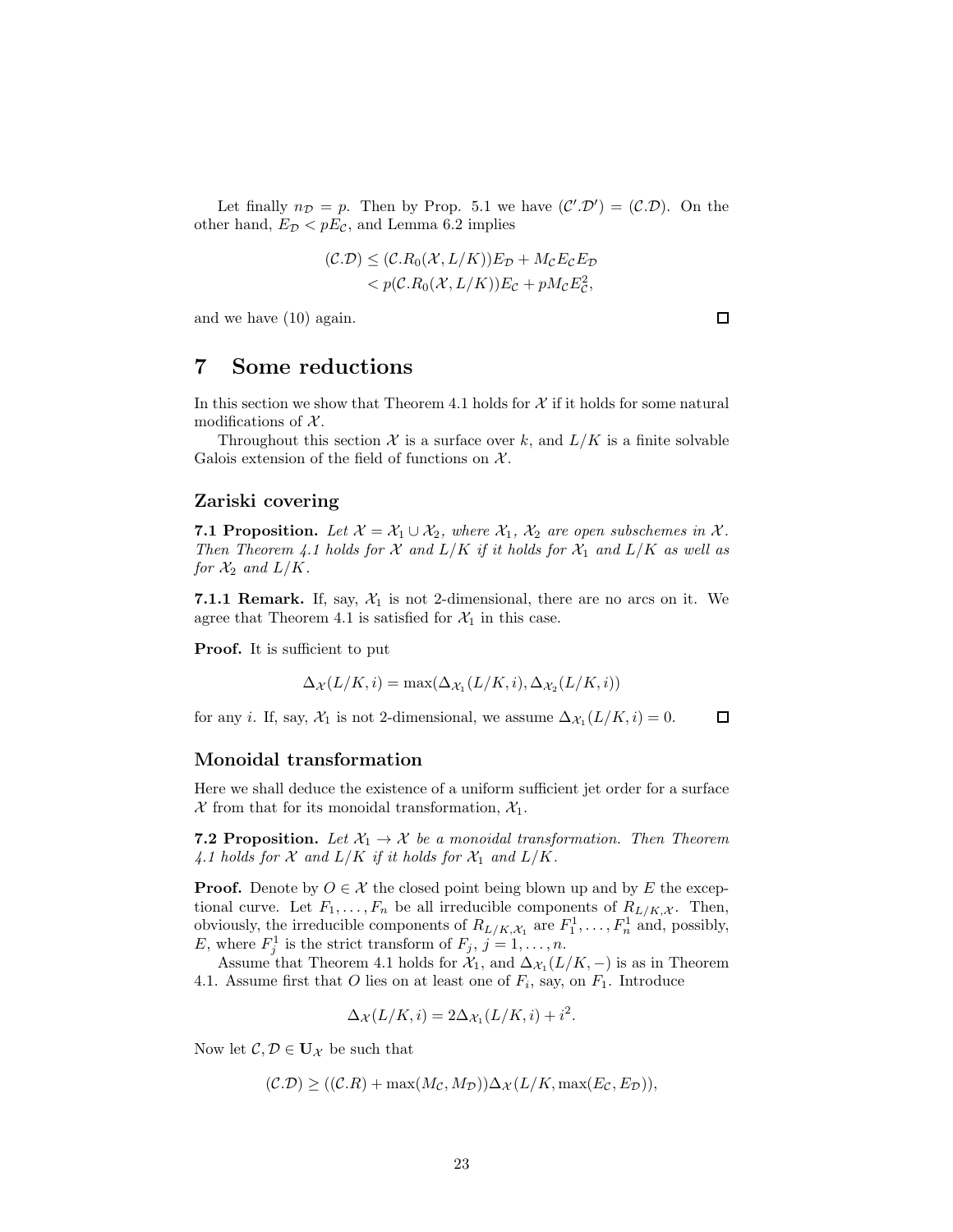Let finally $n_{\mathcal{D}} = p$. Then by Prop. 5.1 we have $(\mathcal{C}'.\mathcal{D}') = (\mathcal{C}.\mathcal{D})$. On the other hand, $E_{\mathcal{D}} < pE_{\mathcal{C}}$, and Lemma 6.2 implies

$$
\begin{aligned}
(\mathcal{C}.\mathcal{D}) &\leq (\mathcal{C}.R_0(\mathcal{X}, L/K))E_{\mathcal{D}} + M_{\mathcal{C}}E_{\mathcal{C}}E_{\mathcal{D}} \\
&< p(\mathcal{C}.R_0(\mathcal{X}, L/K))E_{\mathcal{C}} + pM_{\mathcal{C}}E_{\mathcal{C}}^2,
\end{aligned}
$$

and we have (10) again. □

# 7 Some reductions

In this section we show that Theorem 4.1 holds for $\mathcal{X}$ if it holds for some natural modifications of $\mathcal{X}$.

Throughout this section $\mathcal{X}$ is a surface over $k$, and $L/K$ is a finite solvable Galois extension of the field of functions on $\mathcal{X}$.

### Zariski covering

**7.1 Proposition.** *Let $\mathcal{X} = \mathcal{X}_1 \cup \mathcal{X}_2$, where $\mathcal{X}_1$, $\mathcal{X}_2$ are open subschemes in $\mathcal{X}$. Then Theorem 4.1 holds for $\mathcal{X}$ and $L/K$ if it holds for $\mathcal{X}_1$ and $L/K$ as well as for $\mathcal{X}_2$ and $L/K$.*

**7.1.1 Remark.** If, say, $\mathcal{X}_1$ is not 2-dimensional, there are no arcs on it. We agree that Theorem 4.1 is satisfied for $\mathcal{X}_1$ in this case.

**Proof.** It is sufficient to put

$$
\Delta_{\mathcal{X}}(L/K, i) = \max(\Delta_{\mathcal{X}_1}(L/K, i), \Delta_{\mathcal{X}_2}(L/K, i))
$$

for any $i$. If, say, $\mathcal{X}_1$ is not 2-dimensional, we assume $\Delta_{\mathcal{X}_1}(L/K, i) = 0$. □

### Monoidal transformation

Here we shall deduce the existence of a uniform sufficient jet order for a surface $\mathcal{X}$ from that for its monoidal transformation, $\mathcal{X}_1$.

**7.2 Proposition.** *Let $\mathcal{X}_1 \to \mathcal{X}$ be a monoidal transformation. Then Theorem 4.1 holds for $\mathcal{X}$ and $L/K$ if it holds for $\mathcal{X}_1$ and $L/K$.*

**Proof.** Denote by $O \in \mathcal{X}$ the closed point being blown up and by $E$ the exceptional curve. Let $F_1, \ldots, F_n$ be all irreducible components of $R_{L/K,\mathcal{X}}$. Then, obviously, the irreducible components of $R_{L/K,\mathcal{X}_1}$ are $F_1^1, \ldots, F_n^1$ and, possibly, $E$, where $F_j^1$ is the strict transform of $F_j$, $j = 1, \ldots, n$.

Assume that Theorem 4.1 holds for $\mathcal{X}_1$, and $\Delta_{\mathcal{X}_1}(L/K, -)$ is as in Theorem 4.1. Assume first that $O$ lies on at least one of $F_i$, say, on $F_1$. Introduce

$$
\Delta_{\mathcal{X}}(L/K, i) = 2\Delta_{\mathcal{X}_1}(L/K, i) + i^2.
$$

Now let $\mathcal{C}, \mathcal{D} \in \mathbf{U}_{\mathcal{X}}$ be such that

$$
(\mathcal{C}.\mathcal{D}) \geq ((\mathcal{C}.R) + \max(M_{\mathcal{C}}, M_{\mathcal{D}}))\Delta_{\mathcal{X}}(L/K, \max(E_{\mathcal{C}}, E_{\mathcal{D}})),
$$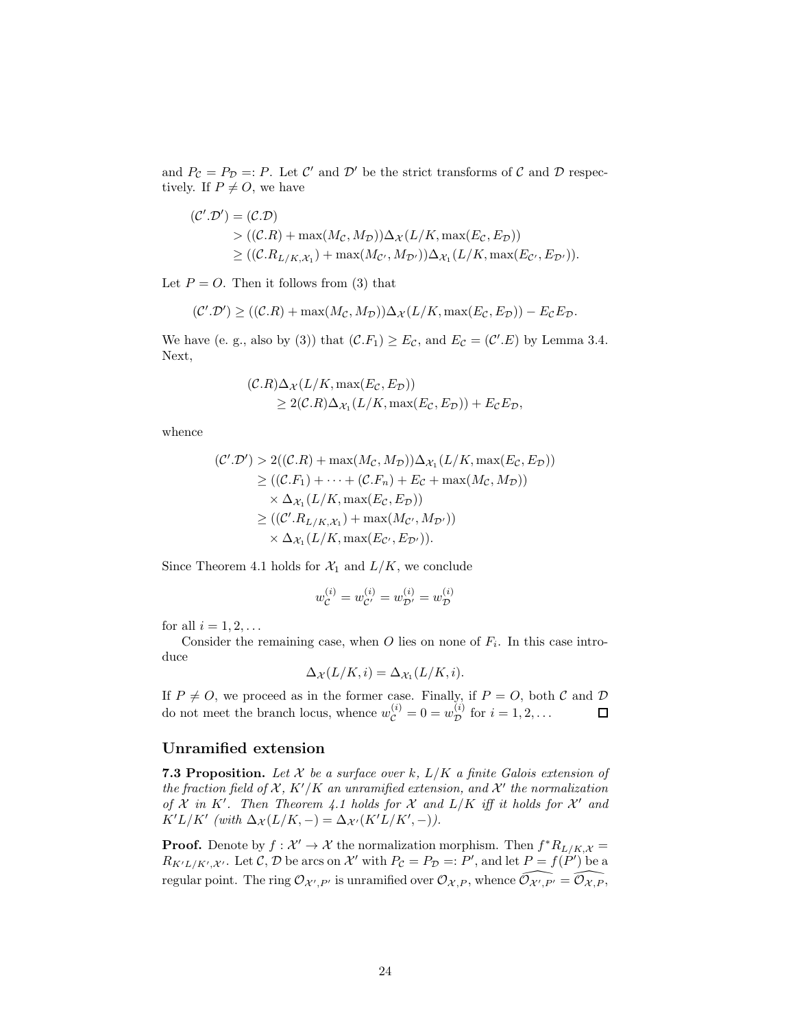and $P_{\mathcal{C}} = P_{\mathcal{D}} =: P$. Let $\mathcal{C}'$ and $\mathcal{D}'$ be the strict transforms of $\mathcal{C}$ and $\mathcal{D}$ respectively. If $P \neq O$, we have

$$
\begin{aligned}
(\mathcal{C}'.\mathcal{D}') &= (\mathcal{C}.\mathcal{D}) \\
&> ((\mathcal{C}.R) + \max(M_{\mathcal{C}}, M_{\mathcal{D}}))\Delta_{\mathcal{X}}(L/K, \max(E_{\mathcal{C}}, E_{\mathcal{D}})) \\
&\geq ((\mathcal{C}.R_{L/K,\mathcal{X}_1}) + \max(M_{\mathcal{C}'}, M_{\mathcal{D}'}))\Delta_{\mathcal{X}_1}(L/K, \max(E_{\mathcal{C}'}, E_{\mathcal{D}'})).
\end{aligned}
$$

Let $P = O$. Then it follows from (3) that

$$
(\mathcal{C}'.\mathcal{D}') \geq ((\mathcal{C}.R) + \max(M_{\mathcal{C}}, M_{\mathcal{D}}))\Delta_{\mathcal{X}}(L/K, \max(E_{\mathcal{C}}, E_{\mathcal{D}})) - E_{\mathcal{C}}E_{\mathcal{D}}.
$$

We have (e. g., also by (3)) that $(\mathcal{C}.F_1) \geq E_{\mathcal{C}}$, and $E_{\mathcal{C}} = (\mathcal{C}'.E)$ by Lemma 3.4. Next,

$$
\begin{aligned}
&(\mathcal{C}.R)\Delta_{\mathcal{X}}(L/K, \max(E_{\mathcal{C}}, E_{\mathcal{D}})) \\
&\qquad \geq 2(\mathcal{C}.R)\Delta_{\mathcal{X}_1}(L/K, \max(E_{\mathcal{C}}, E_{\mathcal{D}})) + E_{\mathcal{C}}E_{\mathcal{D}},
\end{aligned}
$$

whence

$$
\begin{aligned}
(\mathcal{C}'.\mathcal{D}') &> 2((\mathcal{C}.R) + \max(M_{\mathcal{C}}, M_{\mathcal{D}}))\Delta_{\mathcal{X}_1}(L/K, \max(E_{\mathcal{C}}, E_{\mathcal{D}})) \\
&\geq ((\mathcal{C}.F_1) + \cdots + (\mathcal{C}.F_n) + E_{\mathcal{C}} + \max(M_{\mathcal{C}}, M_{\mathcal{D}})) \\
&\quad \times \Delta_{\mathcal{X}_1}(L/K, \max(E_{\mathcal{C}}, E_{\mathcal{D}})) \\
&\geq ((\mathcal{C}'.R_{L/K,\mathcal{X}_1}) + \max(M_{\mathcal{C}'}, M_{\mathcal{D}'})) \\
&\quad \times \Delta_{\mathcal{X}_1}(L/K, \max(E_{\mathcal{C}'}, E_{\mathcal{D}'})).
\end{aligned}
$$

Since Theorem 4.1 holds for $\mathcal{X}_1$ and $L/K$, we conclude

$$
w_{\mathcal{C}}^{(i)} = w_{\mathcal{C}'}^{(i)} = w_{\mathcal{D}'}^{(i)} = w_{\mathcal{D}}^{(i)}
$$

for all $i = 1, 2, \ldots$

Consider the remaining case, when $O$ lies on none of $F_i$. In this case introduce

$$
\Delta_{\mathcal{X}}(L/K, i) = \Delta_{\mathcal{X}_1}(L/K, i).
$$

If $P \neq O$, we proceed as in the former case. Finally, if $P = O$, both $\mathcal{C}$ and $\mathcal{D}$ do not meet the branch locus, whence $w_{\mathcal{C}}^{(i)} = 0 = w_{\mathcal{D}}^{(i)}$ for $i = 1, 2, \ldots$ ☐

## Unramified extension

**7.3 Proposition.** *Let $\mathcal{X}$ be a surface over $k$, $L/K$ a finite Galois extension of the fraction field of $\mathcal{X}$, $K'/K$ an unramified extension, and $\mathcal{X}'$ the normalization of $\mathcal{X}$ in $K'$. Then Theorem 4.1 holds for $\mathcal{X}$ and $L/K$ iff it holds for $\mathcal{X}'$ and $K'L/K'$ (with $\Delta_{\mathcal{X}}(L/K, -) = \Delta_{\mathcal{X}'}(K'L/K', -)$).*

**Proof.** Denote by $f : \mathcal{X}' \to \mathcal{X}$ the normalization morphism. Then $f^*R_{L/K,\mathcal{X}} = R_{K'L/K',\mathcal{X}'}$. Let $\mathcal{C}, \mathcal{D}$ be arcs on $\mathcal{X}'$ with $P_{\mathcal{C}} = P_{\mathcal{D}} =: P'$, and let $P = f(P')$ be a regular point. The ring $\mathcal{O}_{\mathcal{X}',P'}$ is unramified over $\mathcal{O}_{\mathcal{X},P}$, whence $\widehat{\mathcal{O}_{\mathcal{X}',P'}} = \widehat{\mathcal{O}_{\mathcal{X},P}}$,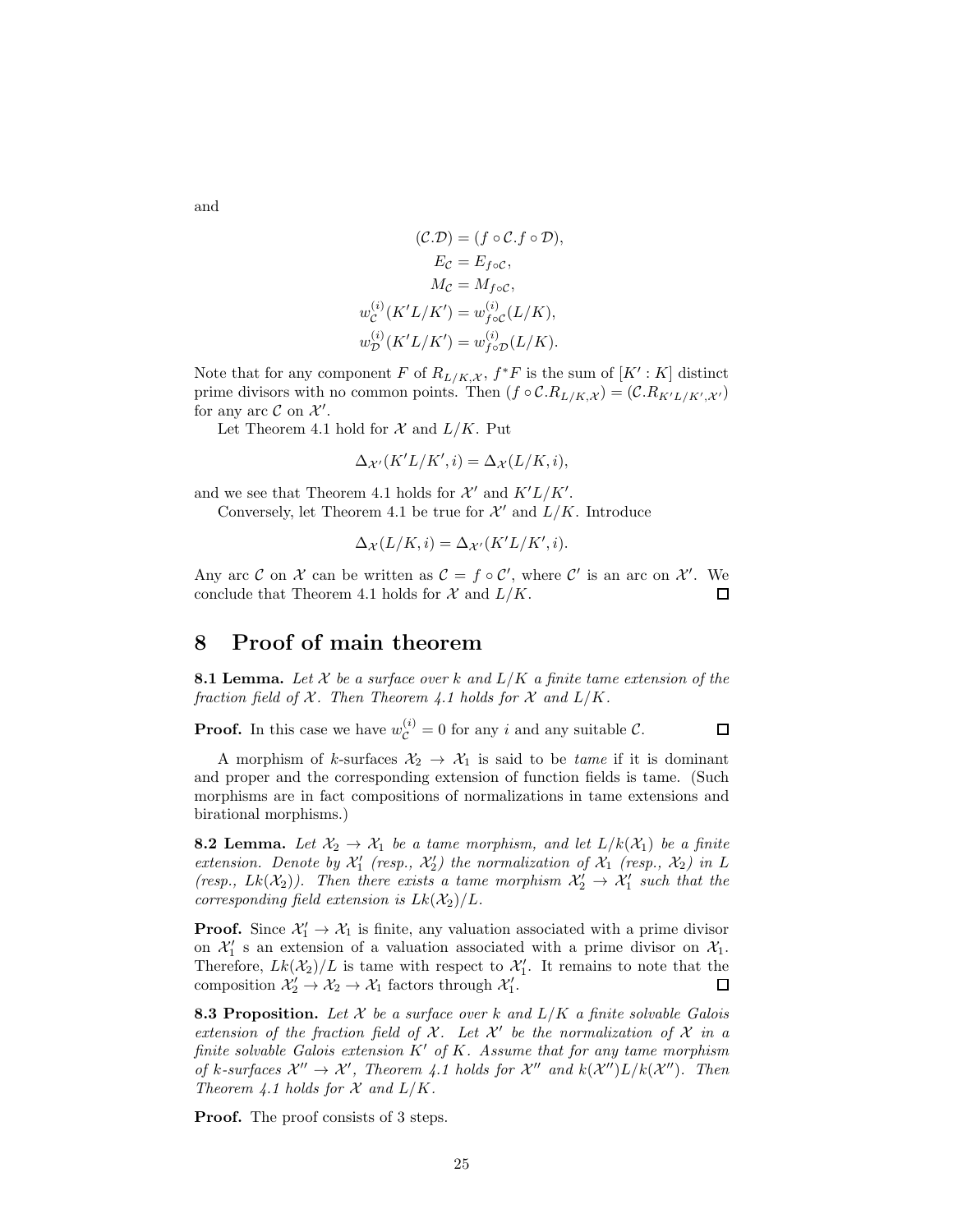and

$$
\begin{aligned}
(\mathcal{C}.\mathcal{D}) &= (f \circ \mathcal{C}.f \circ \mathcal{D}),\\
E_{\mathcal{C}} &= E_{f\circ\mathcal{C}},\\
M_{\mathcal{C}} &= M_{f\circ\mathcal{C}},\\
w^{(i)}_{\mathcal{C}}(K'L/K') &= w^{(i)}_{f\circ\mathcal{C}}(L/K),\\
w^{(i)}_{\mathcal{D}}(K'L/K') &= w^{(i)}_{f\circ\mathcal{D}}(L/K).
\end{aligned}
$$

Note that for any component $F$ of $R_{L/K,\mathcal{X}}$, $f^*F$ is the sum of $[K' : K]$ distinct prime divisors with no common points. Then $(f \circ \mathcal{C}.R_{L/K,\mathcal{X}}) = (\mathcal{C}.R_{K'L/K',\mathcal{X}'})$ for any arc $\mathcal{C}$ on $\mathcal{X}'$.

Let Theorem 4.1 hold for $\mathcal{X}$ and $L/K$. Put

$$\Delta_{\mathcal{X}'}(K'L/K', i) = \Delta_{\mathcal{X}}(L/K, i),$$

and we see that Theorem 4.1 holds for $\mathcal{X}'$ and $K'L/K'$.

Conversely, let Theorem 4.1 be true for $\mathcal{X}'$ and $L/K$. Introduce

$$\Delta_{\mathcal{X}}(L/K, i) = \Delta_{\mathcal{X}'}(K'L/K', i).$$

Any arc $\mathcal{C}$ on $\mathcal{X}$ can be written as $\mathcal{C} = f \circ \mathcal{C}'$, where $\mathcal{C}'$ is an arc on $\mathcal{X}'$. We conclude that Theorem 4.1 holds for $\mathcal{X}$ and $L/K$. □

# 8 Proof of main theorem

**8.1 Lemma.** *Let $\mathcal{X}$ be a surface over $k$ and $L/K$ a finite tame extension of the fraction field of $\mathcal{X}$. Then Theorem 4.1 holds for $\mathcal{X}$ and $L/K$.*

**Proof.** In this case we have $w^{(i)}_{\mathcal{C}} = 0$ for any $i$ and any suitable $\mathcal{C}$. □

A morphism of $k$-surfaces $\mathcal{X}_2 \to \mathcal{X}_1$ is said to be *tame* if it is dominant and proper and the corresponding extension of function fields is tame. (Such morphisms are in fact compositions of normalizations in tame extensions and birational morphisms.)

**8.2 Lemma.** *Let $\mathcal{X}_2 \to \mathcal{X}_1$ be a tame morphism, and let $L/k(\mathcal{X}_1)$ be a finite extension. Denote by $\mathcal{X}_1'$ (resp., $\mathcal{X}_2'$) the normalization of $\mathcal{X}_1$ (resp., $\mathcal{X}_2$) in $L$ (resp., $Lk(\mathcal{X}_2)$). Then there exists a tame morphism $\mathcal{X}_2' \to \mathcal{X}_1'$ such that the corresponding field extension is $Lk(\mathcal{X}_2)/L$.*

**Proof.** Since $\mathcal{X}_1' \to \mathcal{X}_1$ is finite, any valuation associated with a prime divisor on $\mathcal{X}_1'$ s an extension of a valuation associated with a prime divisor on $\mathcal{X}_1$. Therefore, $Lk(\mathcal{X}_2)/L$ is tame with respect to $\mathcal{X}_1'$. It remains to note that the composition $\mathcal{X}_2' \to \mathcal{X}_2 \to \mathcal{X}_1$ factors through $\mathcal{X}_1'$. □

**8.3 Proposition.** *Let $\mathcal{X}$ be a surface over $k$ and $L/K$ a finite solvable Galois extension of the fraction field of $\mathcal{X}$. Let $\mathcal{X}'$ be the normalization of $\mathcal{X}$ in a finite solvable Galois extension $K'$ of $K$. Assume that for any tame morphism of $k$-surfaces $\mathcal{X}'' \to \mathcal{X}'$, Theorem 4.1 holds for $\mathcal{X}''$ and $k(\mathcal{X}'')L/k(\mathcal{X}'')$. Then Theorem 4.1 holds for $\mathcal{X}$ and $L/K$.*

**Proof.** The proof consists of 3 steps.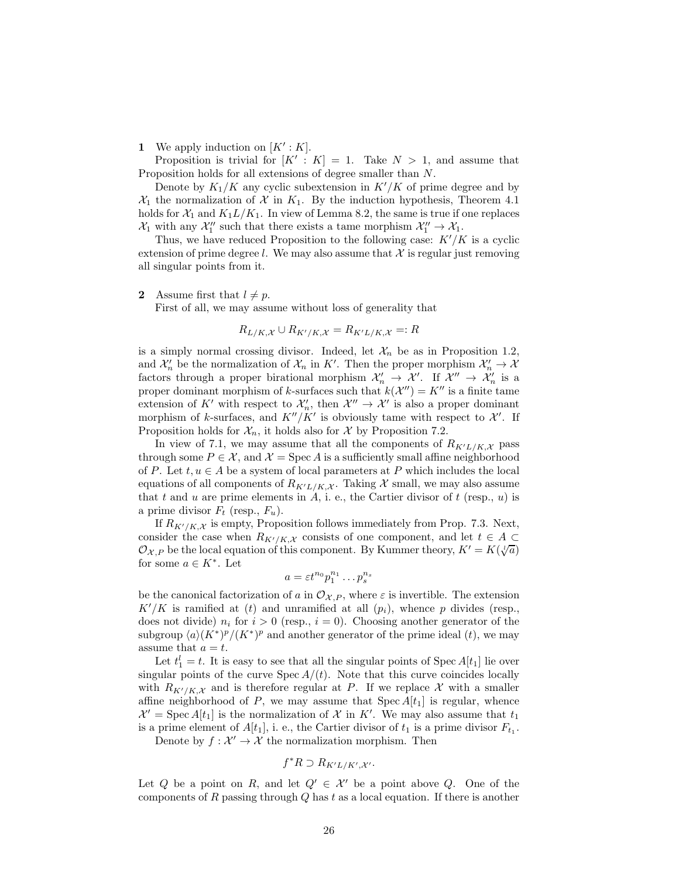**1** We apply induction on $[K':K]$.

Proposition is trivial for $[K':K]=1$. Take $N>1$, and assume that Proposition holds for all extensions of degree smaller than $N$.

Denote by $K_1/K$ any cyclic subextension in $K'/K$ of prime degree and by $\mathcal{X}_1$ the normalization of $\mathcal{X}$ in $K_1$. By the induction hypothesis, Theorem 4.1 holds for $\mathcal{X}_1$ and $K_1L/K_1$. In view of Lemma 8.2, the same is true if one replaces $\mathcal{X}_1$ with any $\mathcal{X}_1''$ such that there exists a tame morphism $\mathcal{X}_1'' \to \mathcal{X}_1$.

Thus, we have reduced Proposition to the following case: $K'/K$ is a cyclic extension of prime degree $l$. We may also assume that $\mathcal{X}$ is regular just removing all singular points from it.

**2** Assume first that $l \neq p$.

First of all, we may assume without loss of generality that

$$R_{L/K,\mathcal{X}} \cup R_{K'/K,\mathcal{X}} = R_{K'L/K,\mathcal{X}} =: R$$

is a simply normal crossing divisor. Indeed, let $\mathcal{X}_n$ be as in Proposition 1.2, and $\mathcal{X}_n'$ be the normalization of $\mathcal{X}_n$ in $K'$. Then the proper morphism $\mathcal{X}_n' \to \mathcal{X}$ factors through a proper birational morphism $\mathcal{X}_n' \to \mathcal{X}'$. If $\mathcal{X}'' \to \mathcal{X}_n'$ is a proper dominant morphism of $k$-surfaces such that $k(\mathcal{X}'') = K''$ is a finite tame extension of $K'$ with respect to $\mathcal{X}_n'$, then $\mathcal{X}'' \to \mathcal{X}'$ is also a proper dominant morphism of $k$-surfaces, and $K''/K'$ is obviously tame with respect to $\mathcal{X}'$. If Proposition holds for $\mathcal{X}_n$, it holds also for $\mathcal{X}$ by Proposition 7.2.

In view of 7.1, we may assume that all the components of $R_{K'L/K,\mathcal{X}}$ pass through some $P \in \mathcal{X}$, and $\mathcal{X} = \operatorname{Spec} A$ is a sufficiently small affine neighborhood of $P$. Let $t, u \in A$ be a system of local parameters at $P$ which includes the local equations of all components of $R_{K'L/K,\mathcal{X}}$. Taking $\mathcal{X}$ small, we may also assume that $t$ and $u$ are prime elements in $A$, i. e., the Cartier divisor of $t$ (resp., $u$) is a prime divisor $F_t$ (resp., $F_u$).

If $R_{K'/K,\mathcal{X}}$ is empty, Proposition follows immediately from Prop. 7.3. Next, consider the case when $R_{K'/K,\mathcal{X}}$ consists of one component, and let $t \in A \subset \mathcal{O}_{\mathcal{X},P}$ be the local equation of this component. By Kummer theory, $K' = K(\sqrt[l]{a})$ for some $a \in K^*$. Let

$$a = \varepsilon t^{n_0} p_1^{n_1} \dots p_s^{n_s}$$

be the canonical factorization of $a$ in $\mathcal{O}_{\mathcal{X},P}$, where $\varepsilon$ is invertible. The extension $K'/K$ is ramified at $(t)$ and unramified at all $(p_i)$, whence $p$ divides (resp., does not divide) $n_i$ for $i>0$ (resp., $i=0$). Choosing another generator of the subgroup $\langle a\rangle (K^*)^p/(K^*)^p$ and another generator of the prime ideal $(t)$, we may assume that $a=t$.

Let $t_1^l = t$. It is easy to see that all the singular points of $\operatorname{Spec} A[t_1]$ lie over singular points of the curve $\operatorname{Spec} A/(t)$. Note that this curve coincides locally with $R_{K'/K,\mathcal{X}}$ and is therefore regular at $P$. If we replace $\mathcal{X}$ with a smaller affine neighborhood of $P$, we may assume that $\operatorname{Spec} A[t_1]$ is regular, whence $\mathcal{X}' = \operatorname{Spec} A[t_1]$ is the normalization of $\mathcal{X}$ in $K'$. We may also assume that $t_1$ is a prime element of $A[t_1]$, i. e., the Cartier divisor of $t_1$ is a prime divisor $F_{t_1}$.

Denote by $f : \mathcal{X}' \to \mathcal{X}$ the normalization morphism. Then

$$f^*R \supset R_{K'L/K',\mathcal{X}'}.$$

Let $Q$ be a point on $R$, and let $Q' \in \mathcal{X}'$ be a point above $Q$. One of the components of $R$ passing through $Q$ has $t$ as a local equation. If there is another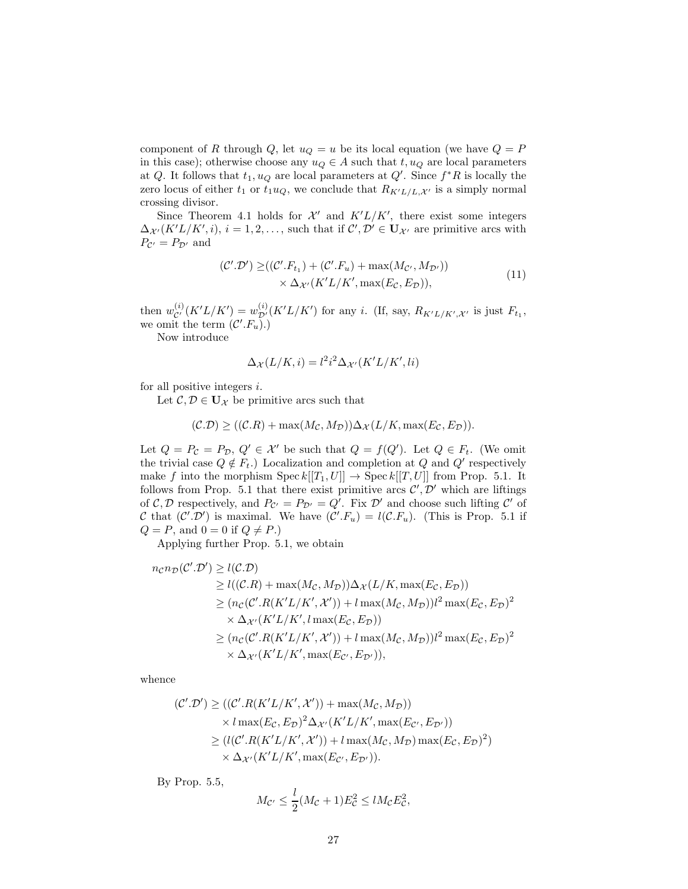component of $R$ through $Q$, let $u_Q = u$ be its local equation (we have $Q = P$ in this case); otherwise choose any $u_Q \in A$ such that $t, u_Q$ are local parameters at $Q$. It follows that $t_1, u_Q$ are local parameters at $Q'$. Since $f^*R$ is locally the zero locus of either $t_1$ or $t_1 u_Q$, we conclude that $R_{K'L/L,\mathcal{X}'}$ is a simply normal crossing divisor.

Since Theorem 4.1 holds for $\mathcal{X}'$ and $K'L/K'$, there exist some integers $\Delta_{\mathcal{X}'}(K'L/K', i)$, $i = 1, 2, \ldots$, such that if $\mathcal{C}', \mathcal{D}' \in \mathbf{U}_{\mathcal{X}'}$ are primitive arcs with $P_{\mathcal{C}'} = P_{\mathcal{D}'}$ and

$$
\begin{aligned}
(\mathcal{C}'.\mathcal{D}') \geq & ((\mathcal{C}'.F_{t_1}) + (\mathcal{C}'.F_u) + \max(M_{\mathcal{C}'}, M_{\mathcal{D}'})) \\
& \times \Delta_{\mathcal{X}'}(K'L/K', \max(E_{\mathcal{C}}, E_{\mathcal{D}})),
\end{aligned} \tag{11}
$$

then $w^{(i)}_{\mathcal{C}'}(K'L/K') = w^{(i)}_{\mathcal{D}'}(K'L/K')$ for any $i$. (If, say, $R_{K'L/K',\mathcal{X}'}$ is just $F_{t_1}$, we omit the term $(\mathcal{C}'.F_u)$.)

Now introduce

$$
\Delta_{\mathcal{X}}(L/K, i) = l^2 i^2 \Delta_{\mathcal{X}'}(K'L/K', li)
$$

for all positive integers $i$.

Let $\mathcal{C}, \mathcal{D} \in \mathbf{U}_{\mathcal{X}}$ be primitive arcs such that

$$
(\mathcal{C}.\mathcal{D}) \geq ((\mathcal{C}.R) + \max(M_{\mathcal{C}}, M_{\mathcal{D}}))\Delta_{\mathcal{X}}(L/K, \max(E_{\mathcal{C}}, E_{\mathcal{D}})).
$$

Let $Q = P_{\mathcal{C}} = P_{\mathcal{D}}$, $Q' \in \mathcal{X}'$ be such that $Q = f(Q')$. Let $Q \in F_t$. (We omit the trivial case $Q \notin F_t$.) Localization and completion at $Q$ and $Q'$ respectively make $f$ into the morphism $\operatorname{Spec} k[[T_1, U]] \to \operatorname{Spec} k[[T, U]]$ from Prop. 5.1. It follows from Prop. 5.1 that there exist primitive arcs $\mathcal{C}', \mathcal{D}'$ which are liftings of $\mathcal{C}, \mathcal{D}$ respectively, and $P_{\mathcal{C}'} = P_{\mathcal{D}'} = Q'$. Fix $\mathcal{D}'$ and choose such lifting $\mathcal{C}'$ of $\mathcal{C}$ that $(\mathcal{C}'.\mathcal{D}')$ is maximal. We have $(\mathcal{C}'.F_u) = l(\mathcal{C}.F_u)$. (This is Prop. 5.1 if $Q = P$, and $0 = 0$ if $Q \neq P$.)

Applying further Prop. 5.1, we obtain

$$
\begin{aligned}
n_{\mathcal{C}} n_{\mathcal{D}} (\mathcal{C}'.\mathcal{D}') &\geq l(\mathcal{C}.\mathcal{D}) \\
&\geq l((\mathcal{C}.R) + \max(M_{\mathcal{C}}, M_{\mathcal{D}}))\Delta_{\mathcal{X}}(L/K, \max(E_{\mathcal{C}}, E_{\mathcal{D}})) \\
&\geq (n_{\mathcal{C}}(\mathcal{C}'.R(K'L/K', \mathcal{X}')) + l \max(M_{\mathcal{C}}, M_{\mathcal{D}})) l^2 \max(E_{\mathcal{C}}, E_{\mathcal{D}})^2 \\
&\quad \times \Delta_{\mathcal{X}'}(K'L/K', l \max(E_{\mathcal{C}}, E_{\mathcal{D}})) \\
&\geq (n_{\mathcal{C}}(\mathcal{C}'.R(K'L/K', \mathcal{X}')) + l \max(M_{\mathcal{C}}, M_{\mathcal{D}})) l^2 \max(E_{\mathcal{C}}, E_{\mathcal{D}})^2 \\
&\quad \times \Delta_{\mathcal{X}'}(K'L/K', \max(E_{\mathcal{C}'}, E_{\mathcal{D}'})),
\end{aligned}
$$

whence

$$
\begin{aligned}
(\mathcal{C}'.\mathcal{D}') &\geq ((\mathcal{C}'.R(K'L/K', \mathcal{X}')) + \max(M_{\mathcal{C}}, M_{\mathcal{D}})) \\
&\quad \times l \max(E_{\mathcal{C}}, E_{\mathcal{D}})^2 \Delta_{\mathcal{X}'}(K'L/K', \max(E_{\mathcal{C}'}, E_{\mathcal{D}'})) \\
&\geq (l(\mathcal{C}'.R(K'L/K', \mathcal{X}')) + l \max(M_{\mathcal{C}}, M_{\mathcal{D}}) \max(E_{\mathcal{C}}, E_{\mathcal{D}})^2) \\
&\quad \times \Delta_{\mathcal{X}'}(K'L/K', \max(E_{\mathcal{C}'}, E_{\mathcal{D}'})).
\end{aligned}
$$

By Prop. 5.5,

$$
M_{\mathcal{C}'} \leq \frac{l}{2}(M_{\mathcal{C}} + 1)E_{\mathcal{C}}^2 \leq l M_{\mathcal{C}} E_{\mathcal{C}}^2,
$$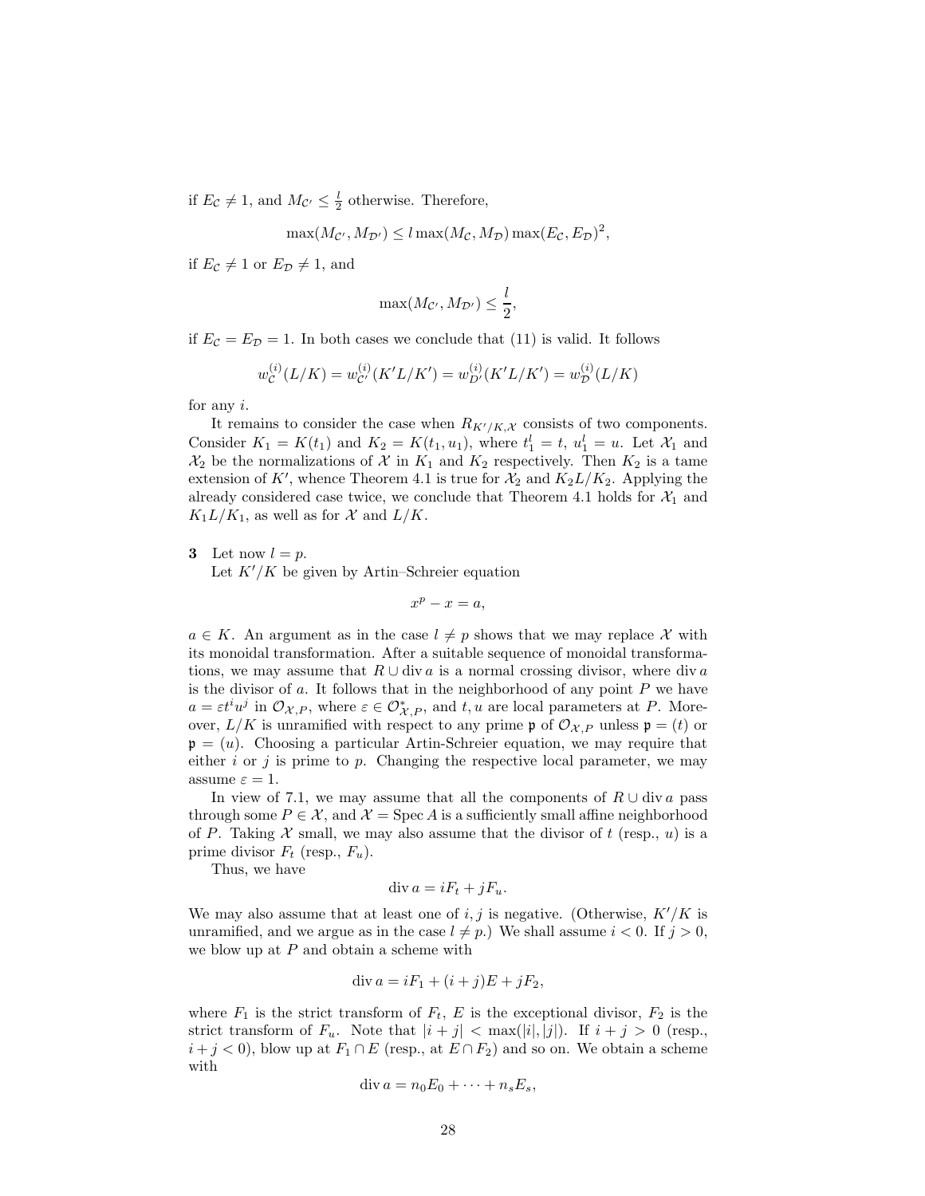if $E_{\mathcal{C}} \neq 1$, and $M_{\mathcal{C}'} \leq \frac{l}{2}$ otherwise. Therefore,

$$\max(M_{\mathcal{C}'}, M_{\mathcal{D}'}) \leq l \max(M_{\mathcal{C}}, M_{\mathcal{D}}) \max(E_{\mathcal{C}}, E_{\mathcal{D}})^2,$$

if $E_{\mathcal{C}} \neq 1$ or $E_{\mathcal{D}} \neq 1$, and

$$\max(M_{\mathcal{C}'}, M_{\mathcal{D}'}) \leq \frac{l}{2},$$

if $E_{\mathcal{C}} = E_{\mathcal{D}} = 1$. In both cases we conclude that (11) is valid. It follows

$$w_{\mathcal{C}}^{(i)}(L/K) = w_{\mathcal{C}'}^{(i)}(K'L/K') = w_{\mathcal{D}'}^{(i)}(K'L/K') = w_{\mathcal{D}}^{(i)}(L/K)$$

for any $i$.

It remains to consider the case when $R_{K'/K,\mathcal{X}}$ consists of two components. Consider $K_1 = K(t_1)$ and $K_2 = K(t_1, u_1)$, where $t_1^l = t$, $u_1^l = u$. Let $\mathcal{X}_1$ and $\mathcal{X}_2$ be the normalizations of $\mathcal{X}$ in $K_1$ and $K_2$ respectively. Then $K_2$ is a tame extension of $K'$, whence Theorem 4.1 is true for $\mathcal{X}_2$ and $K_2L/K_2$. Applying the already considered case twice, we conclude that Theorem 4.1 holds for $\mathcal{X}_1$ and $K_1L/K_1$, as well as for $\mathcal{X}$ and $L/K$.

**3** Let now $l = p$.

Let $K'/K$ be given by Artin–Schreier equation

$$x^p - x = a,$$

$a \in K$. An argument as in the case $l \neq p$ shows that we may replace $\mathcal{X}$ with its monoidal transformation. After a suitable sequence of monoidal transformations, we may assume that $R \cup \operatorname{div} a$ is a normal crossing divisor, where $\operatorname{div} a$ is the divisor of $a$. It follows that in the neighborhood of any point $P$ we have $a = \varepsilon t^i u^j$ in $\mathcal{O}_{\mathcal{X},P}$, where $\varepsilon \in \mathcal{O}_{\mathcal{X},P}^*$, and $t, u$ are local parameters at $P$. Moreover, $L/K$ is unramified with respect to any prime $\mathfrak{p}$ of $\mathcal{O}_{\mathcal{X},P}$ unless $\mathfrak{p} = (t)$ or $\mathfrak{p} = (u)$. Choosing a particular Artin-Schreier equation, we may require that either $i$ or $j$ is prime to $p$. Changing the respective local parameter, we may assume $\varepsilon = 1$.

In view of 7.1, we may assume that all the components of $R \cup \operatorname{div} a$ pass through some $P \in \mathcal{X}$, and $\mathcal{X} = \operatorname{Spec} A$ is a sufficiently small affine neighborhood of $P$. Taking $\mathcal{X}$ small, we may also assume that the divisor of $t$ (resp., $u$) is a prime divisor $F_t$ (resp., $F_u$).

Thus, we have

$$\operatorname{div} a = iF_t + jF_u.$$

We may also assume that at least one of $i, j$ is negative. (Otherwise, $K'/K$ is unramified, and we argue as in the case $l \neq p$.) We shall assume $i < 0$. If $j > 0$, we blow up at $P$ and obtain a scheme with

$$\operatorname{div} a = iF_1 + (i+j)E + jF_2,$$

where $F_1$ is the strict transform of $F_t$, $E$ is the exceptional divisor, $F_2$ is the strict transform of $F_u$. Note that $|i+j| < \max(|i|, |j|)$. If $i + j > 0$ (resp., $i + j < 0$), blow up at $F_1 \cap E$ (resp., at $E \cap F_2$) and so on. We obtain a scheme with

$$\operatorname{div} a = n_0 E_0 + \cdots + n_s E_s,$$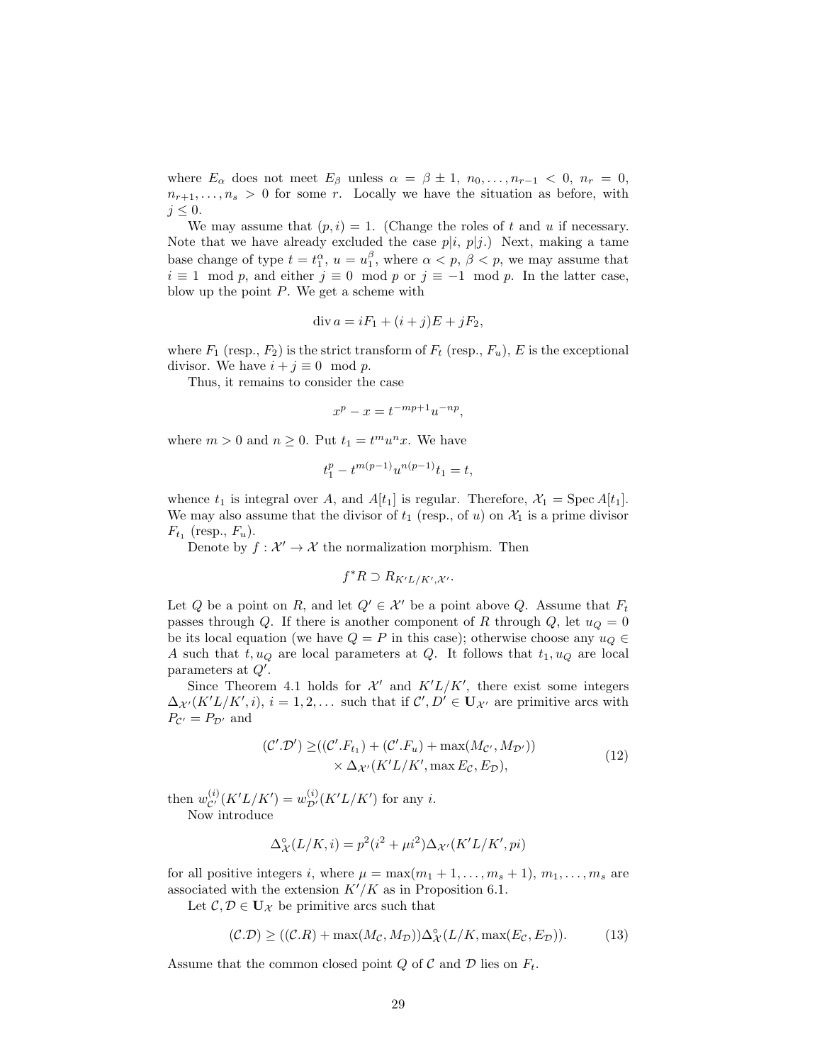where $E_\alpha$ does not meet $E_\beta$ unless $\alpha = \beta \pm 1$, $n_0, \ldots, n_{r-1} < 0$, $n_r = 0$, $n_{r+1}, \ldots, n_s > 0$ for some $r$. Locally we have the situation as before, with $j \le 0$.

We may assume that $(p, i) = 1$. (Change the roles of $t$ and $u$ if necessary. Note that we have already excluded the case $p|i$, $p|j$.) Next, making a tame base change of type $t = t_1^\alpha$, $u = u_1^\beta$, where $\alpha < p$, $\beta < p$, we may assume that $i \equiv 1 \mod p$, and either $j \equiv 0 \mod p$ or $j \equiv -1 \mod p$. In the latter case, blow up the point $P$. We get a scheme with

$$\operatorname{div} a = iF_1 + (i+j)E + jF_2,$$

where $F_1$ (resp., $F_2$) is the strict transform of $F_t$ (resp., $F_u$), $E$ is the exceptional divisor. We have $i + j \equiv 0 \mod p$.

Thus, it remains to consider the case

$$x^p - x = t^{-mp+1}u^{-np},$$

where $m > 0$ and $n \ge 0$. Put $t_1 = t^m u^n x$. We have

$$t_1^p - t^{m(p-1)}u^{n(p-1)}t_1 = t,$$

whence $t_1$ is integral over $A$, and $A[t_1]$ is regular. Therefore, $\mathcal{X}_1 = \operatorname{Spec} A[t_1]$. We may also assume that the divisor of $t_1$ (resp., of $u$) on $\mathcal{X}_1$ is a prime divisor $F_{t_1}$ (resp., $F_u$).

Denote by $f : \mathcal{X}' \to \mathcal{X}$ the normalization morphism. Then

$$f^*R \supset R_{K'L/K',\mathcal{X}'}.$$

Let $Q$ be a point on $R$, and let $Q' \in \mathcal{X}'$ be a point above $Q$. Assume that $F_t$ passes through $Q$. If there is another component of $R$ through $Q$, let $u_Q = 0$ be its local equation (we have $Q = P$ in this case); otherwise choose any $u_Q \in A$ such that $t, u_Q$ are local parameters at $Q$. It follows that $t_1, u_Q$ are local parameters at $Q'$.

Since Theorem 4.1 holds for $\mathcal{X}'$ and $K'L/K'$, there exist some integers $\Delta_{\mathcal{X}'}(K'L/K', i)$, $i = 1, 2, \ldots$ such that if $\mathcal{C}', \mathcal{D}' \in \mathbf{U}_{\mathcal{X}'}$ are primitive arcs with $P_{\mathcal{C}'} = P_{\mathcal{D}'}$ and

$$\begin{aligned}(\mathcal{C}'.\mathcal{D}') \ge &((\mathcal{C}'.F_{t_1}) + (\mathcal{C}'.F_u) + \max(M_{\mathcal{C}'}, M_{\mathcal{D}'})) \\ &\times \Delta_{\mathcal{X}'}(K'L/K', \max E_{\mathcal{C}}, E_{\mathcal{D}}),\end{aligned} \tag{12}$$

then $w_{\mathcal{C}'}^{(i)}(K'L/K') = w_{\mathcal{D}'}^{(i)}(K'L/K')$ for any $i$.

Now introduce

$$\Delta_{\mathcal{X}}^{\circ}(L/K, i) = p^2(i^2 + \mu i^2)\Delta_{\mathcal{X}'}(K'L/K', pi)$$

for all positive integers $i$, where $\mu = \max(m_1 + 1, \ldots, m_s + 1)$, $m_1, \ldots, m_s$ are associated with the extension $K'/K$ as in Proposition 6.1.

Let $\mathcal{C}, \mathcal{D} \in \mathbf{U}_{\mathcal{X}}$ be primitive arcs such that

$$(\mathcal{C}.\mathcal{D}) \ge ((\mathcal{C}.R) + \max(M_{\mathcal{C}}, M_{\mathcal{D}}))\Delta_{\mathcal{X}}^{\circ}(L/K, \max(E_{\mathcal{C}}, E_{\mathcal{D}})). \tag{13}$$

Assume that the common closed point $Q$ of $\mathcal{C}$ and $\mathcal{D}$ lies on $F_t$.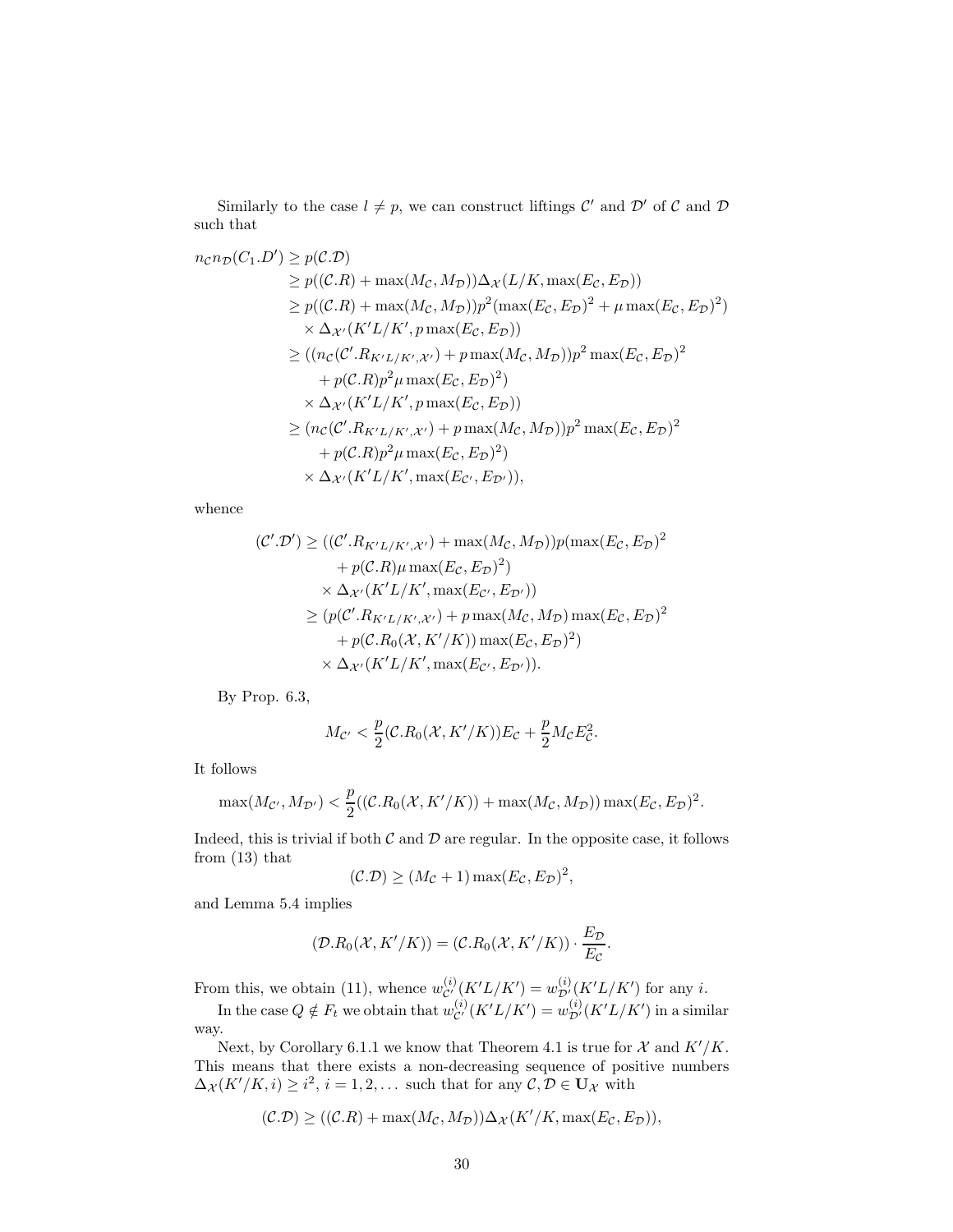Similarly to the case $l \neq p$, we can construct liftings $\mathcal{C}'$ and $\mathcal{D}'$ of $\mathcal{C}$ and $\mathcal{D}$ such that

$$
\begin{aligned}
n_{\mathcal{C}} n_{\mathcal{D}}(C_1.D') &\geq p(\mathcal{C}.\mathcal{D}) \\
&\geq p((\mathcal{C}.R) + \max(M_{\mathcal{C}}, M_{\mathcal{D}}))\Delta_{\mathcal{X}}(L/K, \max(E_{\mathcal{C}}, E_{\mathcal{D}})) \\
&\geq p((\mathcal{C}.R) + \max(M_{\mathcal{C}}, M_{\mathcal{D}}))p^2(\max(E_{\mathcal{C}}, E_{\mathcal{D}})^2 + \mu \max(E_{\mathcal{C}}, E_{\mathcal{D}})^2) \\
&\quad \times \Delta_{\mathcal{X}'}(K'L/K', p\max(E_{\mathcal{C}}, E_{\mathcal{D}})) \\
&\geq ((n_{\mathcal{C}}(\mathcal{C}'.R_{K'L/K',\mathcal{X}'}) + p\max(M_{\mathcal{C}}, M_{\mathcal{D}}))p^2 \max(E_{\mathcal{C}}, E_{\mathcal{D}})^2 \\
&\qquad + p(\mathcal{C}.R)p^2\mu \max(E_{\mathcal{C}}, E_{\mathcal{D}})^2) \\
&\quad \times \Delta_{\mathcal{X}'}(K'L/K', p\max(E_{\mathcal{C}}, E_{\mathcal{D}})) \\
&\geq (n_{\mathcal{C}}(\mathcal{C}'.R_{K'L/K',\mathcal{X}'}) + p\max(M_{\mathcal{C}}, M_{\mathcal{D}}))p^2 \max(E_{\mathcal{C}}, E_{\mathcal{D}})^2 \\
&\qquad + p(\mathcal{C}.R)p^2\mu \max(E_{\mathcal{C}}, E_{\mathcal{D}})^2) \\
&\quad \times \Delta_{\mathcal{X}'}(K'L/K', \max(E_{\mathcal{C}'}, E_{\mathcal{D}'})),
\end{aligned}
$$

whence

$$
\begin{aligned}
(\mathcal{C}'.\mathcal{D}') &\geq ((\mathcal{C}'.R_{K'L/K',\mathcal{X}'}) + \max(M_{\mathcal{C}}, M_{\mathcal{D}}))p(\max(E_{\mathcal{C}}, E_{\mathcal{D}})^2 \\
&\qquad + p(\mathcal{C}.R)\mu \max(E_{\mathcal{C}}, E_{\mathcal{D}})^2) \\
&\quad \times \Delta_{\mathcal{X}'}(K'L/K', \max(E_{\mathcal{C}'}, E_{\mathcal{D}'})) \\
&\geq (p(\mathcal{C}'.R_{K'L/K',\mathcal{X}'}) + p\max(M_{\mathcal{C}}, M_{\mathcal{D}}) \max(E_{\mathcal{C}}, E_{\mathcal{D}})^2 \\
&\qquad + p(\mathcal{C}.R_0(\mathcal{X}, K'/K)) \max(E_{\mathcal{C}}, E_{\mathcal{D}})^2) \\
&\quad \times \Delta_{\mathcal{X}'}(K'L/K', \max(E_{\mathcal{C}'}, E_{\mathcal{D}'})).
\end{aligned}
$$

By Prop. 6.3,

$$
M_{\mathcal{C}'} < \frac{p}{2}(\mathcal{C}.R_0(\mathcal{X}, K'/K))E_{\mathcal{C}} + \frac{p}{2}M_{\mathcal{C}}E_{\mathcal{C}}^2.
$$

It follows

$$
\max(M_{\mathcal{C}'}, M_{\mathcal{D}'}) < \frac{p}{2}((\mathcal{C}.R_0(\mathcal{X}, K'/K)) + \max(M_{\mathcal{C}}, M_{\mathcal{D}})) \max(E_{\mathcal{C}}, E_{\mathcal{D}})^2.
$$

Indeed, this is trivial if both $\mathcal{C}$ and $\mathcal{D}$ are regular. In the opposite case, it follows from (13) that

$$
(\mathcal{C}.\mathcal{D}) \geq (M_{\mathcal{C}} + 1) \max(E_{\mathcal{C}}, E_{\mathcal{D}})^2,
$$

and Lemma 5.4 implies

$$
(\mathcal{D}.R_0(\mathcal{X}, K'/K)) = (\mathcal{C}.R_0(\mathcal{X}, K'/K)) \cdot \frac{E_{\mathcal{D}}}{E_{\mathcal{C}}}.
$$

From this, we obtain (11), whence $w_{\mathcal{C}'}^{(i)}(K'L/K') = w_{\mathcal{D}'}^{(i)}(K'L/K')$ for any $i$.

In the case $Q \notin F_t$ we obtain that $w_{\mathcal{C}'}^{(i)}(K'L/K') = w_{\mathcal{D}'}^{(i)}(K'L/K')$ in a similar way.

Next, by Corollary 6.1.1 we know that Theorem 4.1 is true for $\mathcal{X}$ and $K'/K$. This means that there exists a non-decreasing sequence of positive numbers $\Delta_{\mathcal{X}}(K'/K, i) \geq i^2$, $i = 1, 2, \ldots$ such that for any $\mathcal{C}, \mathcal{D} \in \mathbf{U}_{\mathcal{X}}$ with

$$
(\mathcal{C}.\mathcal{D}) \geq ((\mathcal{C}.R) + \max(M_{\mathcal{C}}, M_{\mathcal{D}}))\Delta_{\mathcal{X}}(K'/K, \max(E_{\mathcal{C}}, E_{\mathcal{D}})),
$$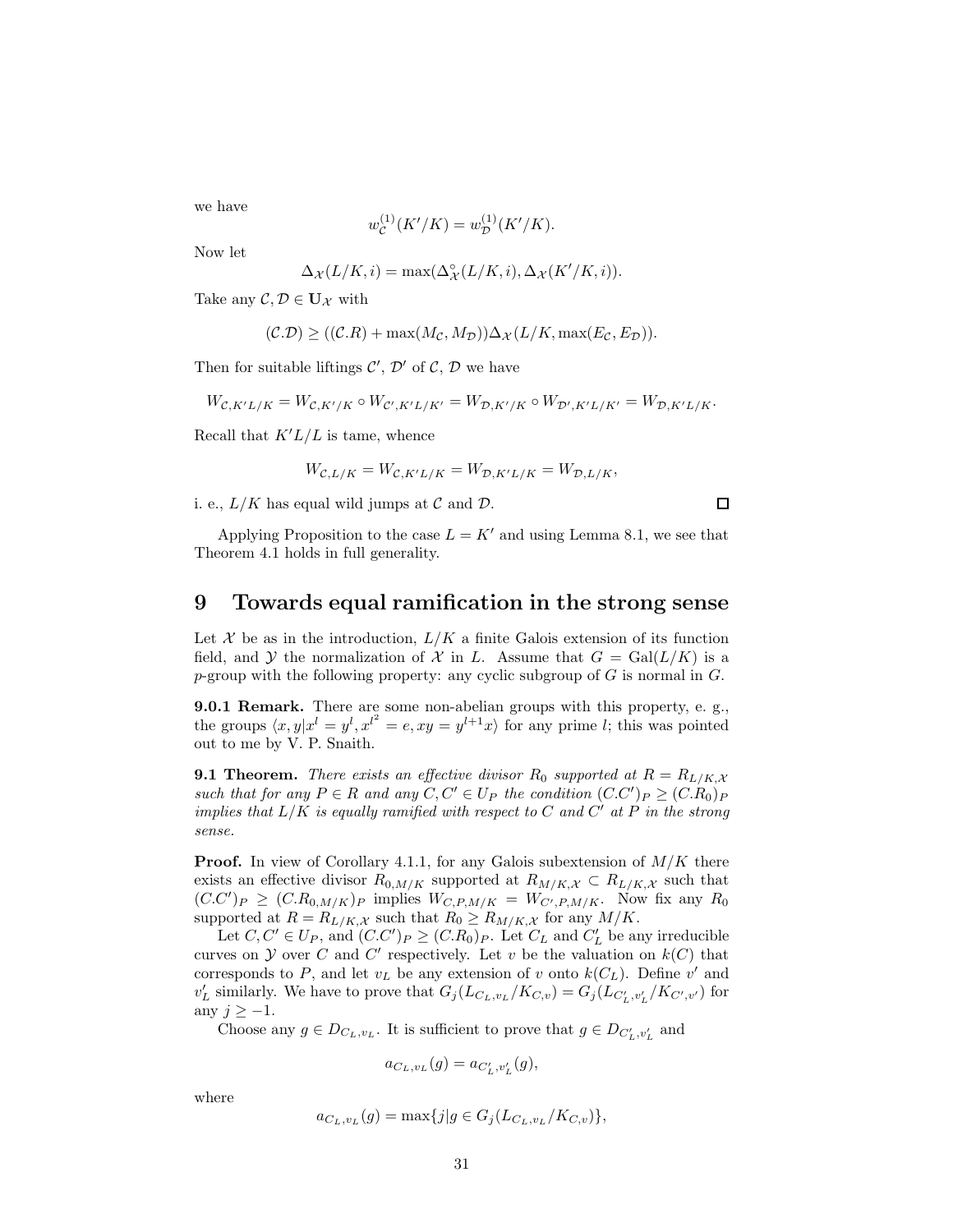we have

$$w^{(1)}_{\mathcal{C}}(K'/K) = w^{(1)}_{\mathcal{D}}(K'/K).$$

Now let

$$\Delta_{\mathcal{X}}(L/K, i) = \max(\Delta^{\circ}_{\mathcal{X}}(L/K, i), \Delta_{\mathcal{X}}(K'/K, i)).$$

Take any $\mathcal{C}, \mathcal{D} \in \mathbf{U}_{\mathcal{X}}$ with

$$(\mathcal{C}.\mathcal{D}) \geq ((\mathcal{C}.R) + \max(M_{\mathcal{C}}, M_{\mathcal{D}}))\Delta_{\mathcal{X}}(L/K, \max(E_{\mathcal{C}}, E_{\mathcal{D}})).$$

Then for suitable liftings $\mathcal{C}'$, $\mathcal{D}'$ of $\mathcal{C}$, $\mathcal{D}$ we have

$$W_{\mathcal{C},K'L/K} = W_{\mathcal{C},K'/K} \circ W_{\mathcal{C}',K'L/K'} = W_{\mathcal{D},K'/K} \circ W_{\mathcal{D}',K'L/K'} = W_{\mathcal{D},K'L/K}.$$

Recall that $K'L/L$ is tame, whence

$$W_{\mathcal{C},L/K} = W_{\mathcal{C},K'L/K} = W_{\mathcal{D},K'L/K} = W_{\mathcal{D},L/K},$$

i. e., $L/K$ has equal wild jumps at $\mathcal{C}$ and $\mathcal{D}$. □

Applying Proposition to the case $L = K'$ and using Lemma 8.1, we see that Theorem 4.1 holds in full generality.

# 9 Towards equal ramification in the strong sense

Let $\mathcal{X}$ be as in the introduction, $L/K$ a finite Galois extension of its function field, and $\mathcal{Y}$ the normalization of $\mathcal{X}$ in $L$. Assume that $G = \mathrm{Gal}(L/K)$ is a $p$-group with the following property: any cyclic subgroup of $G$ is normal in $G$.

**9.0.1 Remark.** There are some non-abelian groups with this property, e. g., the groups $\langle x, y | x^l = y^l, x^{l^2} = e, xy = y^{l+1}x\rangle$ for any prime $l$; this was pointed out to me by V. P. Snaith.

**9.1 Theorem.** *There exists an effective divisor $R_0$ supported at $R = R_{L/K,\mathcal{X}}$ such that for any $P \in R$ and any $C, C' \in U_P$ the condition $(C.C')_P \geq (C.R_0)_P$ implies that $L/K$ is equally ramified with respect to $C$ and $C'$ at $P$ in the strong sense.*

**Proof.** In view of Corollary 4.1.1, for any Galois subextension of $M/K$ there exists an effective divisor $R_{0,M/K}$ supported at $R_{M/K,\mathcal{X}} \subset R_{L/K,\mathcal{X}}$ such that $(C.C')_P \geq (C.R_{0,M/K})_P$ implies $W_{C,P,M/K} = W_{C',P,M/K}$. Now fix any $R_0$ supported at $R = R_{L/K,\mathcal{X}}$ such that $R_0 \geq R_{M/K,\mathcal{X}}$ for any $M/K$.

Let $C, C' \in U_P$, and $(C.C')_P \geq (C.R_0)_P$. Let $C_L$ and $C'_L$ be any irreducible curves on $\mathcal{Y}$ over $C$ and $C'$ respectively. Let $v$ be the valuation on $k(C)$ that corresponds to $P$, and let $v_L$ be any extension of $v$ onto $k(C_L)$. Define $v'$ and $v'_L$ similarly. We have to prove that $G_j(L_{C_L,v_L}/K_{C,v}) = G_j(L_{C'_L,v'_L}/K_{C',v'})$ for any $j \geq -1$.

Choose any $g \in D_{C_L,v_L}$. It is sufficient to prove that $g \in D_{C'_L,v'_L}$ and

$$a_{C_L,v_L}(g) = a_{C'_L,v'_L}(g),$$

where

$$a_{C_L,v_L}(g) = \max\{j | g \in G_j(L_{C_L,v_L}/K_{C,v})\},$$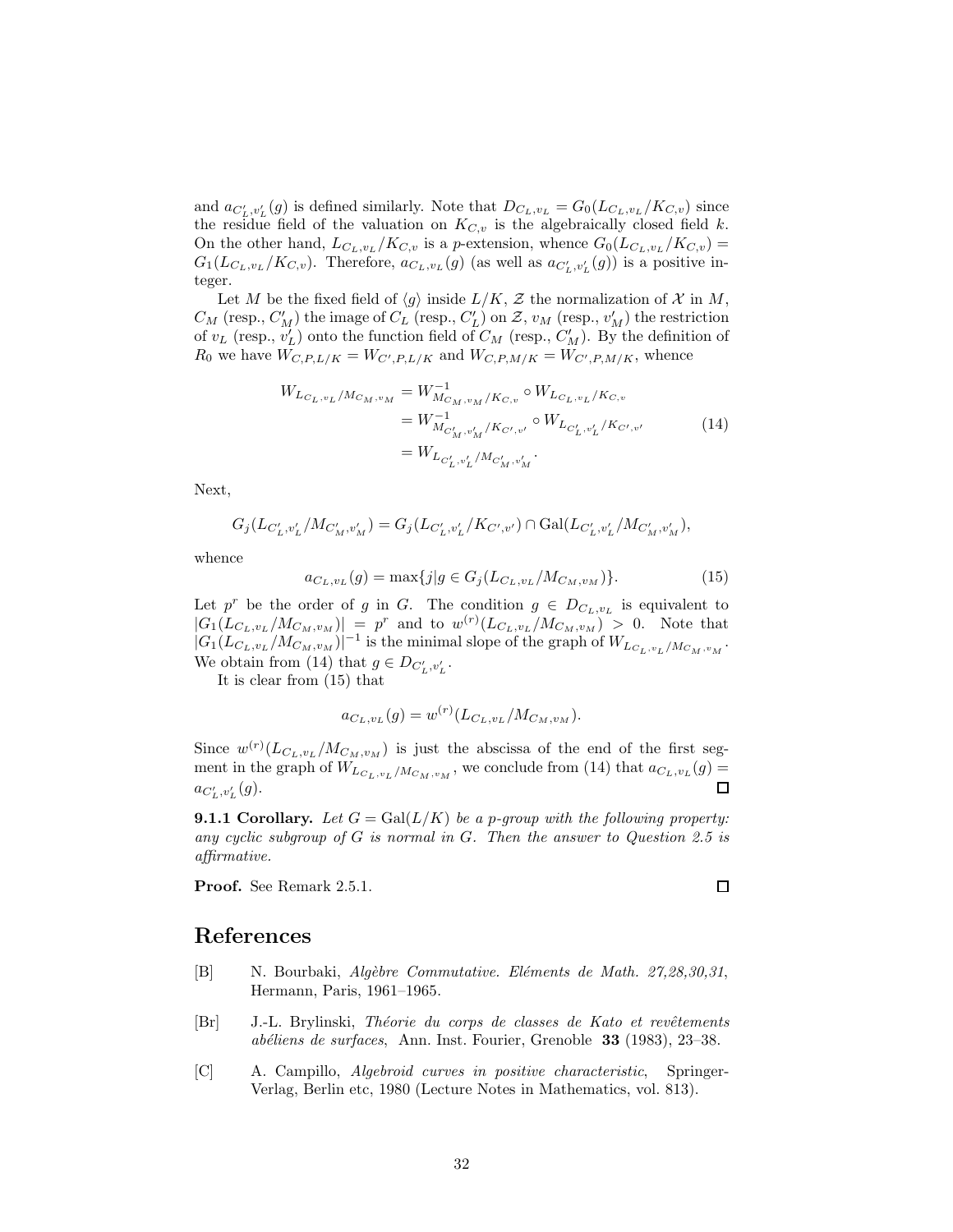and $a_{C'_L,v'_L}(g)$ is defined similarly. Note that $D_{C_L,v_L} = G_0(L_{C_L,v_L}/K_{C,v})$ since the residue field of the valuation on $K_{C,v}$ is the algebraically closed field $k$. On the other hand, $L_{C_L,v_L}/K_{C,v}$ is a $p$-extension, whence $G_0(L_{C_L,v_L}/K_{C,v}) = G_1(L_{C_L,v_L}/K_{C,v})$. Therefore, $a_{C_L,v_L}(g)$ (as well as $a_{C'_L,v'_L}(g)$) is a positive integer.

Let $M$ be the fixed field of $\langle g\rangle$ inside $L/K$, $\mathcal{Z}$ the normalization of $\mathcal{X}$ in $M$, $C_M$ (resp., $C'_M$) the image of $C_L$ (resp., $C'_L$) on $\mathcal{Z}$, $v_M$ (resp., $v'_M$) the restriction of $v_L$ (resp., $v'_L$) onto the function field of $C_M$ (resp., $C'_M$). By the definition of $R_0$ we have $W_{C,P,L/K} = W_{C',P,L/K}$ and $W_{C,P,M/K} = W_{C',P,M/K}$, whence

$$
\begin{aligned}
W_{L_{C_L,v_L}/M_{C_M,v_M}} &= W^{-1}_{M_{C_M,v_M}/K_{C,v}} \circ W_{L_{C_L,v_L}/K_{C,v}} \\
&= W^{-1}_{M_{C'_M,v'_M}/K_{C',v'}} \circ W_{L_{C'_L,v'_L}/K_{C',v'}} \\
&= W_{L_{C'_L,v'_L}/M_{C'_M,v'_M}}.
\end{aligned}
\tag{14}
$$

Next,

$$
G_j(L_{C'_L,v'_L}/M_{C'_M,v'_M}) = G_j(L_{C'_L,v'_L}/K_{C',v'}) \cap \mathrm{Gal}(L_{C'_L,v'_L}/M_{C'_M,v'_M}),
$$

whence

$$
a_{C_L,v_L}(g) = \max\{j | g \in G_j(L_{C_L,v_L}/M_{C_M,v_M})\}. \tag{15}
$$

Let $p^r$ be the order of $g$ in $G$. The condition $g \in D_{C_L,v_L}$ is equivalent to $|G_1(L_{C_L,v_L}/M_{C_M,v_M})| = p^r$ and to $w^{(r)}(L_{C_L,v_L}/M_{C_M,v_M}) > 0$. Note that $|G_1(L_{C_L,v_L}/M_{C_M,v_M})|^{-1}$ is the minimal slope of the graph of $W_{L_{C_L,v_L}/M_{C_M,v_M}}$. We obtain from (14) that $g \in D_{C'_L,v'_L}$.

It is clear from (15) that

$$
a_{C_L,v_L}(g) = w^{(r)}(L_{C_L,v_L}/M_{C_M,v_M}).
$$

Since $w^{(r)}(L_{C_L,v_L}/M_{C_M,v_M})$ is just the abscissa of the end of the first segment in the graph of $W_{L_{C_L,v_L}/M_{C_M,v_M}}$, we conclude from (14) that $a_{C_L,v_L}(g) = a_{C'_L,v'_L}(g)$. □

**9.1.1 Corollary.** *Let $G = \mathrm{Gal}(L/K)$ be a $p$-group with the following property: any cyclic subgroup of $G$ is normal in $G$. Then the answer to Question 2.5 is affirmative.*

**Proof.** See Remark 2.5.1. □

# References

[B] N. Bourbaki, *Algèbre Commutative. Eléments de Math. 27,28,30,31*, Hermann, Paris, 1961–1965.

[Br] J.-L. Brylinski, *Théorie du corps de classes de Kato et revêtements abéliens de surfaces*, Ann. Inst. Fourier, Grenoble **33** (1983), 23–38.

[C] A. Campillo, *Algebroid curves in positive characteristic*, Springer-Verlag, Berlin etc, 1980 (Lecture Notes in Mathematics, vol. 813).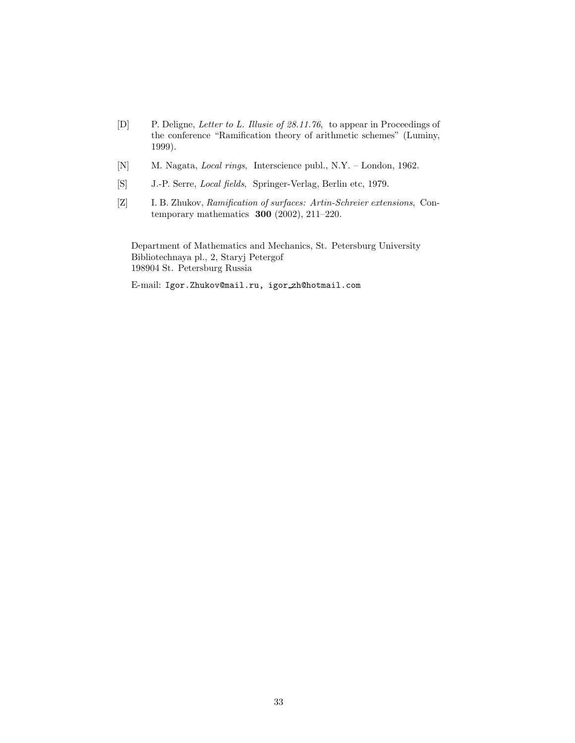[D] P. Deligne, *Letter to L. Illusie of 28.11.76*, to appear in Proceedings of the conference "Ramification theory of arithmetic schemes" (Luminy, 1999).

[N] M. Nagata, *Local rings*, Interscience publ., N.Y. – London, 1962.

[S] J.-P. Serre, *Local fields*, Springer-Verlag, Berlin etc, 1979.

[Z] I. B. Zhukov, *Ramification of surfaces: Artin-Schreier extensions*, Contemporary mathematics **300** (2002), 211–220.

Department of Mathematics and Mechanics, St. Petersburg University
Bibliotechnaya pl., 2, Staryj Petergof
198904 St. Petersburg Russia

E-mail: `Igor.Zhukov@mail.ru, igor_zh@hotmail.com`